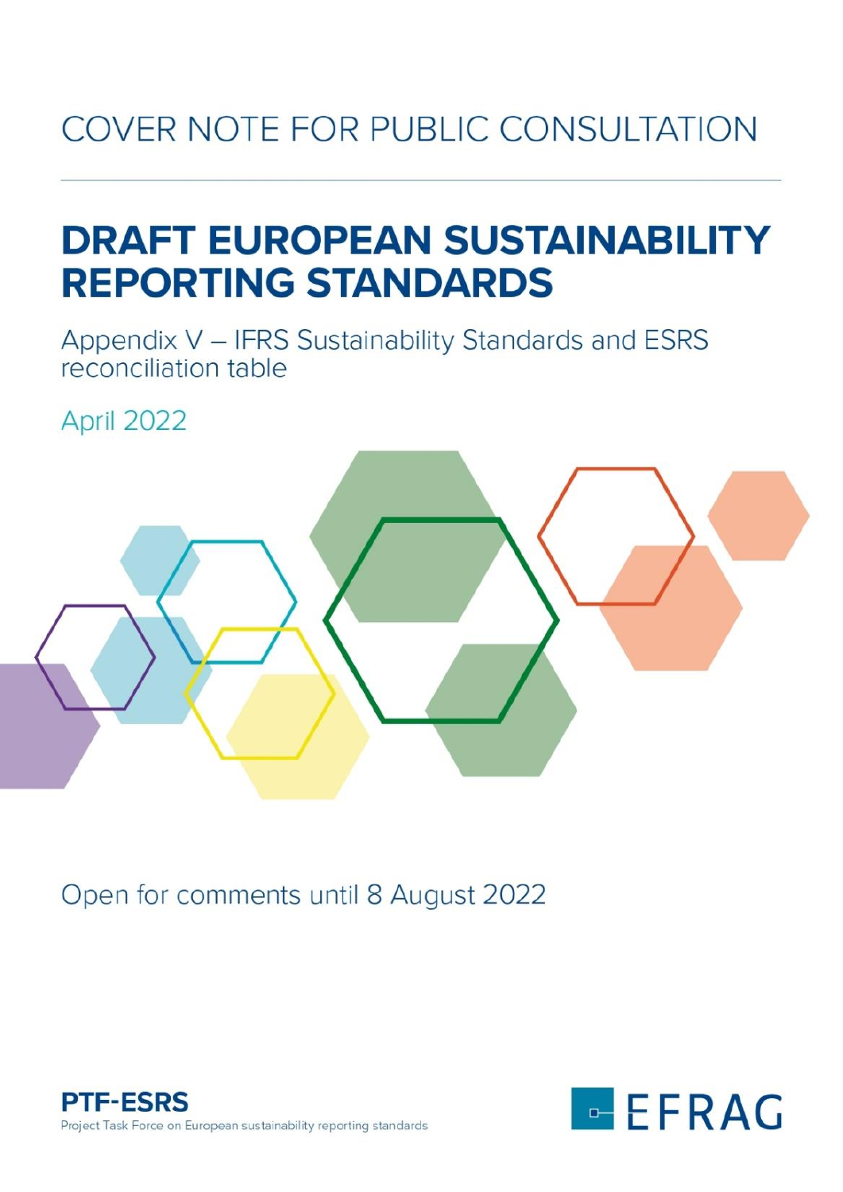COVER NOTE FOR PUBLIC CONSULTATION

# DRAFT EUROPEAN SUSTAINABILITY REPORTING STANDARDS

Appendix V – IFRS Sustainability Standards and ESRS reconciliation table

April 2022

Open for comments until 8 August 2022

**PTF-ESRS**
Project Task Force on European sustainability reporting standards

EFRAG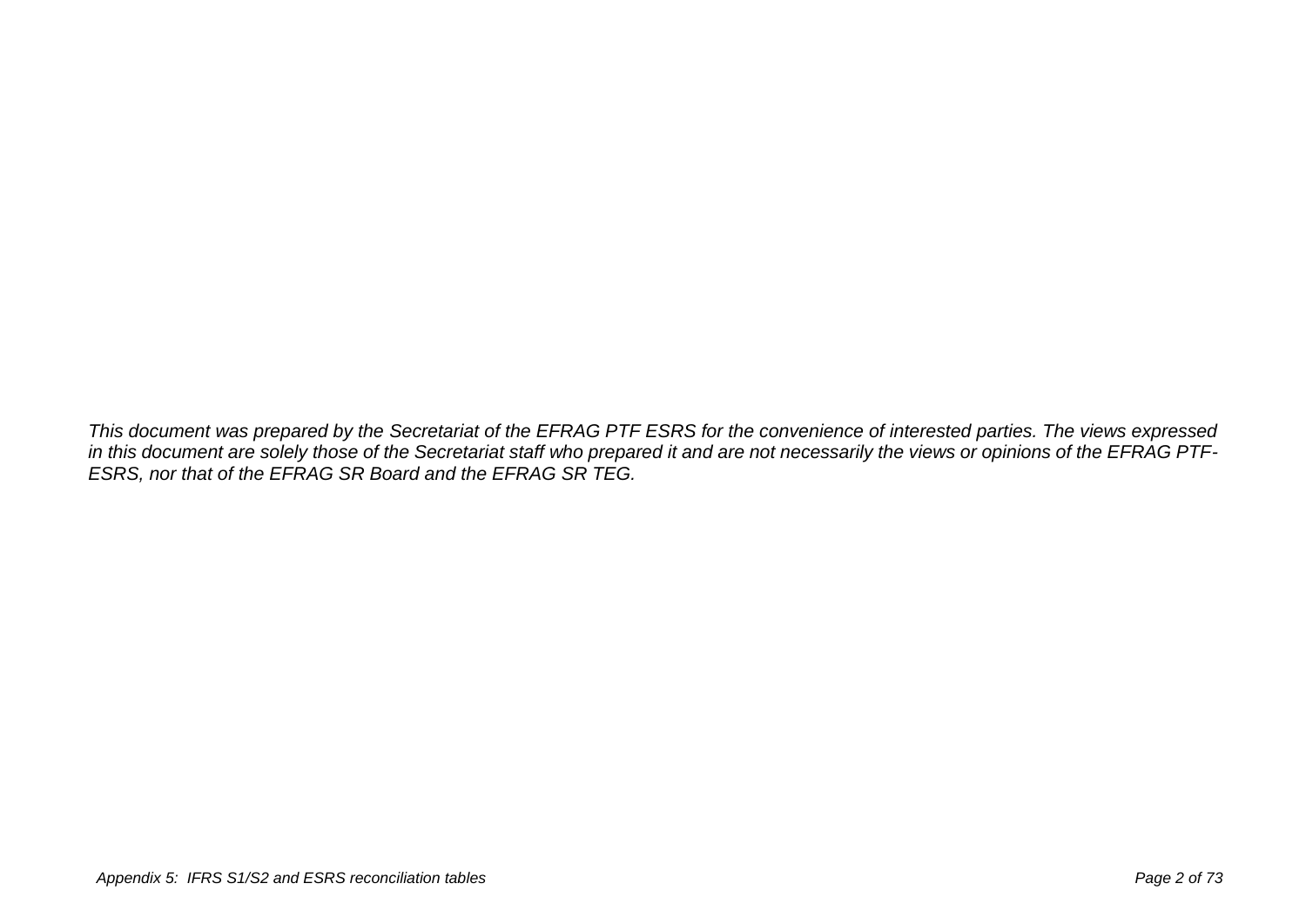*This document was prepared by the Secretariat of the EFRAG PTF ESRS for the convenience of interested parties. The views expressed in this document are solely those of the Secretariat staff who prepared it and are not necessarily the views or opinions of the EFRAG PTF-ESRS, nor that of the EFRAG SR Board and the EFRAG SR TEG.*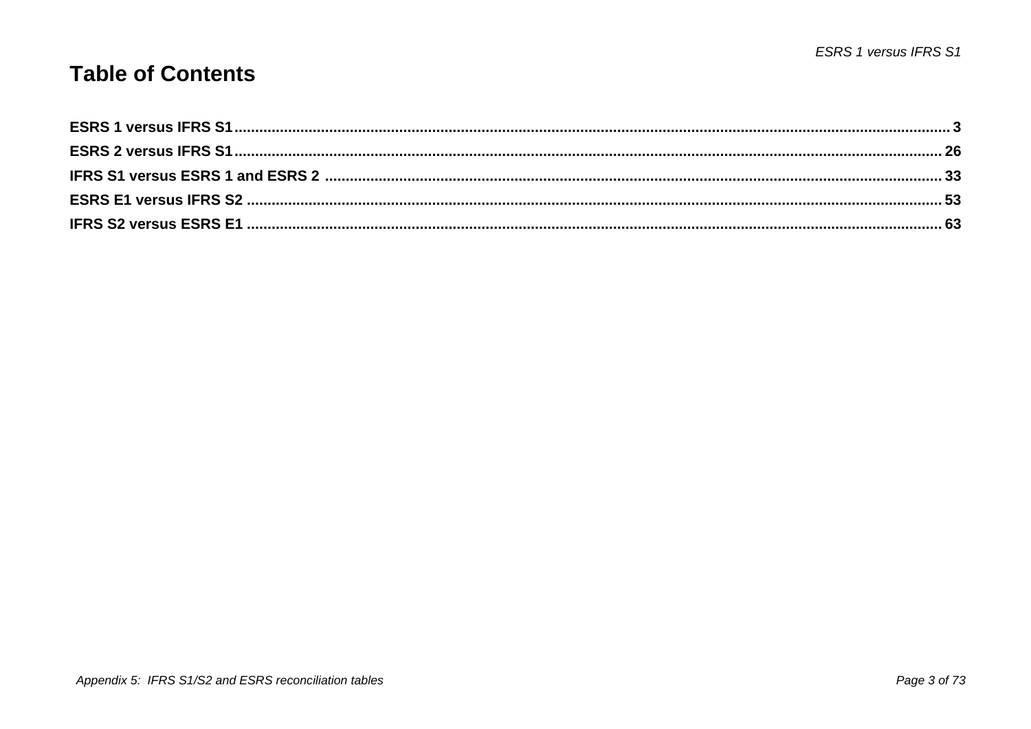# Table of Contents

**ESRS 1 versus IFRS S1** .......... 3

**ESRS 2 versus IFRS S1** .......... 26

**IFRS S1 versus ESRS 1 and ESRS 2** .......... 33

**ESRS E1 versus IFRS S2** .......... 53

**IFRS S2 versus ESRS E1** .......... 63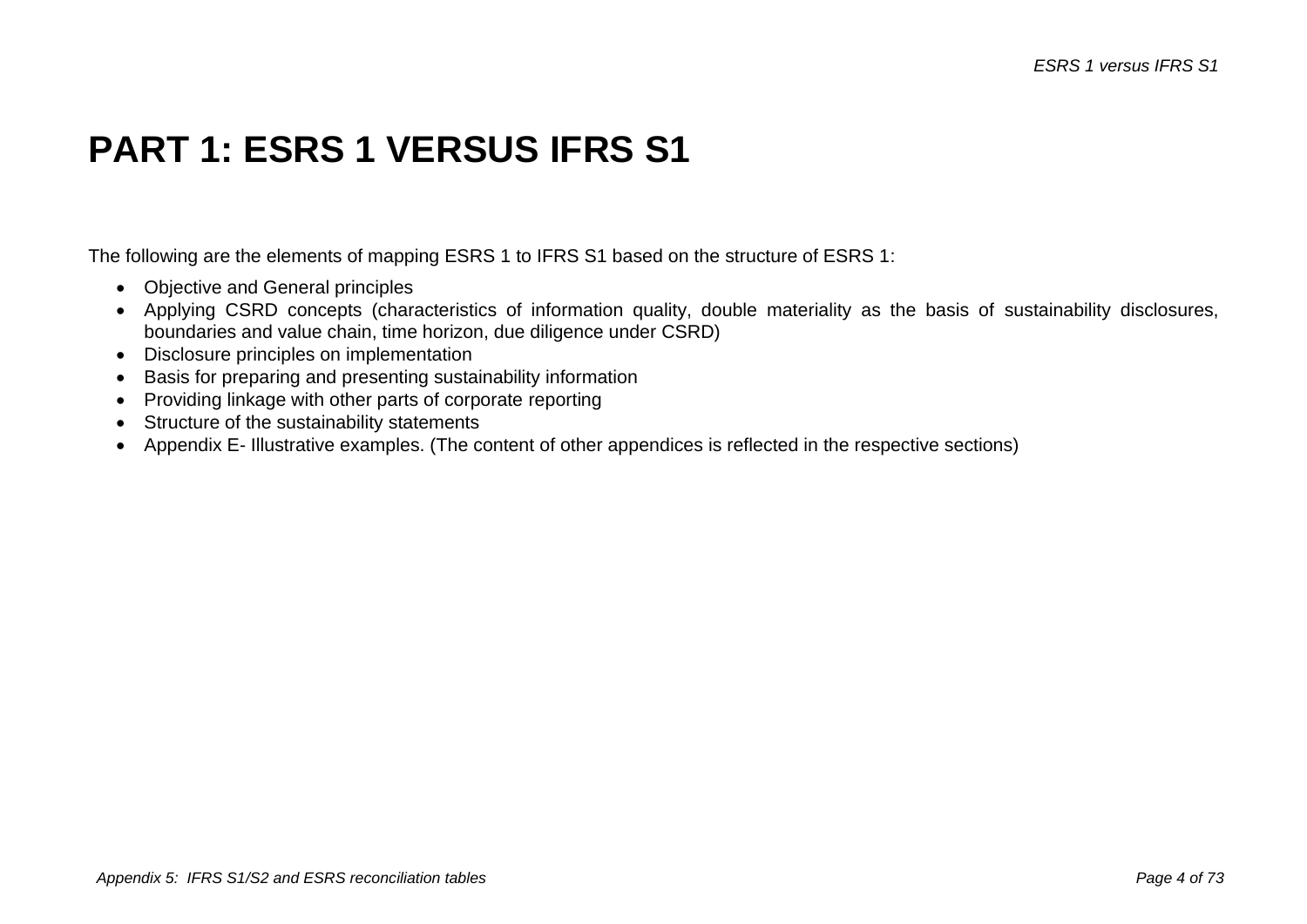# PART 1: ESRS 1 VERSUS IFRS S1

The following are the elements of mapping ESRS 1 to IFRS S1 based on the structure of ESRS 1:

- Objective and General principles
- Applying CSRD concepts (characteristics of information quality, double materiality as the basis of sustainability disclosures, boundaries and value chain, time horizon, due diligence under CSRD)
- Disclosure principles on implementation
- Basis for preparing and presenting sustainability information
- Providing linkage with other parts of corporate reporting
- Structure of the sustainability statements
- Appendix E- Illustrative examples. (The content of other appendices is reflected in the respective sections)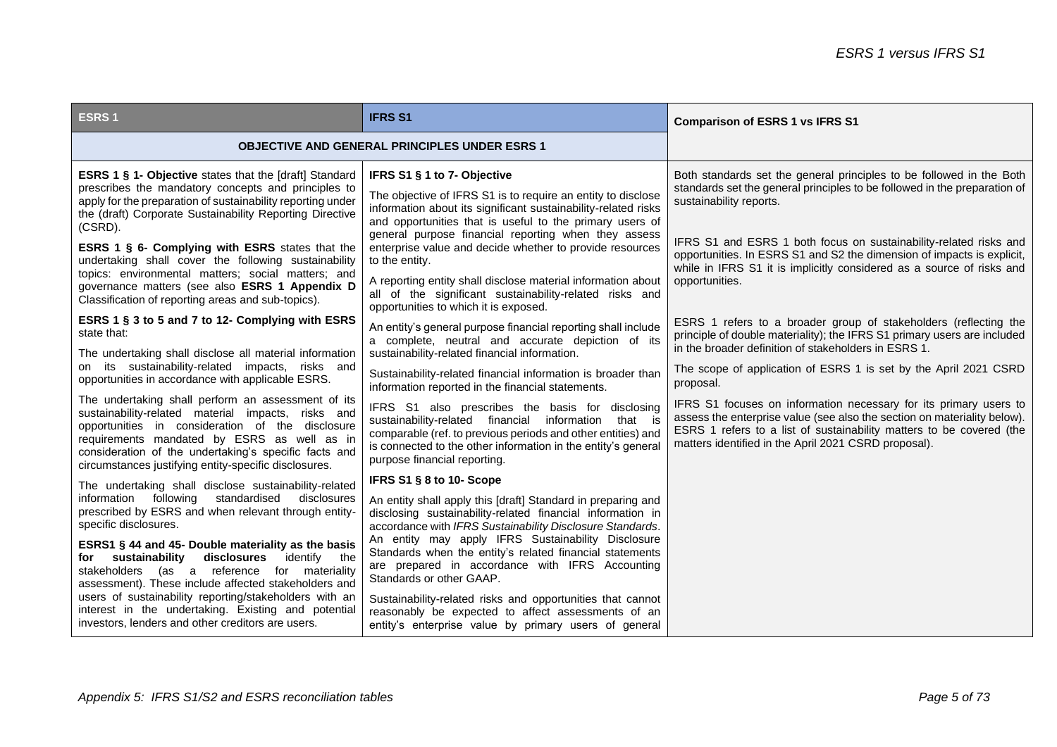| ESRS 1 | IFRS S1 | Comparison of ESRS 1 vs IFRS S1 |
|---|---|---|
| **OBJECTIVE AND GENERAL PRINCIPLES UNDER ESRS 1** | | |
| **ESRS 1 § 1- Objective** states that the [draft] Standard prescribes the mandatory concepts and principles to apply for the preparation of sustainability reporting under the (draft) Corporate Sustainability Reporting Directive (CSRD).<br><br>**ESRS 1 § 6- Complying with ESRS** states that the undertaking shall cover the following sustainability topics: environmental matters; social matters; and governance matters (see also **ESRS 1 Appendix D** Classification of reporting areas and sub-topics).<br><br>**ESRS 1 § 3 to 5 and 7 to 12- Complying with ESRS** state that:<br><br>The undertaking shall disclose all material information on its sustainability-related impacts, risks and opportunities in accordance with applicable ESRS.<br><br>The undertaking shall perform an assessment of its sustainability-related material impacts, risks and opportunities in consideration of the disclosure requirements mandated by ESRS as well as in consideration of the undertaking's specific facts and circumstances justifying entity-specific disclosures.<br><br>The undertaking shall disclose sustainability-related information following standardised disclosures prescribed by ESRS and when relevant through entity-specific disclosures.<br><br>**ESRS1 § 44 and 45- Double materiality as the basis for sustainability disclosures** identify the stakeholders (as a reference for materiality assessment). These include affected stakeholders and users of sustainability reporting/stakeholders with an interest in the undertaking. Existing and potential investors, lenders and other creditors are users. | **IFRS S1 § 1 to 7- Objective**<br><br>The objective of IFRS S1 is to require an entity to disclose information about its significant sustainability-related risks and opportunities that is useful to the primary users of general purpose financial reporting when they assess enterprise value and decide whether to provide resources to the entity.<br><br>A reporting entity shall disclose material information about all of the significant sustainability-related risks and opportunities to which it is exposed.<br><br>An entity's general purpose financial reporting shall include a complete, neutral and accurate depiction of its sustainability-related financial information.<br><br>Sustainability-related financial information is broader than information reported in the financial statements.<br><br>IFRS S1 also prescribes the basis for disclosing sustainability-related financial information that is comparable (ref. to previous periods and other entities) and is connected to the other information in the entity's general purpose financial reporting.<br><br>**IFRS S1 § 8 to 10- Scope**<br><br>An entity shall apply this [draft] Standard in preparing and disclosing sustainability-related financial information in accordance with *IFRS Sustainability Disclosure Standards*. An entity may apply IFRS Sustainability Disclosure Standards when the entity's related financial statements are prepared in accordance with IFRS Accounting Standards or other GAAP.<br><br>Sustainability-related risks and opportunities that cannot reasonably be expected to affect assessments of an entity's enterprise value by primary users of general | Both standards set the general principles to be followed in the Both standards set the general principles to be followed in the preparation of sustainability reports.<br><br>IFRS S1 and ESRS 1 both focus on sustainability-related risks and opportunities. In ESRS S1 and S2 the dimension of impacts is explicit, while in IFRS S1 it is implicitly considered as a source of risks and opportunities.<br><br>ESRS 1 refers to a broader group of stakeholders (reflecting the principle of double materiality); the IFRS S1 primary users are included in the broader definition of stakeholders in ESRS 1.<br><br>The scope of application of ESRS 1 is set by the April 2021 CSRD proposal.<br><br>IFRS S1 focuses on information necessary for its primary users to assess the enterprise value (see also the section on materiality below). ESRS 1 refers to a list of sustainability matters to be covered (the matters identified in the April 2021 CSRD proposal). |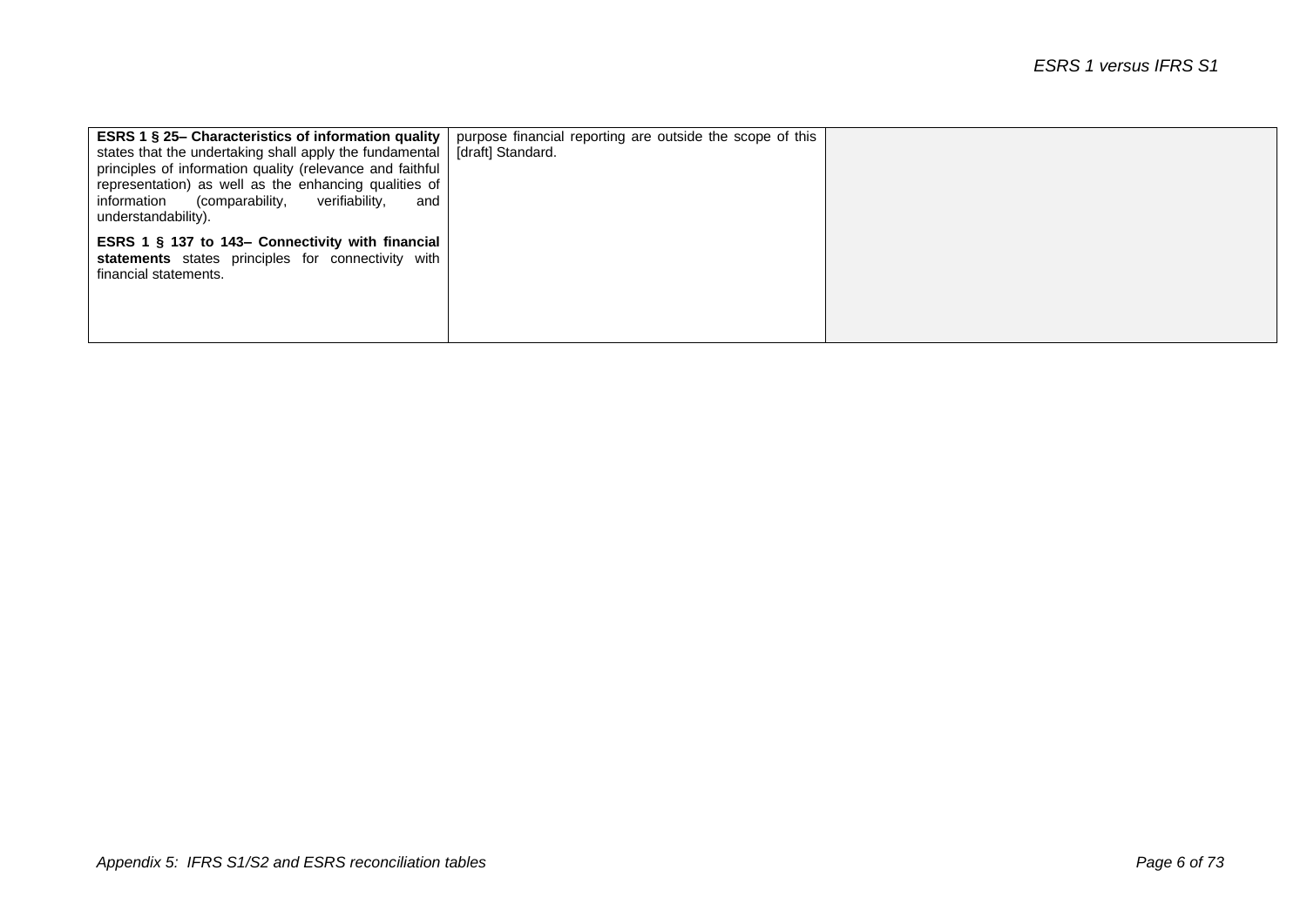| | | |
|---|---|---|
| **ESRS 1 § 25– Characteristics of information quality** states that the undertaking shall apply the fundamental principles of information quality (relevance and faithful representation) as well as the enhancing qualities of information (comparability, verifiability, and understandability).<br><br>**ESRS 1 § 137 to 143– Connectivity with financial statements** states principles for connectivity with financial statements. | purpose financial reporting are outside the scope of this [draft] Standard. | |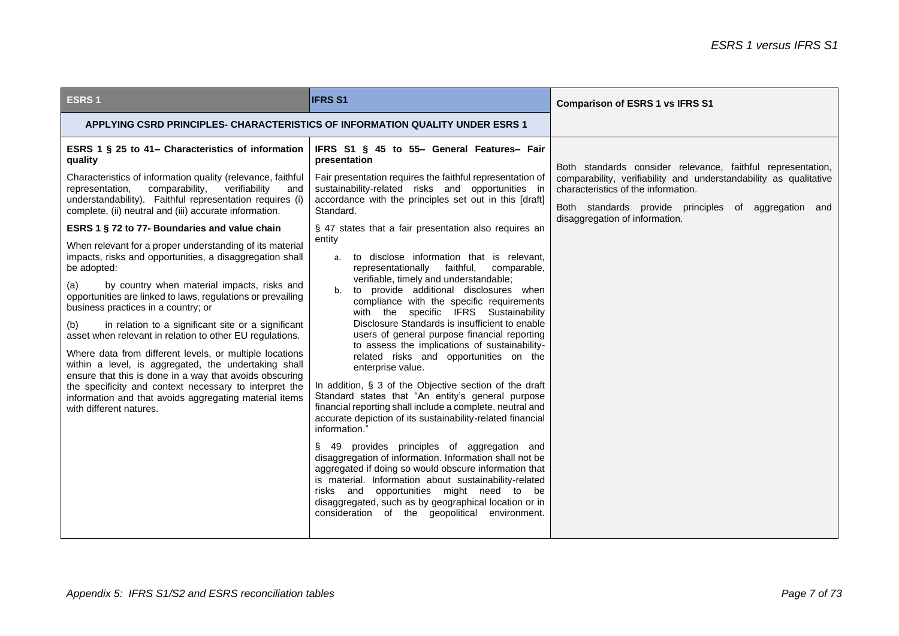| ESRS 1 | IFRS S1 | Comparison of ESRS 1 vs IFRS S1 |
|---|---|---|
| **APPLYING CSRD PRINCIPLES- CHARACTERISTICS OF INFORMATION QUALITY UNDER ESRS 1** | | |
| **ESRS 1 § 25 to 41– Characteristics of information quality**<br><br>Characteristics of information quality (relevance, faithful representation, comparability, verifiability and understandability). Faithful representation requires (i) complete, (ii) neutral and (iii) accurate information.<br><br>**ESRS 1 § 72 to 77- Boundaries and value chain**<br><br>When relevant for a proper understanding of its material impacts, risks and opportunities, a disaggregation shall be adopted:<br><br>(a) by country when material impacts, risks and opportunities are linked to laws, regulations or prevailing business practices in a country; or<br><br>(b) in relation to a significant site or a significant asset when relevant in relation to other EU regulations.<br><br>Where data from different levels, or multiple locations within a level, is aggregated, the undertaking shall ensure that this is done in a way that avoids obscuring the specificity and context necessary to interpret the information and that avoids aggregating material items with different natures. | **IFRS S1 § 45 to 55– General Features– Fair presentation**<br><br>Fair presentation requires the faithful representation of sustainability-related risks and opportunities in accordance with the principles set out in this [draft] Standard.<br><br>§ 47 states that a fair presentation also requires an entity<br><br>a. to disclose information that is relevant, representationally faithful, comparable, verifiable, timely and understandable;<br>b. to provide additional disclosures when compliance with the specific requirements with the specific IFRS Sustainability Disclosure Standards is insufficient to enable users of general purpose financial reporting to assess the implications of sustainability-related risks and opportunities on the enterprise value.<br><br>In addition, § 3 of the Objective section of the draft Standard states that "An entity's general purpose financial reporting shall include a complete, neutral and accurate depiction of its sustainability-related financial information."<br><br>§ 49 provides principles of aggregation and disaggregation of information. Information shall not be aggregated if doing so would obscure information that is material. Information about sustainability-related risks and opportunities might need to be disaggregated, such as by geographical location or in consideration of the geopolitical environment. | Both standards consider relevance, faithful representation, comparability, verifiability and understandability as qualitative characteristics of the information.<br><br>Both standards provide principles of aggregation and disaggregation of information. |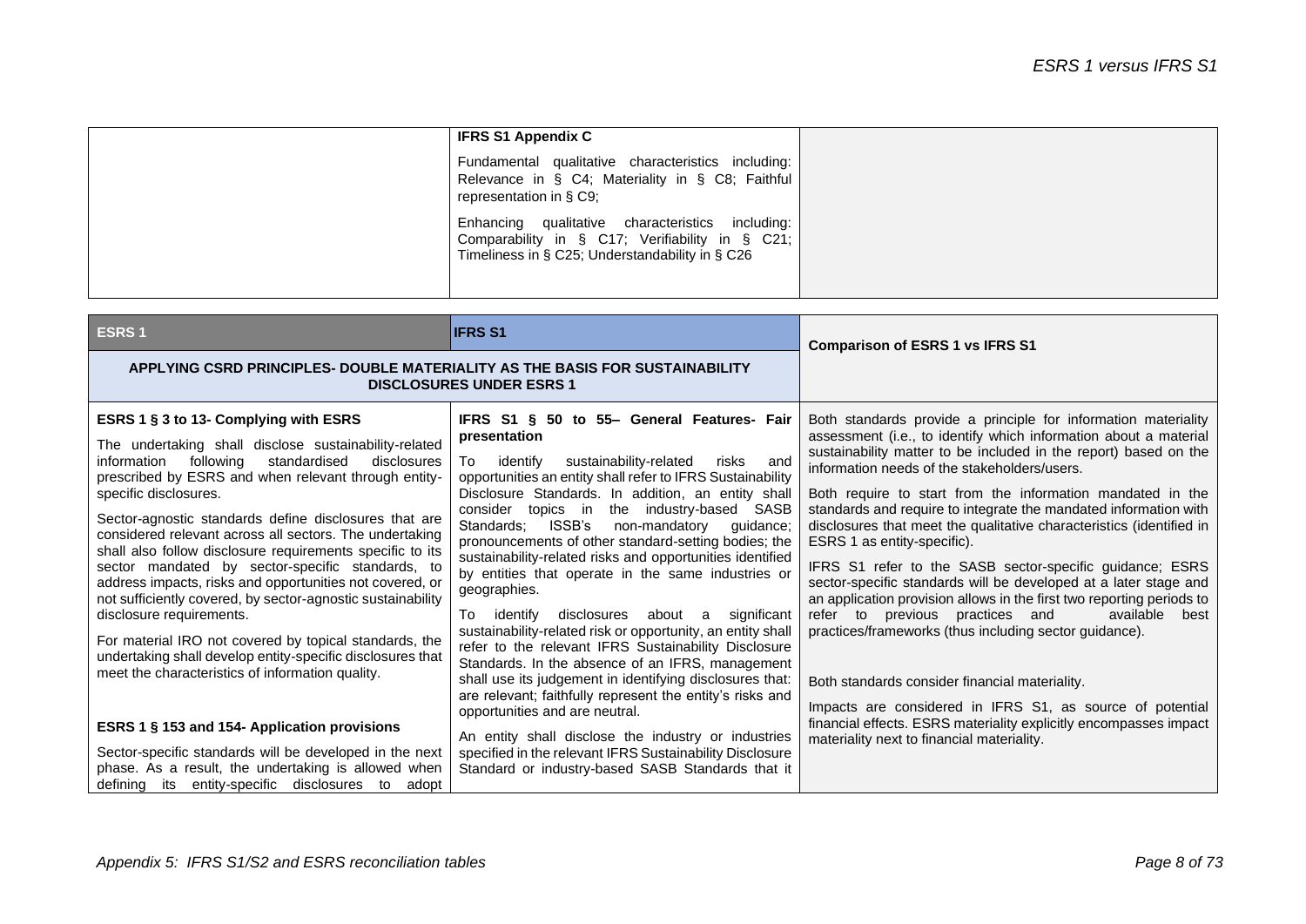| | | |
|---|---|---|
| | **IFRS S1 Appendix C**<br><br>Fundamental qualitative characteristics including: Relevance in § C4; Materiality in § C8; Faithful representation in § C9;<br><br>Enhancing qualitative characteristics including: Comparability in § C17; Verifiability in § C21; Timeliness in § C25; Understandability in § C26 | |

| **ESRS 1** | **IFRS S1** | **Comparison of ESRS 1 vs IFRS S1** |
|---|---|---|
| **APPLYING CSRD PRINCIPLES- DOUBLE MATERIALITY AS THE BASIS FOR SUSTAINABILITY DISCLOSURES UNDER ESRS 1** | | |
| **ESRS 1 § 3 to 13- Complying with ESRS**<br><br>The undertaking shall disclose sustainability-related information following standardised disclosures prescribed by ESRS and when relevant through entity-specific disclosures.<br><br>Sector-agnostic standards define disclosures that are considered relevant across all sectors. The undertaking shall also follow disclosure requirements specific to its sector mandated by sector-specific standards, to address impacts, risks and opportunities not covered, or not sufficiently covered, by sector-agnostic sustainability disclosure requirements.<br><br>For material IRO not covered by topical standards, the undertaking shall develop entity-specific disclosures that meet the characteristics of information quality.<br><br>**ESRS 1 § 153 and 154- Application provisions**<br><br>Sector-specific standards will be developed in the next phase. As a result, the undertaking is allowed when defining its entity-specific disclosures to adopt | **IFRS S1 § 50 to 55– General Features- Fair presentation**<br><br>To identify sustainability-related risks and opportunities an entity shall refer to IFRS Sustainability Disclosure Standards. In addition, an entity shall consider topics in the industry-based SASB Standards; ISSB's non-mandatory guidance; pronouncements of other standard-setting bodies; the sustainability-related risks and opportunities identified by entities that operate in the same industries or geographies.<br><br>To identify disclosures about a significant sustainability-related risk or opportunity, an entity shall refer to the relevant IFRS Sustainability Disclosure Standards. In the absence of an IFRS, management shall use its judgement in identifying disclosures that: are relevant; faithfully represent the entity's risks and opportunities and are neutral.<br><br>An entity shall disclose the industry or industries specified in the relevant IFRS Sustainability Disclosure Standard or industry-based SASB Standards that it | Both standards provide a principle for information materiality assessment (i.e., to identify which information about a material sustainability matter to be included in the report) based on the information needs of the stakeholders/users.<br><br>Both require to start from the information mandated in the standards and require to integrate the mandated information with disclosures that meet the qualitative characteristics (identified in ESRS 1 as entity-specific).<br><br>IFRS S1 refer to the SASB sector-specific guidance; ESRS sector-specific standards will be developed at a later stage and an application provision allows in the first two reporting periods to refer to previous practices and available best practices/frameworks (thus including sector guidance).<br><br>Both standards consider financial materiality.<br><br>Impacts are considered in IFRS S1, as source of potential financial effects. ESRS materiality explicitly encompasses impact materiality next to financial materiality. |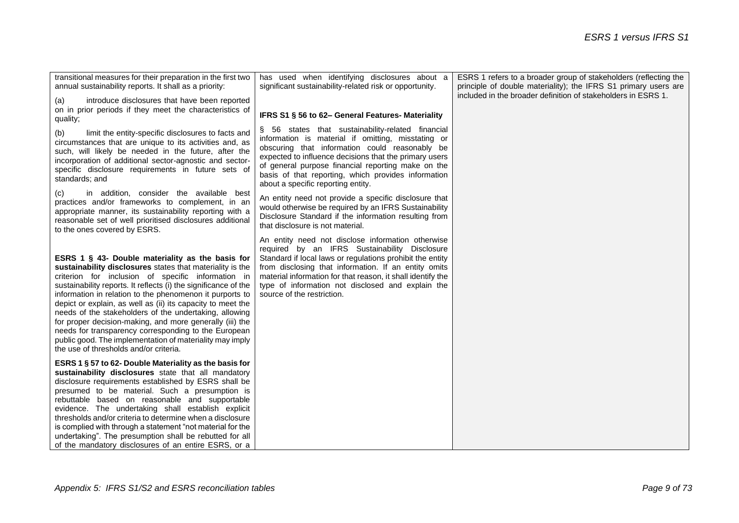| | | |
|---|---|---|
| transitional measures for their preparation in the first two annual sustainability reports. It shall as a priority:<br><br>(a) introduce disclosures that have been reported on in prior periods if they meet the characteristics of quality;<br><br>(b) limit the entity-specific disclosures to facts and circumstances that are unique to its activities and, as such, will likely be needed in the future, after the incorporation of additional sector-agnostic and sector-specific disclosure requirements in future sets of standards; and<br><br>(c) in addition, consider the available best practices and/or frameworks to complement, in an appropriate manner, its sustainability reporting with a reasonable set of well prioritised disclosures additional to the ones covered by ESRS.<br><br>**ESRS 1 § 43- Double materiality as the basis for sustainability disclosures** states that materiality is the criterion for inclusion of specific information in sustainability reports. It reflects (i) the significance of the information in relation to the phenomenon it purports to depict or explain, as well as (ii) its capacity to meet the needs of the stakeholders of the undertaking, allowing for proper decision-making, and more generally (iii) the needs for transparency corresponding to the European public good. The implementation of materiality may imply the use of thresholds and/or criteria.<br><br>**ESRS 1 § 57 to 62- Double Materiality as the basis for sustainability disclosures** state that all mandatory disclosure requirements established by ESRS shall be presumed to be material. Such a presumption is rebuttable based on reasonable and supportable evidence. The undertaking shall establish explicit thresholds and/or criteria to determine when a disclosure is complied with through a statement "not material for the undertaking". The presumption shall be rebutted for all of the mandatory disclosures of an entire ESRS, or a | has used when identifying disclosures about a significant sustainability-related risk or opportunity.<br><br>**IFRS S1 § 56 to 62– General Features- Materiality**<br><br>§ 56 states that sustainability-related financial information is material if omitting, misstating or obscuring that information could reasonably be expected to influence decisions that the primary users of general purpose financial reporting make on the basis of that reporting, which provides information about a specific reporting entity.<br><br>An entity need not provide a specific disclosure that would otherwise be required by an IFRS Sustainability Disclosure Standard if the information resulting from that disclosure is not material.<br><br>An entity need not disclose information otherwise required by an IFRS Sustainability Disclosure Standard if local laws or regulations prohibit the entity from disclosing that information. If an entity omits material information for that reason, it shall identify the type of information not disclosed and explain the source of the restriction. | ESRS 1 refers to a broader group of stakeholders (reflecting the principle of double materiality); the IFRS S1 primary users are included in the broader definition of stakeholders in ESRS 1. |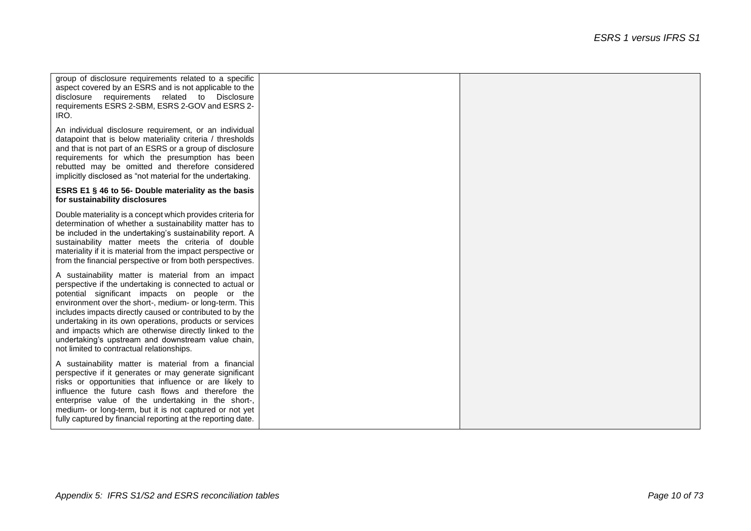| | | |
|---|---|---|
| group of disclosure requirements related to a specific aspect covered by an ESRS and is not applicable to the disclosure requirements related to Disclosure requirements ESRS 2-SBM, ESRS 2-GOV and ESRS 2-IRO.<br><br>An individual disclosure requirement, or an individual datapoint that is below materiality criteria / thresholds and that is not part of an ESRS or a group of disclosure requirements for which the presumption has been rebutted may be omitted and therefore considered implicitly disclosed as "not material for the undertaking.<br><br>**ESRS E1 § 46 to 56- Double materiality as the basis for sustainability disclosures**<br><br>Double materiality is a concept which provides criteria for determination of whether a sustainability matter has to be included in the undertaking's sustainability report. A sustainability matter meets the criteria of double materiality if it is material from the impact perspective or from the financial perspective or from both perspectives.<br><br>A sustainability matter is material from an impact perspective if the undertaking is connected to actual or potential significant impacts on people or the environment over the short-, medium- or long-term. This includes impacts directly caused or contributed to by the undertaking in its own operations, products or services and impacts which are otherwise directly linked to the undertaking's upstream and downstream value chain, not limited to contractual relationships.<br><br>A sustainability matter is material from a financial perspective if it generates or may generate significant risks or opportunities that influence or are likely to influence the future cash flows and therefore the enterprise value of the undertaking in the short-, medium- or long-term, but it is not captured or not yet fully captured by financial reporting at the reporting date. | | |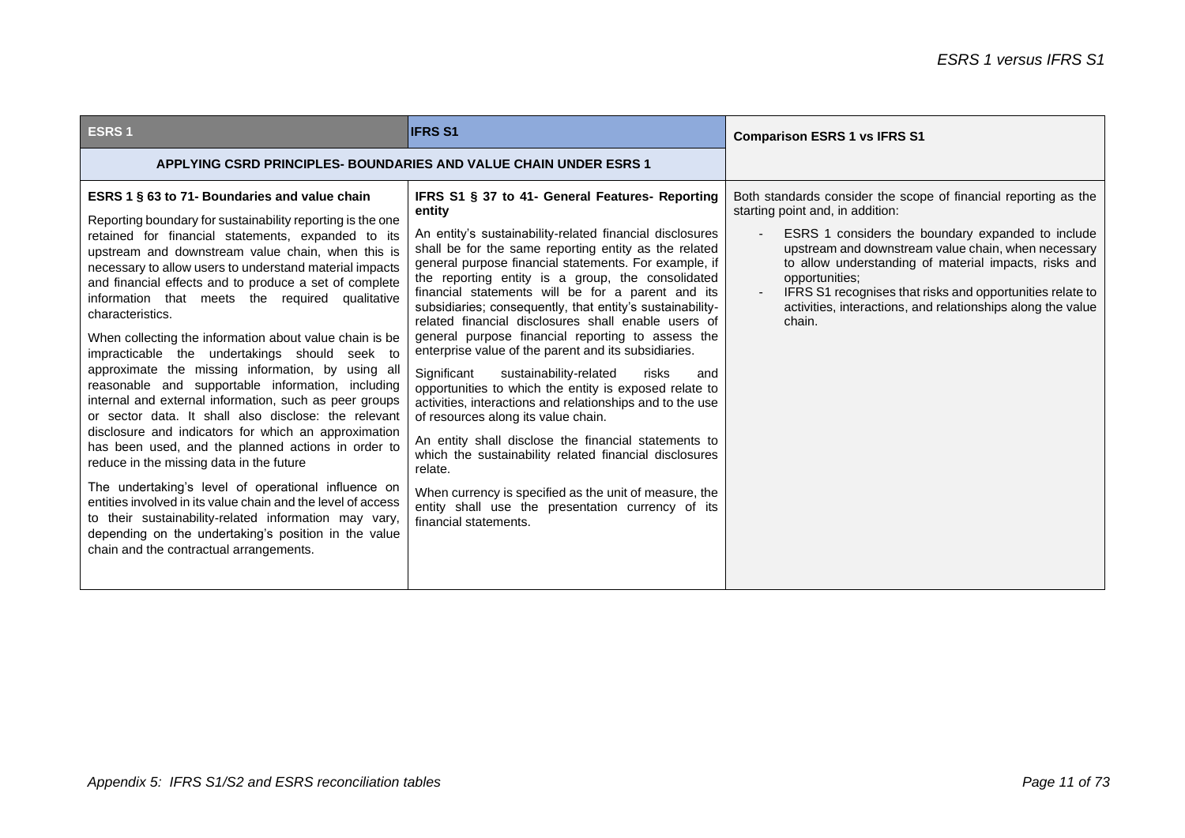| ESRS 1 | IFRS S1 | Comparison ESRS 1 vs IFRS S1 |
|---|---|---|
| **APPLYING CSRD PRINCIPLES- BOUNDARIES AND VALUE CHAIN UNDER ESRS 1** | | |
| **ESRS 1 § 63 to 71- Boundaries and value chain**<br><br>Reporting boundary for sustainability reporting is the one retained for financial statements, expanded to its upstream and downstream value chain, when this is necessary to allow users to understand material impacts and financial effects and to produce a set of complete information that meets the required qualitative characteristics.<br><br>When collecting the information about value chain is be impracticable the undertakings should seek to approximate the missing information, by using all reasonable and supportable information, including internal and external information, such as peer groups or sector data. It shall also disclose: the relevant disclosure and indicators for which an approximation has been used, and the planned actions in order to reduce in the missing data in the future<br><br>The undertaking's level of operational influence on entities involved in its value chain and the level of access to their sustainability-related information may vary, depending on the undertaking's position in the value chain and the contractual arrangements. | **IFRS S1 § 37 to 41- General Features- Reporting entity**<br><br>An entity's sustainability-related financial disclosures shall be for the same reporting entity as the related general purpose financial statements. For example, if the reporting entity is a group, the consolidated financial statements will be for a parent and its subsidiaries; consequently, that entity's sustainability-related financial disclosures shall enable users of general purpose financial reporting to assess the enterprise value of the parent and its subsidiaries.<br><br>Significant sustainability-related risks and opportunities to which the entity is exposed relate to activities, interactions and relationships and to the use of resources along its value chain.<br><br>An entity shall disclose the financial statements to which the sustainability related financial disclosures relate.<br><br>When currency is specified as the unit of measure, the entity shall use the presentation currency of its financial statements. | Both standards consider the scope of financial reporting as the starting point and, in addition:<br><br>- ESRS 1 considers the boundary expanded to include upstream and downstream value chain, when necessary to allow understanding of material impacts, risks and opportunities;<br>- IFRS S1 recognises that risks and opportunities relate to activities, interactions, and relationships along the value chain. |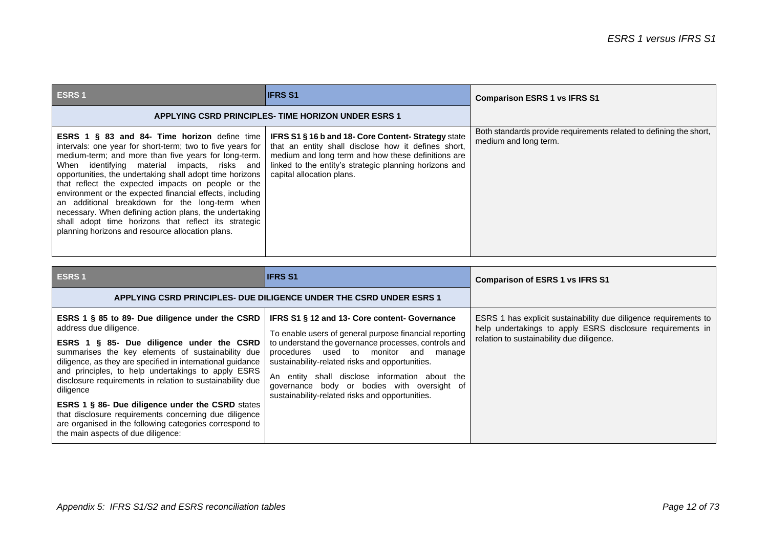| ESRS 1 | IFRS S1 | Comparison ESRS 1 vs IFRS S1 |
|---|---|---|
| **APPLYING CSRD PRINCIPLES- TIME HORIZON UNDER ESRS 1** | | |
| **ESRS 1 § 83 and 84- Time horizon** define time intervals: one year for short-term; two to five years for medium-term; and more than five years for long-term. When identifying material impacts, risks and opportunities, the undertaking shall adopt time horizons that reflect the expected impacts on people or the environment or the expected financial effects, including an additional breakdown for the long-term when necessary. When defining action plans, the undertaking shall adopt time horizons that reflect its strategic planning horizons and resource allocation plans. | **IFRS S1 § 16 b and 18- Core Content- Strategy** state that an entity shall disclose how it defines short, medium and long term and how these definitions are linked to the entity's strategic planning horizons and capital allocation plans. | Both standards provide requirements related to defining the short, medium and long term. |

| ESRS 1 | IFRS S1 | Comparison of ESRS 1 vs IFRS S1 |
|---|---|---|
| **APPLYING CSRD PRINCIPLES- DUE DILIGENCE UNDER THE CSRD UNDER ESRS 1** | | |
| **ESRS 1 § 85 to 89- Due diligence under the CSRD** address due diligence.<br><br>**ESRS 1 § 85- Due diligence under the CSRD** summarises the key elements of sustainability due diligence, as they are specified in international guidance and principles, to help undertakings to apply ESRS disclosure requirements in relation to sustainability due diligence<br><br>**ESRS 1 § 86- Due diligence under the CSRD** states that disclosure requirements concerning due diligence are organised in the following categories correspond to the main aspects of due diligence: | **IFRS S1 § 12 and 13- Core content- Governance**<br><br>To enable users of general purpose financial reporting to understand the governance processes, controls and procedures used to monitor and manage sustainability-related risks and opportunities.<br><br>An entity shall disclose information about the governance body or bodies with oversight of sustainability-related risks and opportunities. | ESRS 1 has explicit sustainability due diligence requirements to help undertakings to apply ESRS disclosure requirements in relation to sustainability due diligence. |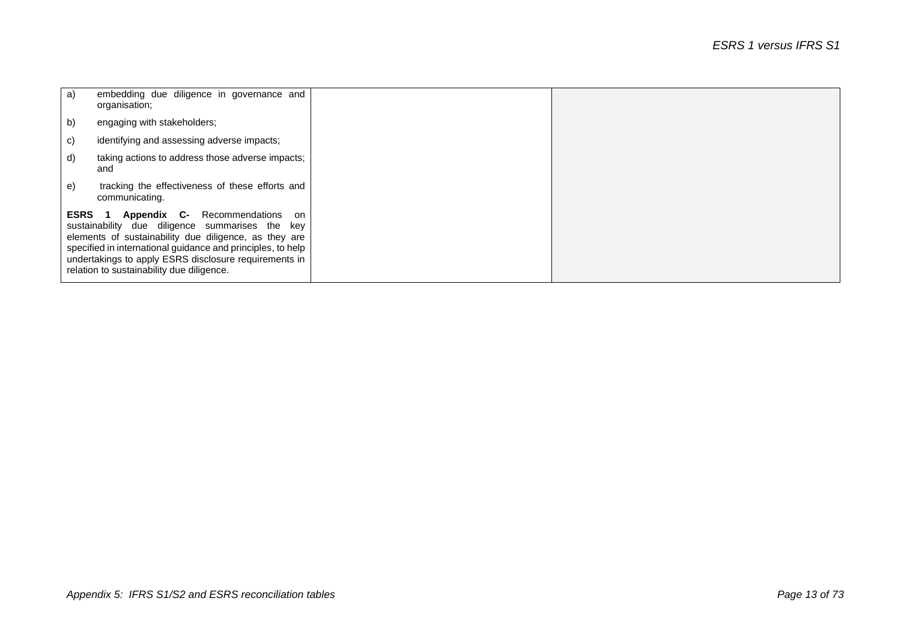| | | |
|---|---|---|
| a) embedding due diligence in governance and organisation;<br><br>b) engaging with stakeholders;<br><br>c) identifying and assessing adverse impacts;<br><br>d) taking actions to address those adverse impacts; and<br><br>e) tracking the effectiveness of these efforts and communicating.<br><br>**ESRS 1 Appendix C-** Recommendations on sustainability due diligence summarises the key elements of sustainability due diligence, as they are specified in international guidance and principles, to help undertakings to apply ESRS disclosure requirements in relation to sustainability due diligence. | | |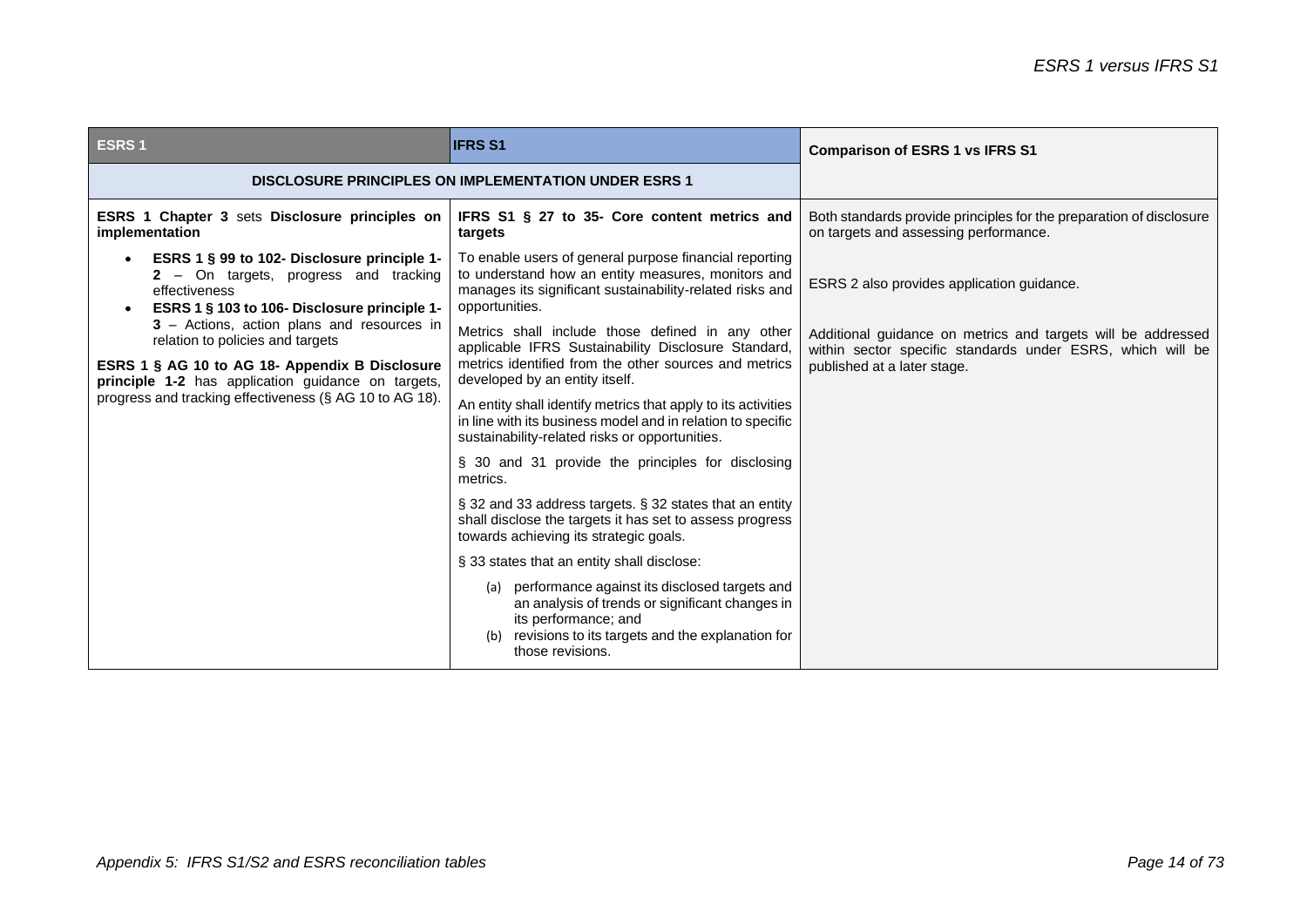| ESRS 1 | IFRS S1 | Comparison of ESRS 1 vs IFRS S1 |
|---|---|---|
| **DISCLOSURE PRINCIPLES ON IMPLEMENTATION UNDER ESRS 1** | | |
| **ESRS 1 Chapter 3** sets **Disclosure principles on implementation**<br>• **ESRS 1 § 99 to 102- Disclosure principle 1-2** – On targets, progress and tracking effectiveness<br>• **ESRS 1 § 103 to 106- Disclosure principle 1-3** – Actions, action plans and resources in relation to policies and targets<br>**ESRS 1 § AG 10 to AG 18- Appendix B Disclosure principle 1-2** has application guidance on targets, progress and tracking effectiveness (§ AG 10 to AG 18). | **IFRS S1 § 27 to 35- Core content metrics and targets**<br>To enable users of general purpose financial reporting to understand how an entity measures, monitors and manages its significant sustainability-related risks and opportunities.<br>Metrics shall include those defined in any other applicable IFRS Sustainability Disclosure Standard, metrics identified from the other sources and metrics developed by an entity itself.<br>An entity shall identify metrics that apply to its activities in line with its business model and in relation to specific sustainability-related risks or opportunities.<br>§ 30 and 31 provide the principles for disclosing metrics.<br>§ 32 and 33 address targets. § 32 states that an entity shall disclose the targets it has set to assess progress towards achieving its strategic goals.<br>§ 33 states that an entity shall disclose:<br>(a) performance against its disclosed targets and an analysis of trends or significant changes in its performance; and<br>(b) revisions to its targets and the explanation for those revisions. | Both standards provide principles for the preparation of disclosure on targets and assessing performance.<br>ESRS 2 also provides application guidance.<br>Additional guidance on metrics and targets will be addressed within sector specific standards under ESRS, which will be published at a later stage. |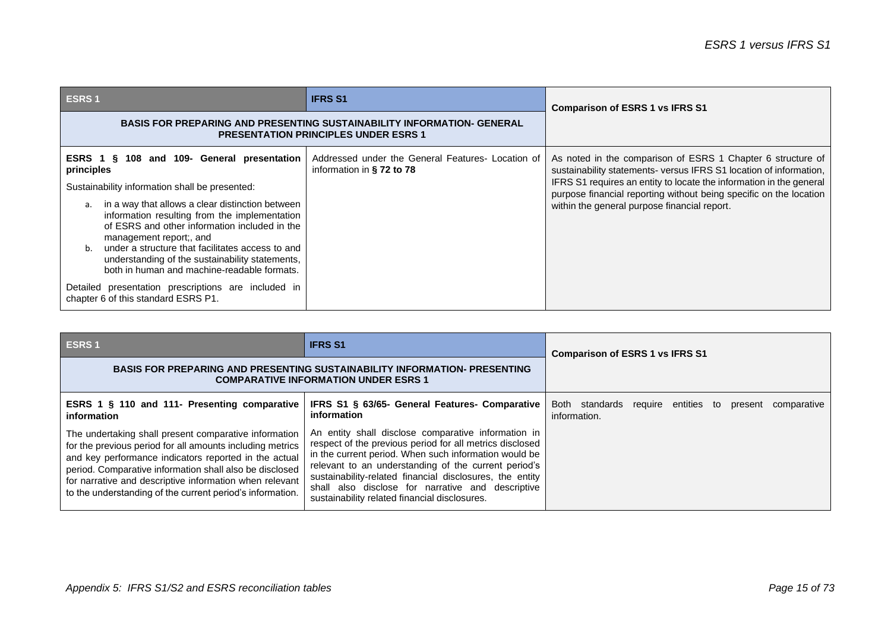| ESRS 1 | IFRS S1 | Comparison of ESRS 1 vs IFRS S1 |
|---|---|---|
| **BASIS FOR PREPARING AND PRESENTING SUSTAINABILITY INFORMATION- GENERAL PRESENTATION PRINCIPLES UNDER ESRS 1** | | |
| **ESRS 1 § 108 and 109- General presentation principles**<br><br>Sustainability information shall be presented:<br><br>a. in a way that allows a clear distinction between information resulting from the implementation of ESRS and other information included in the management report;, and<br>b. under a structure that facilitates access to and understanding of the sustainability statements, both in human and machine-readable formats.<br><br>Detailed presentation prescriptions are included in chapter 6 of this standard ESRS P1. | Addressed under the General Features- Location of information in **§ 72 to 78** | As noted in the comparison of ESRS 1 Chapter 6 structure of sustainability statements- versus IFRS S1 location of information, IFRS S1 requires an entity to locate the information in the general purpose financial reporting without being specific on the location within the general purpose financial report. |

| ESRS 1 | IFRS S1 | Comparison of ESRS 1 vs IFRS S1 |
|---|---|---|
| **BASIS FOR PREPARING AND PRESENTING SUSTAINABILITY INFORMATION- PRESENTING COMPARATIVE INFORMATION UNDER ESRS 1** | | |
| **ESRS 1 § 110 and 111- Presenting comparative information**<br><br>The undertaking shall present comparative information for the previous period for all amounts including metrics and key performance indicators reported in the actual period. Comparative information shall also be disclosed for narrative and descriptive information when relevant to the understanding of the current period's information. | **IFRS S1 § 63/65- General Features- Comparative information**<br><br>An entity shall disclose comparative information in respect of the previous period for all metrics disclosed in the current period. When such information would be relevant to an understanding of the current period's sustainability-related financial disclosures, the entity shall also disclose for narrative and descriptive sustainability related financial disclosures. | Both standards require entities to present comparative information. |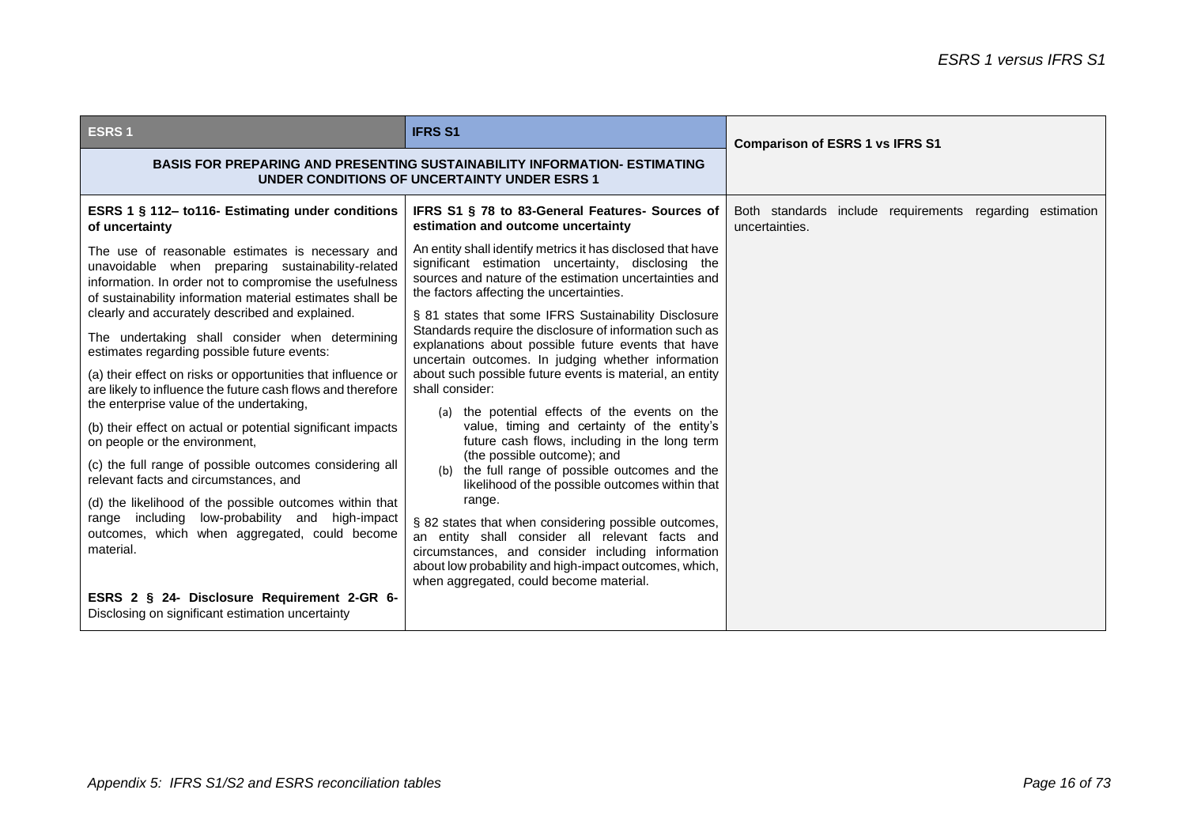| ESRS 1 | IFRS S1 | Comparison of ESRS 1 vs IFRS S1 |
|---|---|---|
| **BASIS FOR PREPARING AND PRESENTING SUSTAINABILITY INFORMATION- ESTIMATING UNDER CONDITIONS OF UNCERTAINTY UNDER ESRS 1** | | |
| **ESRS 1 § 112– to116- Estimating under conditions of uncertainty**<br><br>The use of reasonable estimates is necessary and unavoidable when preparing sustainability-related information. In order not to compromise the usefulness of sustainability information material estimates shall be clearly and accurately described and explained.<br><br>The undertaking shall consider when determining estimates regarding possible future events:<br><br>(a) their effect on risks or opportunities that influence or are likely to influence the future cash flows and therefore the enterprise value of the undertaking,<br><br>(b) their effect on actual or potential significant impacts on people or the environment,<br><br>(c) the full range of possible outcomes considering all relevant facts and circumstances, and<br><br>(d) the likelihood of the possible outcomes within that range including low-probability and high-impact outcomes, which when aggregated, could become material.<br><br>**ESRS 2 § 24- Disclosure Requirement 2-GR 6-** Disclosing on significant estimation uncertainty | **IFRS S1 § 78 to 83-General Features- Sources of estimation and outcome uncertainty**<br><br>An entity shall identify metrics it has disclosed that have significant estimation uncertainty, disclosing the sources and nature of the estimation uncertainties and the factors affecting the uncertainties.<br><br>§ 81 states that some IFRS Sustainability Disclosure Standards require the disclosure of information such as explanations about possible future events that have uncertain outcomes. In judging whether information about such possible future events is material, an entity shall consider:<br><br>(a) the potential effects of the events on the value, timing and certainty of the entity's future cash flows, including in the long term (the possible outcome); and<br>(b) the full range of possible outcomes and the likelihood of the possible outcomes within that range.<br><br>§ 82 states that when considering possible outcomes, an entity shall consider all relevant facts and circumstances, and consider including information about low probability and high-impact outcomes, which, when aggregated, could become material. | Both standards include requirements regarding estimation uncertainties. |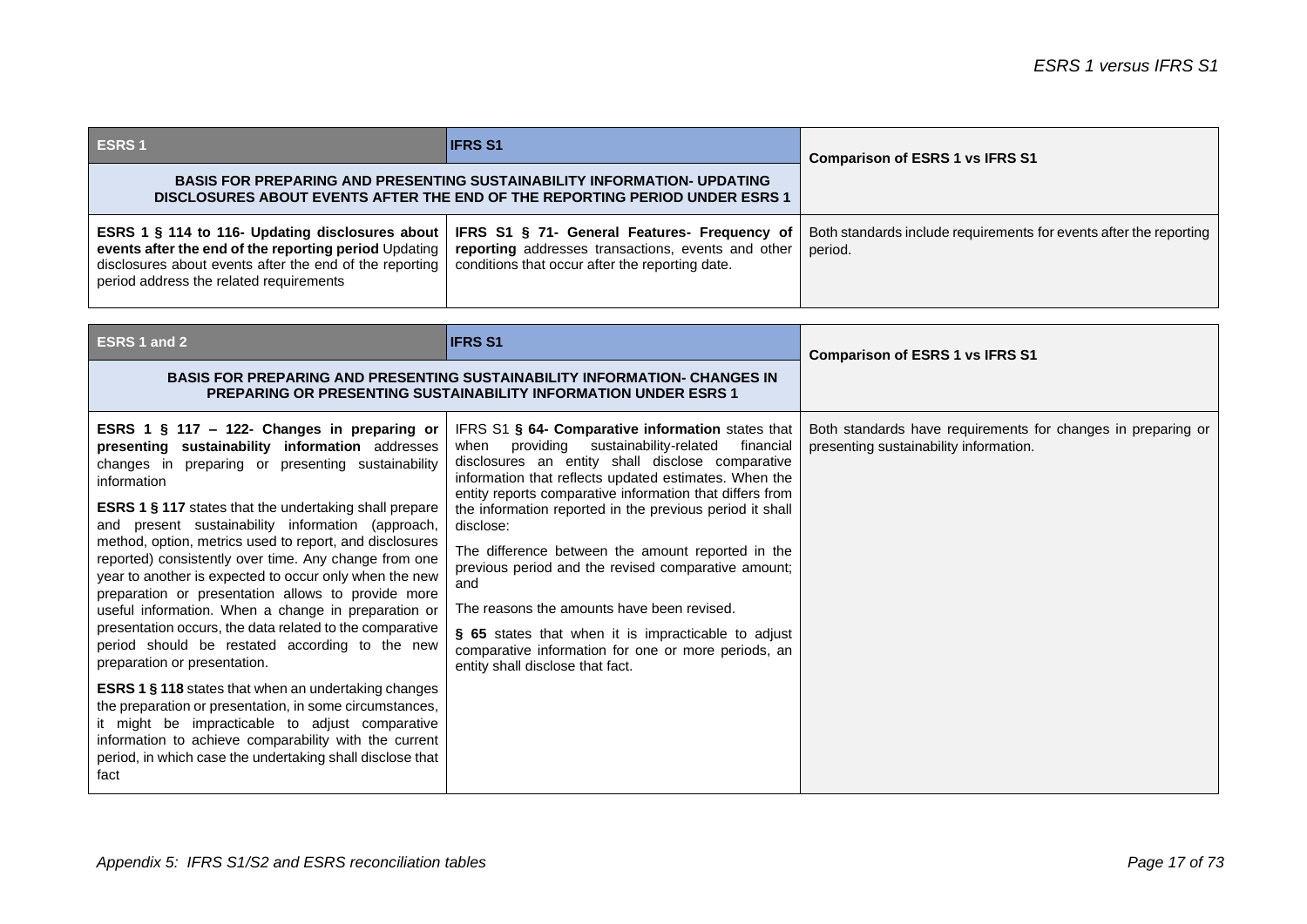| ESRS 1 | IFRS S1 | Comparison of ESRS 1 vs IFRS S1 |
|---|---|---|
| **BASIS FOR PREPARING AND PRESENTING SUSTAINABILITY INFORMATION- UPDATING DISCLOSURES ABOUT EVENTS AFTER THE END OF THE REPORTING PERIOD UNDER ESRS 1** | | |
| **ESRS 1 § 114 to 116- Updating disclosures about events after the end of the reporting period** Updating disclosures about events after the end of the reporting period address the related requirements | **IFRS S1 § 71- General Features- Frequency of reporting** addresses transactions, events and other conditions that occur after the reporting date. | Both standards include requirements for events after the reporting period. |

| ESRS 1 and 2 | IFRS S1 | Comparison of ESRS 1 vs IFRS S1 |
|---|---|---|
| **BASIS FOR PREPARING AND PRESENTING SUSTAINABILITY INFORMATION- CHANGES IN PREPARING OR PRESENTING SUSTAINABILITY INFORMATION UNDER ESRS 1** | | |
| **ESRS 1 § 117 – 122- Changes in preparing or presenting sustainability information** addresses changes in preparing or presenting sustainability information<br><br>**ESRS 1 § 117** states that the undertaking shall prepare and present sustainability information (approach, method, option, metrics used to report, and disclosures reported) consistently over time. Any change from one year to another is expected to occur only when the new preparation or presentation allows to provide more useful information. When a change in preparation or presentation occurs, the data related to the comparative period should be restated according to the new preparation or presentation.<br><br>**ESRS 1 § 118** states that when an undertaking changes the preparation or presentation, in some circumstances, it might be impracticable to adjust comparative information to achieve comparability with the current period, in which case the undertaking shall disclose that fact | IFRS S1 **§ 64- Comparative information** states that when providing sustainability-related financial disclosures an entity shall disclose comparative information that reflects updated estimates. When the entity reports comparative information that differs from the information reported in the previous period it shall disclose:<br><br>The difference between the amount reported in the previous period and the revised comparative amount; and<br><br>The reasons the amounts have been revised.<br><br>**§ 65** states that when it is impracticable to adjust comparative information for one or more periods, an entity shall disclose that fact. | Both standards have requirements for changes in preparing or presenting sustainability information. |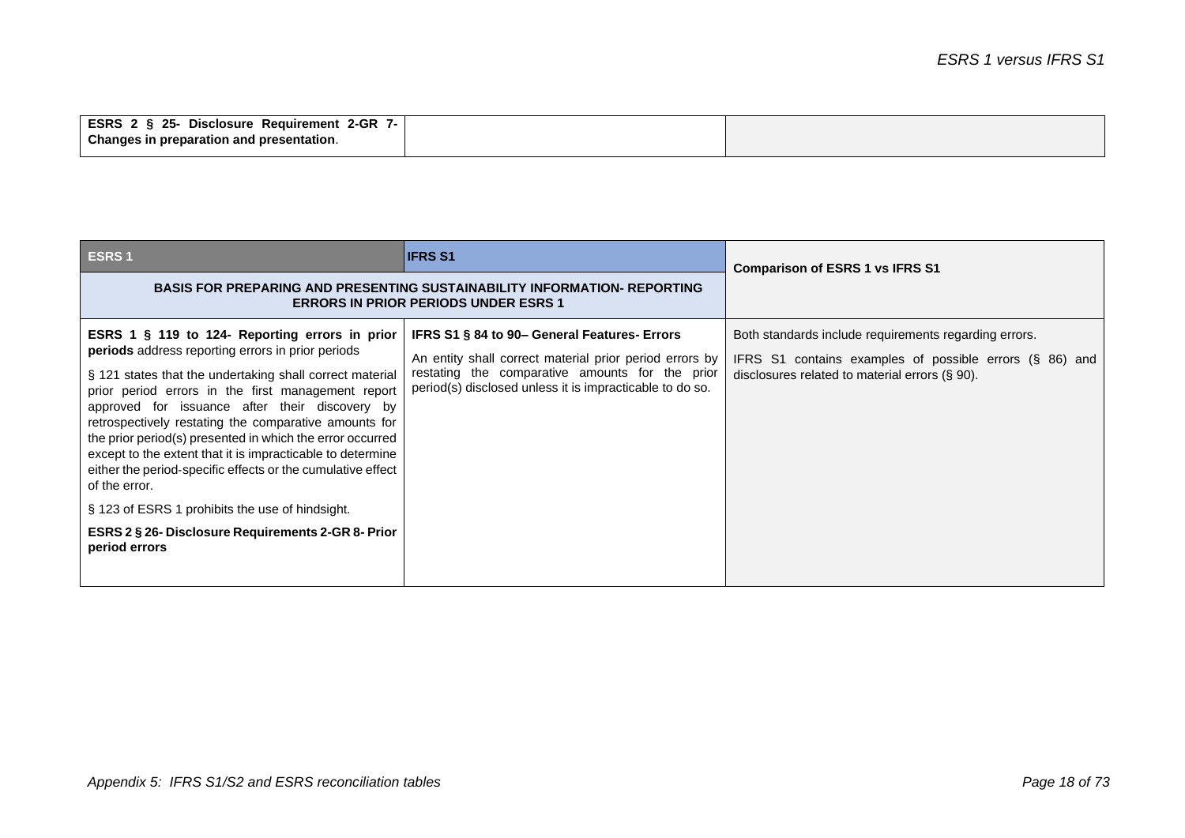| **ESRS 2 § 25- Disclosure Requirement 2-GR 7- Changes in preparation and presentation**. | | |
|---|---|---|

| **ESRS 1** | **IFRS S1** | **Comparison of ESRS 1 vs IFRS S1** |
|---|---|---|
| **BASIS FOR PREPARING AND PRESENTING SUSTAINABILITY INFORMATION- REPORTING ERRORS IN PRIOR PERIODS UNDER ESRS 1** | | |
| **ESRS 1 § 119 to 124- Reporting errors in prior periods** address reporting errors in prior periods<br><br>§ 121 states that the undertaking shall correct material prior period errors in the first management report approved for issuance after their discovery by retrospectively restating the comparative amounts for the prior period(s) presented in which the error occurred except to the extent that it is impracticable to determine either the period-specific effects or the cumulative effect of the error.<br><br>§ 123 of ESRS 1 prohibits the use of hindsight.<br><br>**ESRS 2 § 26- Disclosure Requirements 2-GR 8- Prior period errors** | **IFRS S1 § 84 to 90– General Features- Errors**<br><br>An entity shall correct material prior period errors by restating the comparative amounts for the prior period(s) disclosed unless it is impracticable to do so. | Both standards include requirements regarding errors.<br><br>IFRS S1 contains examples of possible errors (§ 86) and disclosures related to material errors (§ 90). |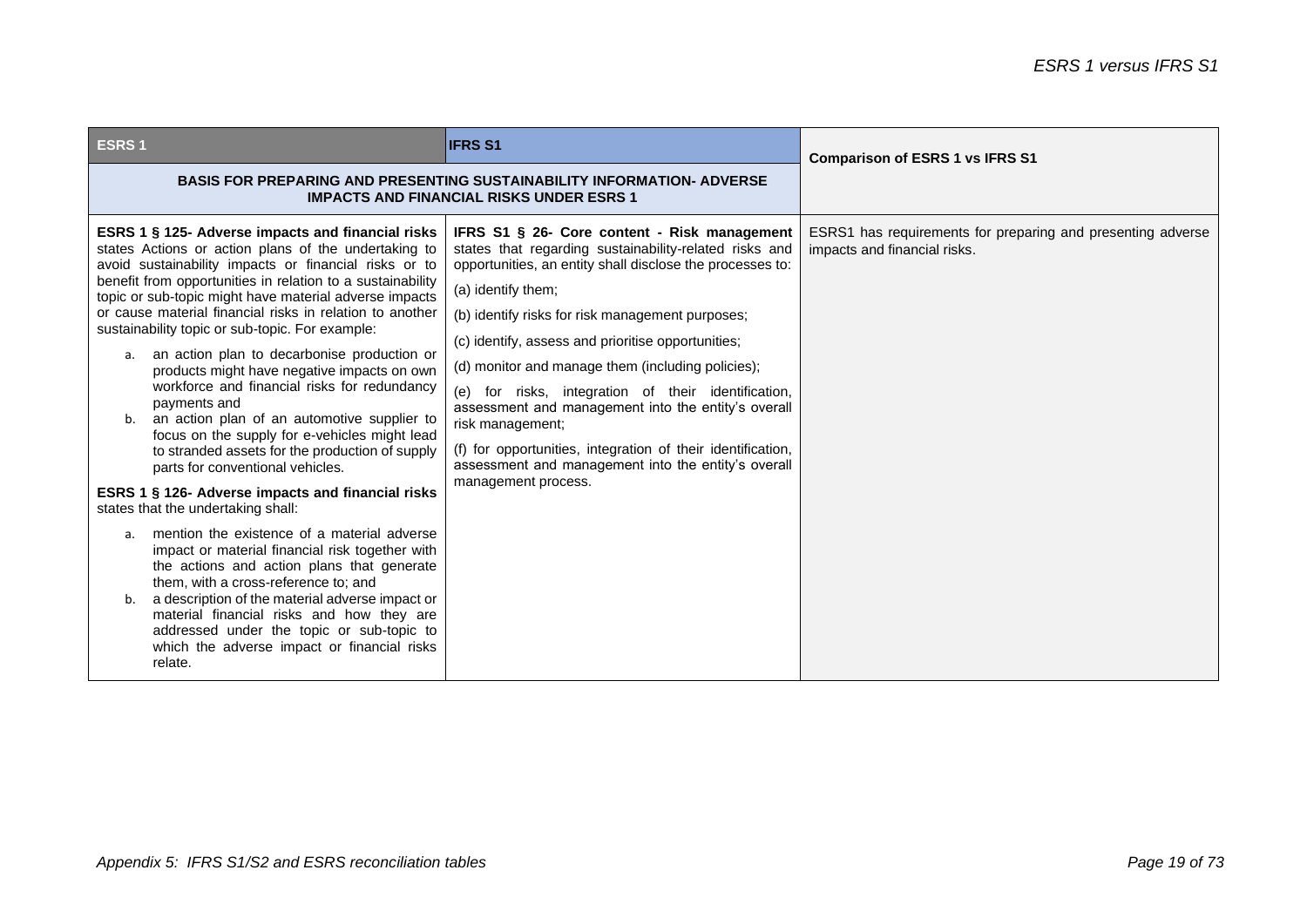| ESRS 1 | IFRS S1 | Comparison of ESRS 1 vs IFRS S1 |
|---|---|---|
| **BASIS FOR PREPARING AND PRESENTING SUSTAINABILITY INFORMATION- ADVERSE IMPACTS AND FINANCIAL RISKS UNDER ESRS 1** | | |
| **ESRS 1 § 125- Adverse impacts and financial risks** states Actions or action plans of the undertaking to avoid sustainability impacts or financial risks or to benefit from opportunities in relation to a sustainability topic or sub-topic might have material adverse impacts or cause material financial risks in relation to another sustainability topic or sub-topic. For example:<br>a. an action plan to decarbonise production or products might have negative impacts on own workforce and financial risks for redundancy payments and<br>b. an action plan of an automotive supplier to focus on the supply for e-vehicles might lead to stranded assets for the production of supply parts for conventional vehicles.<br><br>**ESRS 1 § 126- Adverse impacts and financial risks** states that the undertaking shall:<br>a. mention the existence of a material adverse impact or material financial risk together with the actions and action plans that generate them, with a cross-reference to; and<br>b. a description of the material adverse impact or material financial risks and how they are addressed under the topic or sub-topic to which the adverse impact or financial risks relate. | **IFRS S1 § 26- Core content - Risk management** states that regarding sustainability-related risks and opportunities, an entity shall disclose the processes to:<br>(a) identify them;<br>(b) identify risks for risk management purposes;<br>(c) identify, assess and prioritise opportunities;<br>(d) monitor and manage them (including policies);<br>(e) for risks, integration of their identification, assessment and management into the entity's overall risk management;<br>(f) for opportunities, integration of their identification, assessment and management into the entity's overall management process. | ESRS1 has requirements for preparing and presenting adverse impacts and financial risks. |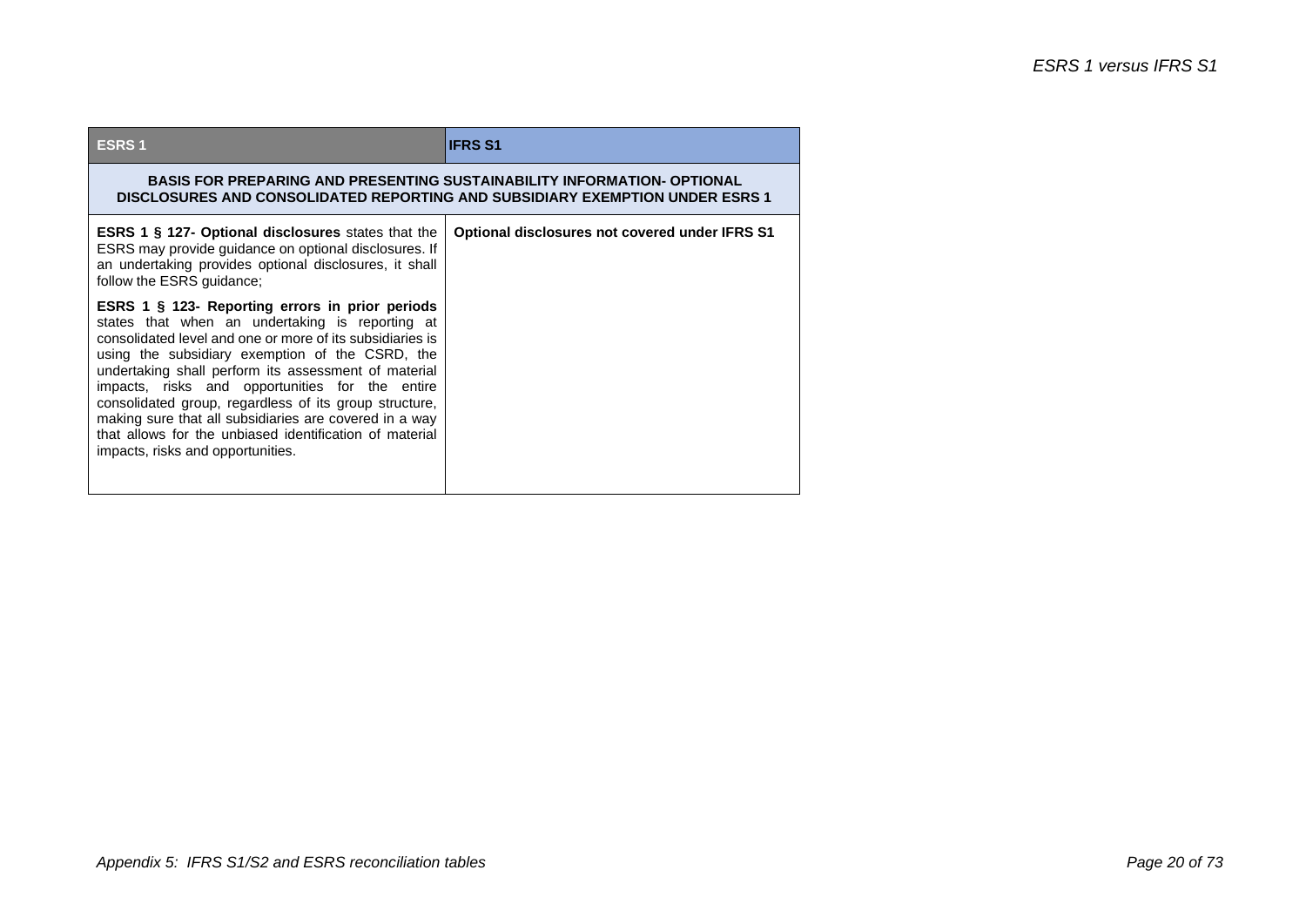| ESRS 1 | IFRS S1 |
| --- | --- |
| **BASIS FOR PREPARING AND PRESENTING SUSTAINABILITY INFORMATION- OPTIONAL DISCLOSURES AND CONSOLIDATED REPORTING AND SUBSIDIARY EXEMPTION UNDER ESRS 1** | |
| **ESRS 1 § 127- Optional disclosures** states that the ESRS may provide guidance on optional disclosures. If an undertaking provides optional disclosures, it shall follow the ESRS guidance;<br><br>**ESRS 1 § 123- Reporting errors in prior periods** states that when an undertaking is reporting at consolidated level and one or more of its subsidiaries is using the subsidiary exemption of the CSRD, the undertaking shall perform its assessment of material impacts, risks and opportunities for the entire consolidated group, regardless of its group structure, making sure that all subsidiaries are covered in a way that allows for the unbiased identification of material impacts, risks and opportunities. | **Optional disclosures not covered under IFRS S1** |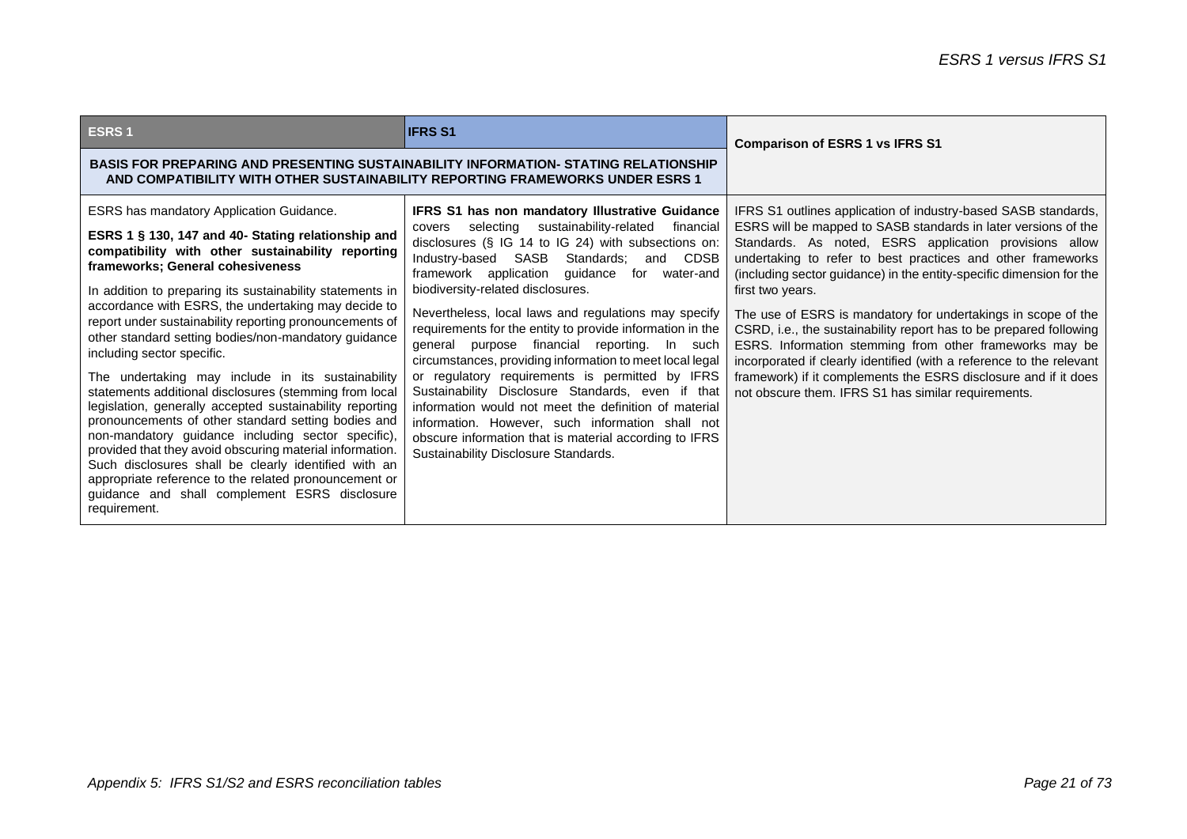| ESRS 1 | IFRS S1 | Comparison of ESRS 1 vs IFRS S1 |
|---|---|---|
| **BASIS FOR PREPARING AND PRESENTING SUSTAINABILITY INFORMATION- STATING RELATIONSHIP AND COMPATIBILITY WITH OTHER SUSTAINABILITY REPORTING FRAMEWORKS UNDER ESRS 1** | | |
| ESRS has mandatory Application Guidance.<br><br>**ESRS 1 § 130, 147 and 40- Stating relationship and compatibility with other sustainability reporting frameworks; General cohesiveness**<br><br>In addition to preparing its sustainability statements in accordance with ESRS, the undertaking may decide to report under sustainability reporting pronouncements of other standard setting bodies/non-mandatory guidance including sector specific.<br><br>The undertaking may include in its sustainability statements additional disclosures (stemming from local legislation, generally accepted sustainability reporting pronouncements of other standard setting bodies and non-mandatory guidance including sector specific), provided that they avoid obscuring material information. Such disclosures shall be clearly identified with an appropriate reference to the related pronouncement or guidance and shall complement ESRS disclosure requirement. | **IFRS S1 has non mandatory Illustrative Guidance** covers selecting sustainability-related financial disclosures (§ IG 14 to IG 24) with subsections on: Industry-based SASB Standards; and CDSB framework application guidance for water-and biodiversity-related disclosures.<br><br>Nevertheless, local laws and regulations may specify requirements for the entity to provide information in the general purpose financial reporting. In such circumstances, providing information to meet local legal or regulatory requirements is permitted by IFRS Sustainability Disclosure Standards, even if that information would not meet the definition of material information. However, such information shall not obscure information that is material according to IFRS Sustainability Disclosure Standards. | IFRS S1 outlines application of industry-based SASB standards, ESRS will be mapped to SASB standards in later versions of the Standards. As noted, ESRS application provisions allow undertaking to refer to best practices and other frameworks (including sector guidance) in the entity-specific dimension for the first two years.<br><br>The use of ESRS is mandatory for undertakings in scope of the CSRD, i.e., the sustainability report has to be prepared following ESRS. Information stemming from other frameworks may be incorporated if clearly identified (with a reference to the relevant framework) if it complements the ESRS disclosure and if it does not obscure them. IFRS S1 has similar requirements. |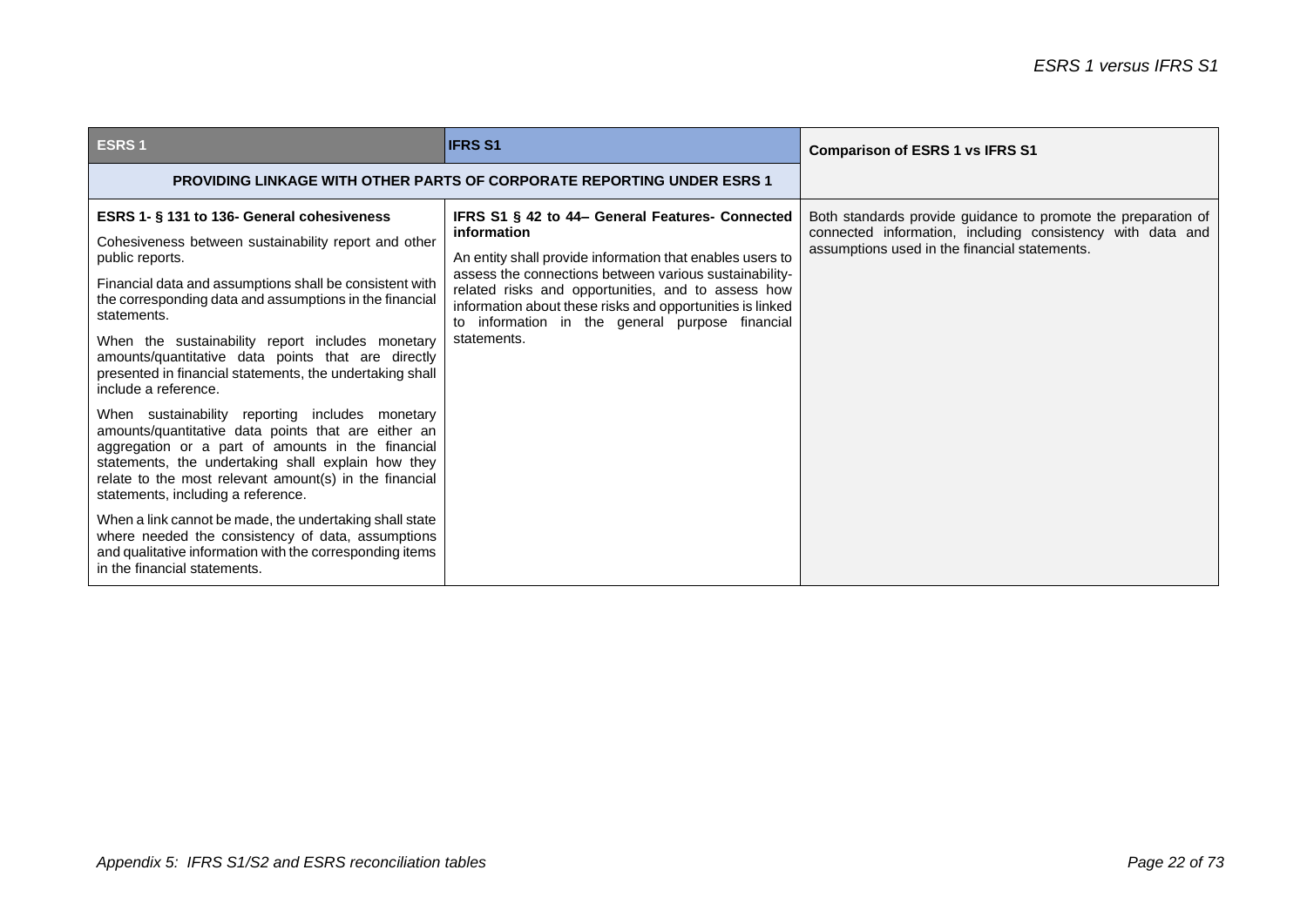| ESRS 1 | IFRS S1 | Comparison of ESRS 1 vs IFRS S1 |
|---|---|---|
| **PROVIDING LINKAGE WITH OTHER PARTS OF CORPORATE REPORTING UNDER ESRS 1** | | |
| **ESRS 1- § 131 to 136- General cohesiveness**<br><br>Cohesiveness between sustainability report and other public reports.<br><br>Financial data and assumptions shall be consistent with the corresponding data and assumptions in the financial statements.<br><br>When the sustainability report includes monetary amounts/quantitative data points that are directly presented in financial statements, the undertaking shall include a reference.<br><br>When sustainability reporting includes monetary amounts/quantitative data points that are either an aggregation or a part of amounts in the financial statements, the undertaking shall explain how they relate to the most relevant amount(s) in the financial statements, including a reference.<br><br>When a link cannot be made, the undertaking shall state where needed the consistency of data, assumptions and qualitative information with the corresponding items in the financial statements. | **IFRS S1 § 42 to 44– General Features- Connected information**<br><br>An entity shall provide information that enables users to assess the connections between various sustainability-related risks and opportunities, and to assess how information about these risks and opportunities is linked to information in the general purpose financial statements. | Both standards provide guidance to promote the preparation of connected information, including consistency with data and assumptions used in the financial statements. |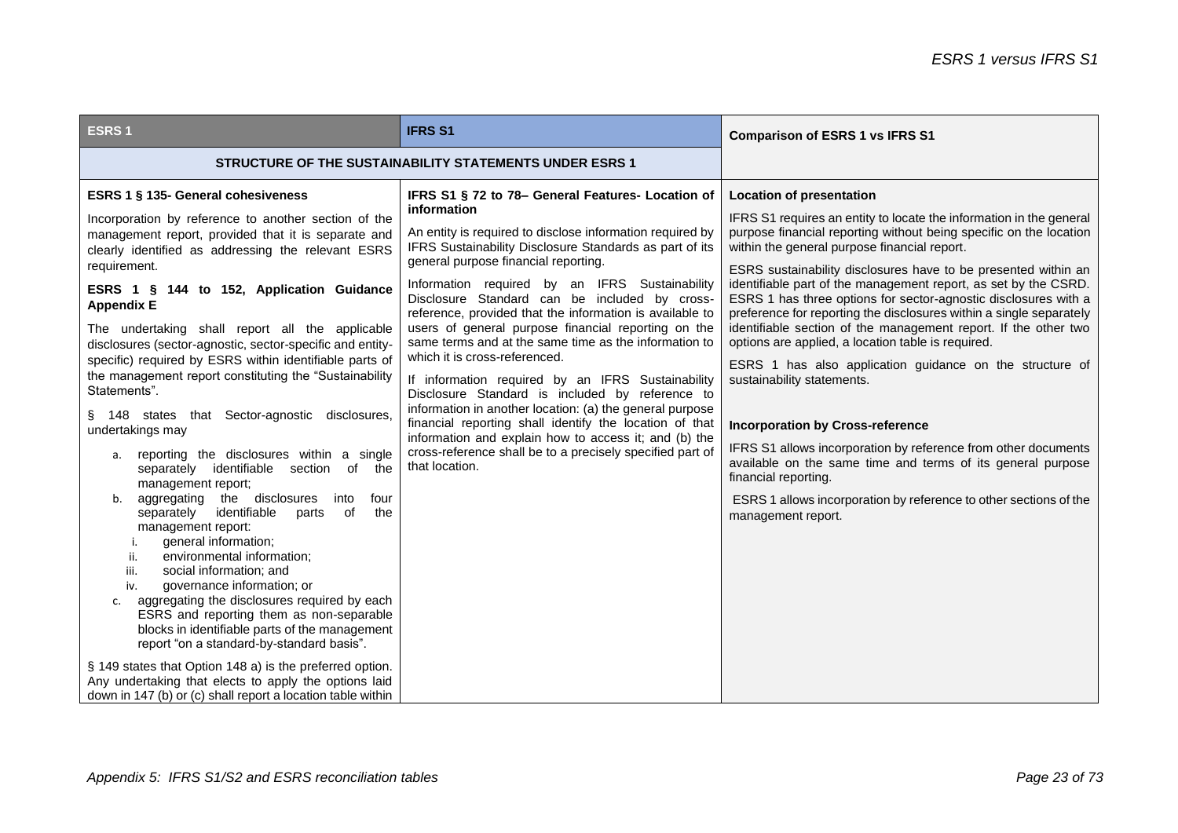| ESRS 1 | IFRS S1 | Comparison of ESRS 1 vs IFRS S1 |
|---|---|---|
| **STRUCTURE OF THE SUSTAINABILITY STATEMENTS UNDER ESRS 1** | | |
| **ESRS 1 § 135- General cohesiveness**<br><br>Incorporation by reference to another section of the management report, provided that it is separate and clearly identified as addressing the relevant ESRS requirement.<br><br>**ESRS 1 § 144 to 152, Application Guidance Appendix E**<br><br>The undertaking shall report all the applicable disclosures (sector-agnostic, sector-specific and entity-specific) required by ESRS within identifiable parts of the management report constituting the "Sustainability Statements".<br><br>§ 148 states that Sector-agnostic disclosures, undertakings may<br><br>a. reporting the disclosures within a single separately identifiable section of the management report;<br>b. aggregating the disclosures into four separately identifiable parts of the management report:<br>i. general information;<br>ii. environmental information;<br>iii. social information; and<br>iv. governance information; or<br>c. aggregating the disclosures required by each ESRS and reporting them as non-separable blocks in identifiable parts of the management report "on a standard-by-standard basis".<br><br>§ 149 states that Option 148 a) is the preferred option. Any undertaking that elects to apply the options laid down in 147 (b) or (c) shall report a location table within | **IFRS S1 § 72 to 78– General Features- Location of information**<br><br>An entity is required to disclose information required by IFRS Sustainability Disclosure Standards as part of its general purpose financial reporting.<br><br>Information required by an IFRS Sustainability Disclosure Standard can be included by cross-reference, provided that the information is available to users of general purpose financial reporting on the same terms and at the same time as the information to which it is cross-referenced.<br><br>If information required by an IFRS Sustainability Disclosure Standard is included by reference to information in another location: (a) the general purpose financial reporting shall identify the location of that information and explain how to access it; and (b) the cross-reference shall be to a precisely specified part of that location. | **Location of presentation**<br><br>IFRS S1 requires an entity to locate the information in the general purpose financial reporting without being specific on the location within the general purpose financial report.<br><br>ESRS sustainability disclosures have to be presented within an identifiable part of the management report, as set by the CSRD. ESRS 1 has three options for sector-agnostic disclosures with a preference for reporting the disclosures within a single separately identifiable section of the management report. If the other two options are applied, a location table is required.<br><br>ESRS 1 has also application guidance on the structure of sustainability statements.<br><br>**Incorporation by Cross-reference**<br><br>IFRS S1 allows incorporation by reference from other documents available on the same time and terms of its general purpose financial reporting.<br><br>ESRS 1 allows incorporation by reference to other sections of the management report. |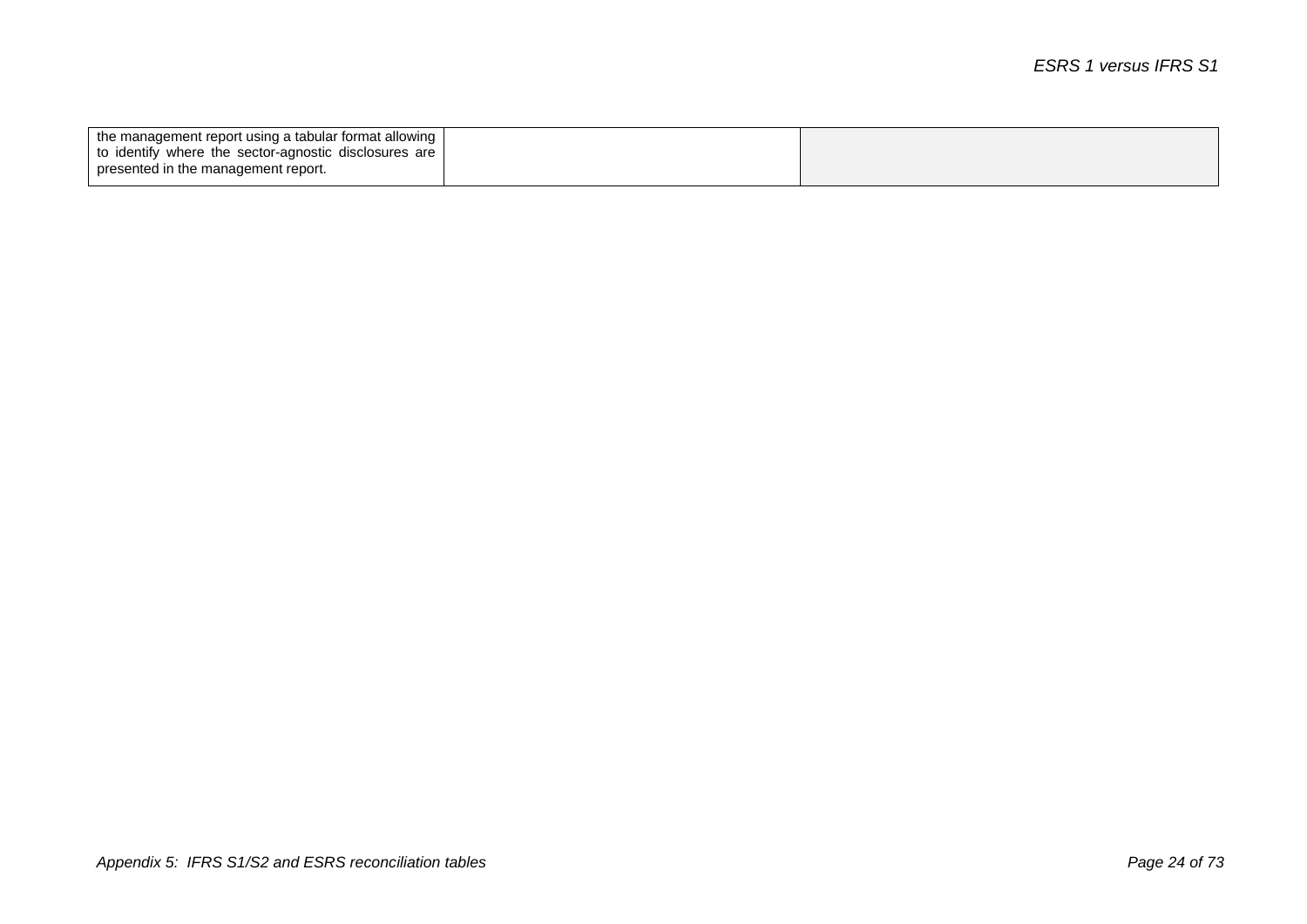| | | |
|---|---|---|
| the management report using a tabular format allowing to identify where the sector-agnostic disclosures are presented in the management report. | | |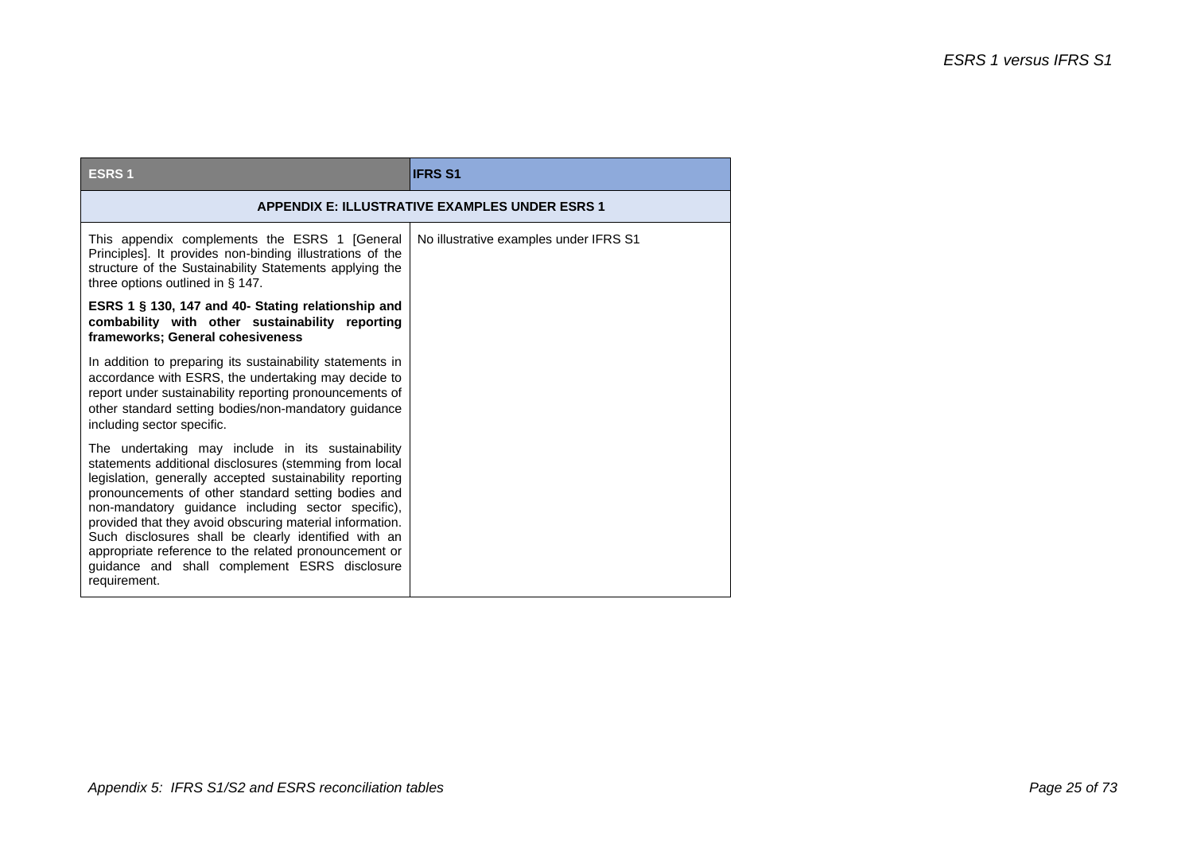| ESRS 1 | IFRS S1 |
|---|---|
| **APPENDIX E: ILLUSTRATIVE EXAMPLES UNDER ESRS 1** | |
| This appendix complements the ESRS 1 [General Principles]. It provides non-binding illustrations of the structure of the Sustainability Statements applying the three options outlined in § 147.<br><br>**ESRS 1 § 130, 147 and 40- Stating relationship and combability with other sustainability reporting frameworks; General cohesiveness**<br><br>In addition to preparing its sustainability statements in accordance with ESRS, the undertaking may decide to report under sustainability reporting pronouncements of other standard setting bodies/non-mandatory guidance including sector specific.<br><br>The undertaking may include in its sustainability statements additional disclosures (stemming from local legislation, generally accepted sustainability reporting pronouncements of other standard setting bodies and non-mandatory guidance including sector specific), provided that they avoid obscuring material information. Such disclosures shall be clearly identified with an appropriate reference to the related pronouncement or guidance and shall complement ESRS disclosure requirement. | No illustrative examples under IFRS S1 |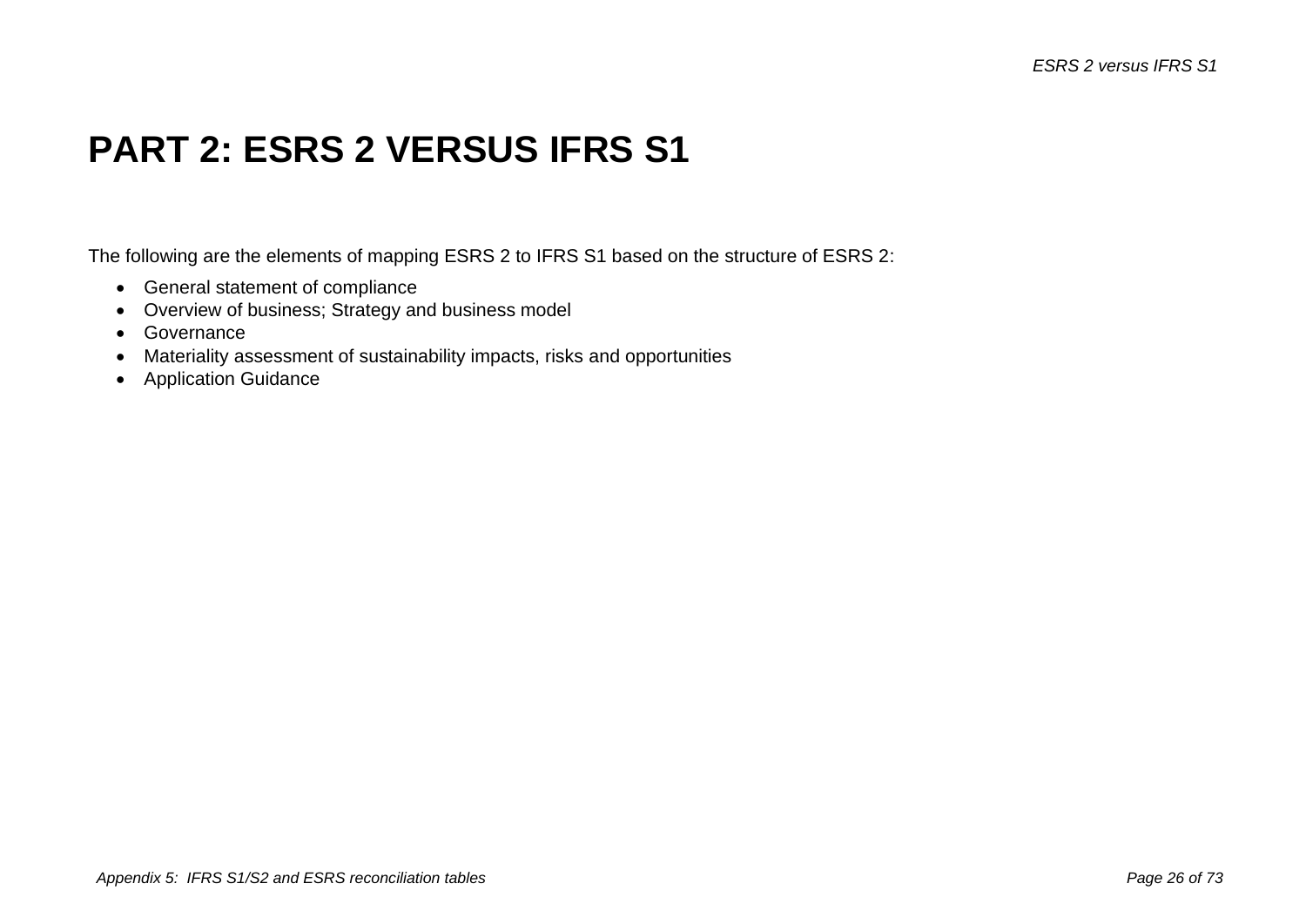# PART 2: ESRS 2 VERSUS IFRS S1

The following are the elements of mapping ESRS 2 to IFRS S1 based on the structure of ESRS 2:

- General statement of compliance
- Overview of business; Strategy and business model
- Governance
- Materiality assessment of sustainability impacts, risks and opportunities
- Application Guidance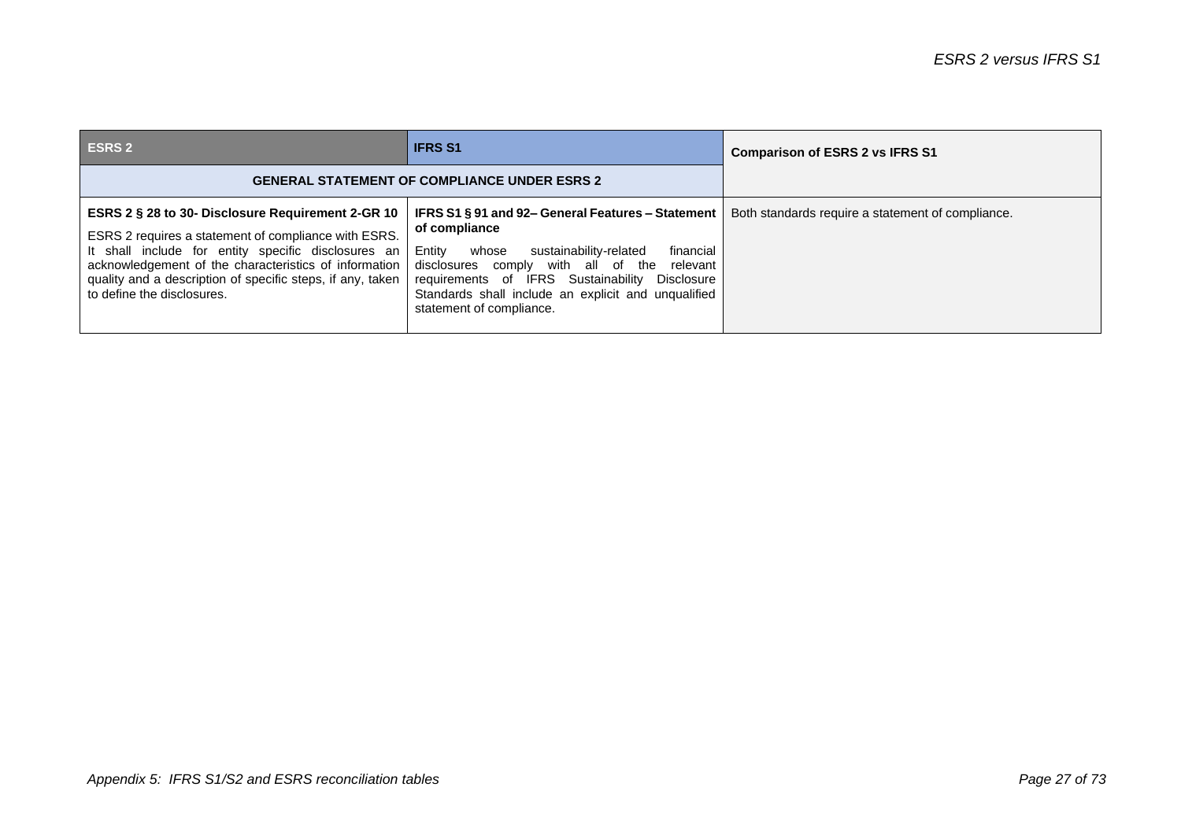| ESRS 2 | IFRS S1 | Comparison of ESRS 2 vs IFRS S1 |
| --- | --- | --- |
| **GENERAL STATEMENT OF COMPLIANCE UNDER ESRS 2** | | |
| **ESRS 2 § 28 to 30- Disclosure Requirement 2-GR 10**<br>ESRS 2 requires a statement of compliance with ESRS. It shall include for entity specific disclosures an acknowledgement of the characteristics of information quality and a description of specific steps, if any, taken to define the disclosures. | **IFRS S1 § 91 and 92– General Features – Statement of compliance**<br>Entity whose sustainability-related financial disclosures comply with all of the relevant requirements of IFRS Sustainability Disclosure Standards shall include an explicit and unqualified statement of compliance. | Both standards require a statement of compliance. |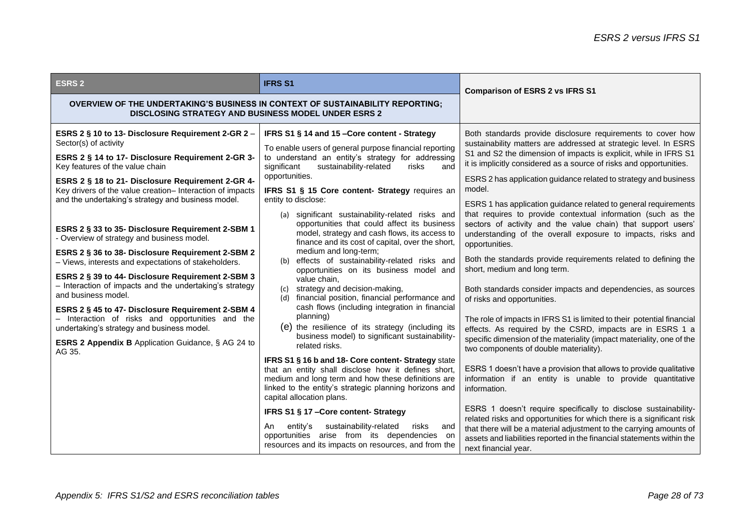| ESRS 2 | IFRS S1 | Comparison of ESRS 2 vs IFRS S1 |
|---|---|---|
| **OVERVIEW OF THE UNDERTAKING'S BUSINESS IN CONTEXT OF SUSTAINABILITY REPORTING; DISCLOSING STRATEGY AND BUSINESS MODEL UNDER ESRS 2** | | |
| **ESRS 2 § 10 to 13- Disclosure Requirement 2-GR 2** – Sector(s) of activity<br><br>**ESRS 2 § 14 to 17- Disclosure Requirement 2-GR 3-** Key features of the value chain<br><br>**ESRS 2 § 18 to 21- Disclosure Requirement 2-GR 4-** Key drivers of the value creation– Interaction of impacts and the undertaking's strategy and business model.<br><br>**ESRS 2 § 33 to 35- Disclosure Requirement 2-SBM 1** - Overview of strategy and business model.<br><br>**ESRS 2 § 36 to 38- Disclosure Requirement 2-SBM 2** – Views, interests and expectations of stakeholders.<br><br>**ESRS 2 § 39 to 44- Disclosure Requirement 2-SBM 3** – Interaction of impacts and the undertaking's strategy and business model.<br><br>**ESRS 2 § 45 to 47- Disclosure Requirement 2-SBM 4** – Interaction of risks and opportunities and the undertaking's strategy and business model.<br><br>**ESRS 2 Appendix B** Application Guidance, § AG 24 to AG 35. | **IFRS S1 § 14 and 15 –Core content - Strategy**<br><br>To enable users of general purpose financial reporting to understand an entity's strategy for addressing significant sustainability-related risks and opportunities.<br><br>**IFRS S1 § 15 Core content- Strategy** requires an entity to disclose:<br><br>(a) significant sustainability-related risks and opportunities that could affect its business model, strategy and cash flows, its access to finance and its cost of capital, over the short, medium and long-term;<br>(b) effects of sustainability-related risks and opportunities on its business model and value chain,<br>(c) strategy and decision-making,<br>(d) financial position, financial performance and cash flows (including integration in financial planning)<br>(e) the resilience of its strategy (including its business model) to significant sustainability-related risks.<br><br>**IFRS S1 § 16 b and 18- Core content- Strategy** state that an entity shall disclose how it defines short, medium and long term and how these definitions are linked to the entity's strategic planning horizons and capital allocation plans.<br><br>**IFRS S1 § 17 –Core content- Strategy**<br><br>An entity's sustainability-related risks and opportunities arise from its dependencies on resources and its impacts on resources, and from the | Both standards provide disclosure requirements to cover how sustainability matters are addressed at strategic level. In ESRS S1 and S2 the dimension of impacts is explicit, while in IFRS S1 it is implicitly considered as a source of risks and opportunities.<br><br>ESRS 2 has application guidance related to strategy and business model.<br><br>ESRS 1 has application guidance related to general requirements that requires to provide contextual information (such as the sectors of activity and the value chain) that support users' understanding of the overall exposure to impacts, risks and opportunities.<br><br>Both the standards provide requirements related to defining the short, medium and long term.<br><br>Both standards consider impacts and dependencies, as sources of risks and opportunities.<br><br>The role of impacts in IFRS S1 is limited to their potential financial effects. As required by the CSRD, impacts are in ESRS 1 a specific dimension of the materiality (impact materiality, one of the two components of double materiality).<br><br>ESRS 1 doesn't have a provision that allows to provide qualitative information if an entity is unable to provide quantitative information.<br><br>ESRS 1 doesn't require specifically to disclose sustainability-related risks and opportunities for which there is a significant risk that there will be a material adjustment to the carrying amounts of assets and liabilities reported in the financial statements within the next financial year. |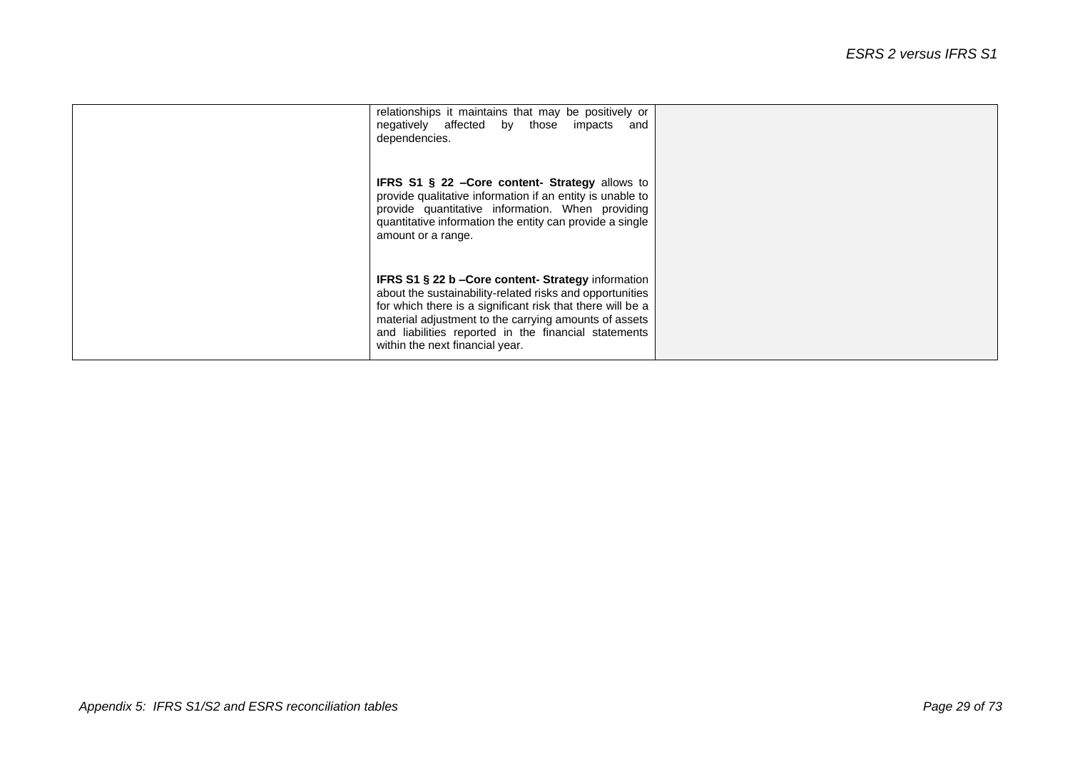| | | |
|---|---|---|
| | relationships it maintains that may be positively or negatively affected by those impacts and dependencies.<br><br>**IFRS S1 § 22 –Core content- Strategy** allows to provide qualitative information if an entity is unable to provide quantitative information. When providing quantitative information the entity can provide a single amount or a range.<br><br>**IFRS S1 § 22 b –Core content- Strategy** information about the sustainability-related risks and opportunities for which there is a significant risk that there will be a material adjustment to the carrying amounts of assets and liabilities reported in the financial statements within the next financial year. | |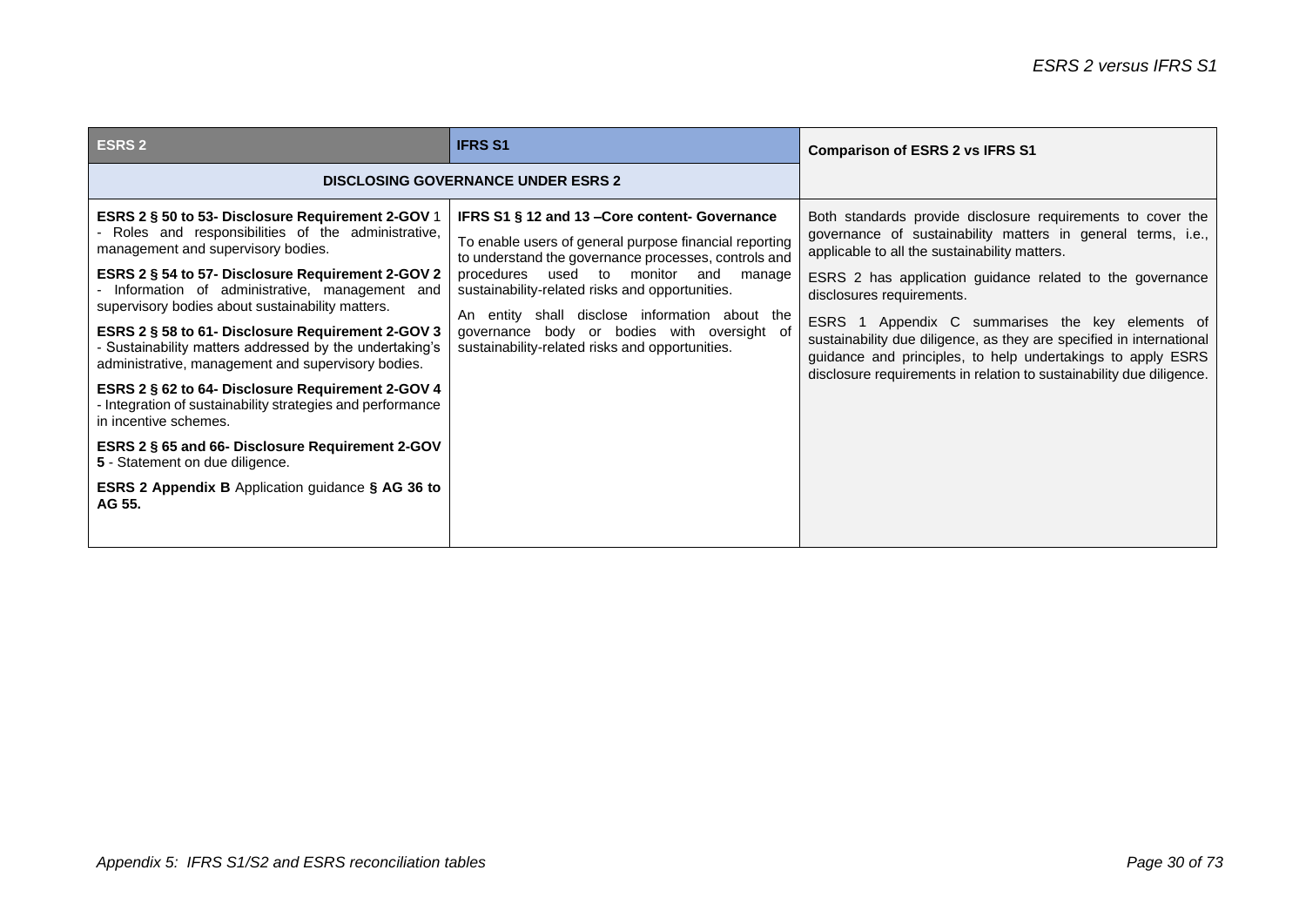| ESRS 2 | IFRS S1 | Comparison of ESRS 2 vs IFRS S1 |
| --- | --- | --- |
| **DISCLOSING GOVERNANCE UNDER ESRS 2** | | |
| **ESRS 2 § 50 to 53- Disclosure Requirement 2-GOV** 1 - Roles and responsibilities of the administrative, management and supervisory bodies.<br><br>**ESRS 2 § 54 to 57- Disclosure Requirement 2-GOV 2** - Information of administrative, management and supervisory bodies about sustainability matters.<br><br>**ESRS 2 § 58 to 61- Disclosure Requirement 2-GOV 3** - Sustainability matters addressed by the undertaking's administrative, management and supervisory bodies.<br><br>**ESRS 2 § 62 to 64- Disclosure Requirement 2-GOV 4** - Integration of sustainability strategies and performance in incentive schemes.<br><br>**ESRS 2 § 65 and 66- Disclosure Requirement 2-GOV 5** - Statement on due diligence.<br><br>**ESRS 2 Appendix B** Application guidance **§ AG 36 to AG 55.** | **IFRS S1 § 12 and 13 –Core content- Governance**<br><br>To enable users of general purpose financial reporting to understand the governance processes, controls and procedures used to monitor and manage sustainability-related risks and opportunities.<br><br>An entity shall disclose information about the governance body or bodies with oversight of sustainability-related risks and opportunities. | Both standards provide disclosure requirements to cover the governance of sustainability matters in general terms, i.e., applicable to all the sustainability matters.<br><br>ESRS 2 has application guidance related to the governance disclosures requirements.<br><br>ESRS 1 Appendix C summarises the key elements of sustainability due diligence, as they are specified in international guidance and principles, to help undertakings to apply ESRS disclosure requirements in relation to sustainability due diligence. |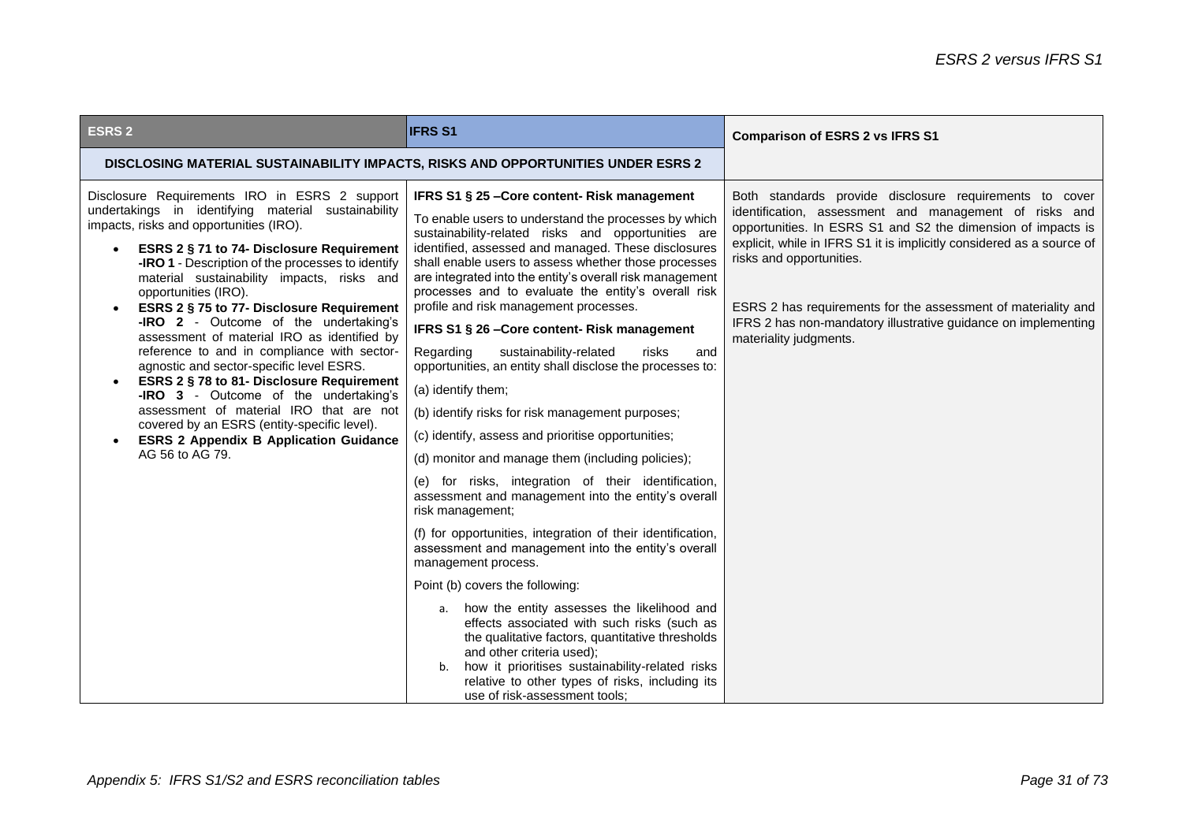| ESRS 2 | IFRS S1 | Comparison of ESRS 2 vs IFRS S1 |
|---|---|---|
| **DISCLOSING MATERIAL SUSTAINABILITY IMPACTS, RISKS AND OPPORTUNITIES UNDER ESRS 2** | | |
| Disclosure Requirements IRO in ESRS 2 support undertakings in identifying material sustainability impacts, risks and opportunities (IRO).<br>• **ESRS 2 § 71 to 74- Disclosure Requirement -IRO 1** - Description of the processes to identify material sustainability impacts, risks and opportunities (IRO).<br>• **ESRS 2 § 75 to 77- Disclosure Requirement -IRO 2** - Outcome of the undertaking's assessment of material IRO as identified by reference to and in compliance with sector-agnostic and sector-specific level ESRS.<br>• **ESRS 2 § 78 to 81- Disclosure Requirement -IRO 3** - Outcome of the undertaking's assessment of material IRO that are not covered by an ESRS (entity-specific level).<br>• **ESRS 2 Appendix B Application Guidance** AG 56 to AG 79. | **IFRS S1 § 25 –Core content- Risk management**<br>To enable users to understand the processes by which sustainability-related risks and opportunities are identified, assessed and managed. These disclosures shall enable users to assess whether those processes are integrated into the entity's overall risk management processes and to evaluate the entity's overall risk profile and risk management processes.<br>**IFRS S1 § 26 –Core content- Risk management**<br>Regarding sustainability-related risks and opportunities, an entity shall disclose the processes to:<br>(a) identify them;<br>(b) identify risks for risk management purposes;<br>(c) identify, assess and prioritise opportunities;<br>(d) monitor and manage them (including policies);<br>(e) for risks, integration of their identification, assessment and management into the entity's overall risk management;<br>(f) for opportunities, integration of their identification, assessment and management into the entity's overall management process.<br>Point (b) covers the following:<br>a. how the entity assesses the likelihood and effects associated with such risks (such as the qualitative factors, quantitative thresholds and other criteria used);<br>b. how it prioritises sustainability-related risks relative to other types of risks, including its use of risk-assessment tools; | Both standards provide disclosure requirements to cover identification, assessment and management of risks and opportunities. In ESRS S1 and S2 the dimension of impacts is explicit, while in IFRS S1 it is implicitly considered as a source of risks and opportunities.<br><br>ESRS 2 has requirements for the assessment of materiality and IFRS 2 has non-mandatory illustrative guidance on implementing materiality judgments. |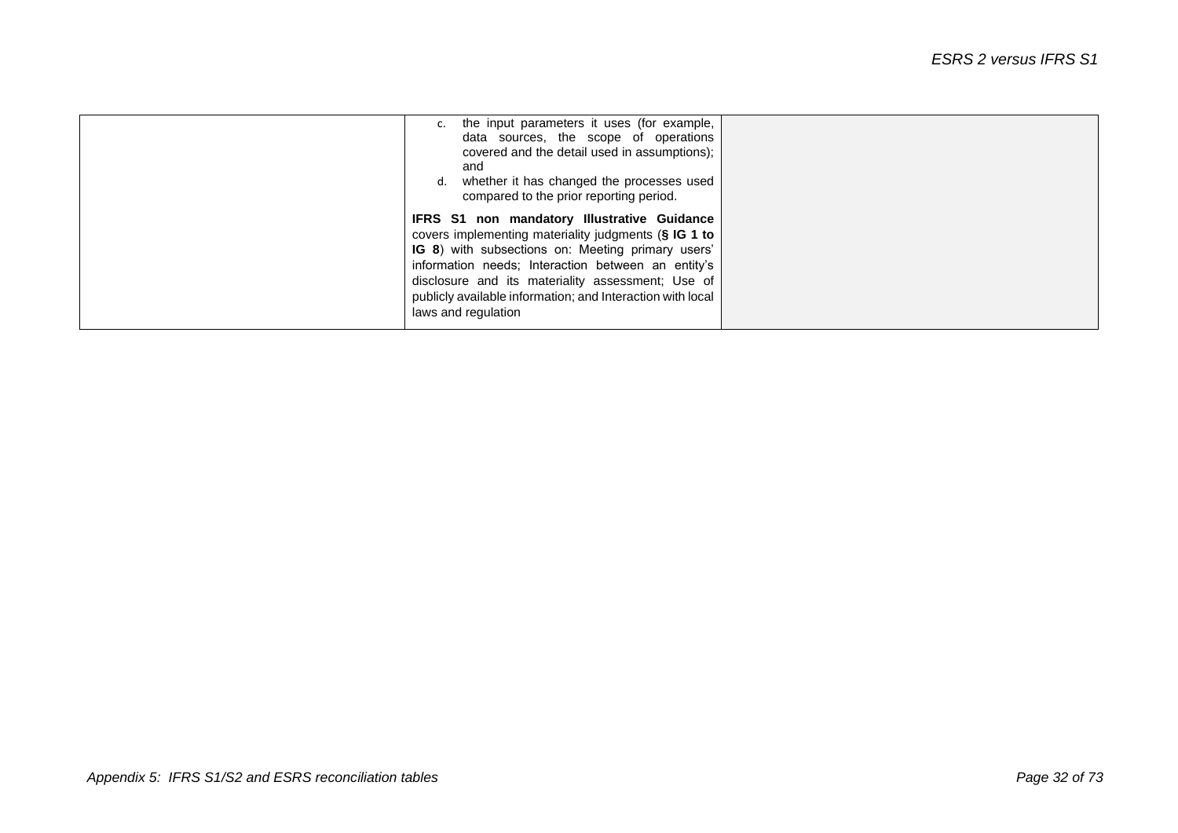| | | |
|---|---|---|
| | c. the input parameters it uses (for example, data sources, the scope of operations covered and the detail used in assumptions); and<br>d. whether it has changed the processes used compared to the prior reporting period.<br><br>**IFRS S1 non mandatory Illustrative Guidance** covers implementing materiality judgments (**§ IG 1 to IG 8**) with subsections on: Meeting primary users' information needs; Interaction between an entity's disclosure and its materiality assessment; Use of publicly available information; and Interaction with local laws and regulation | |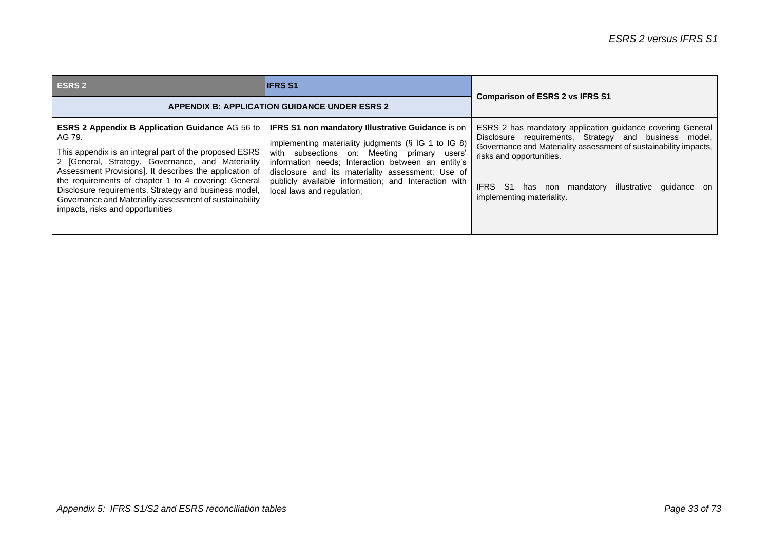| ESRS 2 | IFRS S1 | Comparison of ESRS 2 vs IFRS S1 |
|---|---|---|
| **APPENDIX B: APPLICATION GUIDANCE UNDER ESRS 2** | | |
| **ESRS 2 Appendix B Application Guidance** AG 56 to AG 79.<br><br>This appendix is an integral part of the proposed ESRS 2 [General, Strategy, Governance, and Materiality Assessment Provisions]. It describes the application of the requirements of chapter 1 to 4 covering: General Disclosure requirements, Strategy and business model, Governance and Materiality assessment of sustainability impacts, risks and opportunities | **IFRS S1 non mandatory Illustrative Guidance** is on implementing materiality judgments (§ IG 1 to IG 8) with subsections on: Meeting primary users' information needs; Interaction between an entity's disclosure and its materiality assessment; Use of publicly available information; and Interaction with local laws and regulation; | ESRS 2 has mandatory application guidance covering General Disclosure requirements, Strategy and business model, Governance and Materiality assessment of sustainability impacts, risks and opportunities.<br><br>IFRS S1 has non mandatory illustrative guidance on implementing materiality. |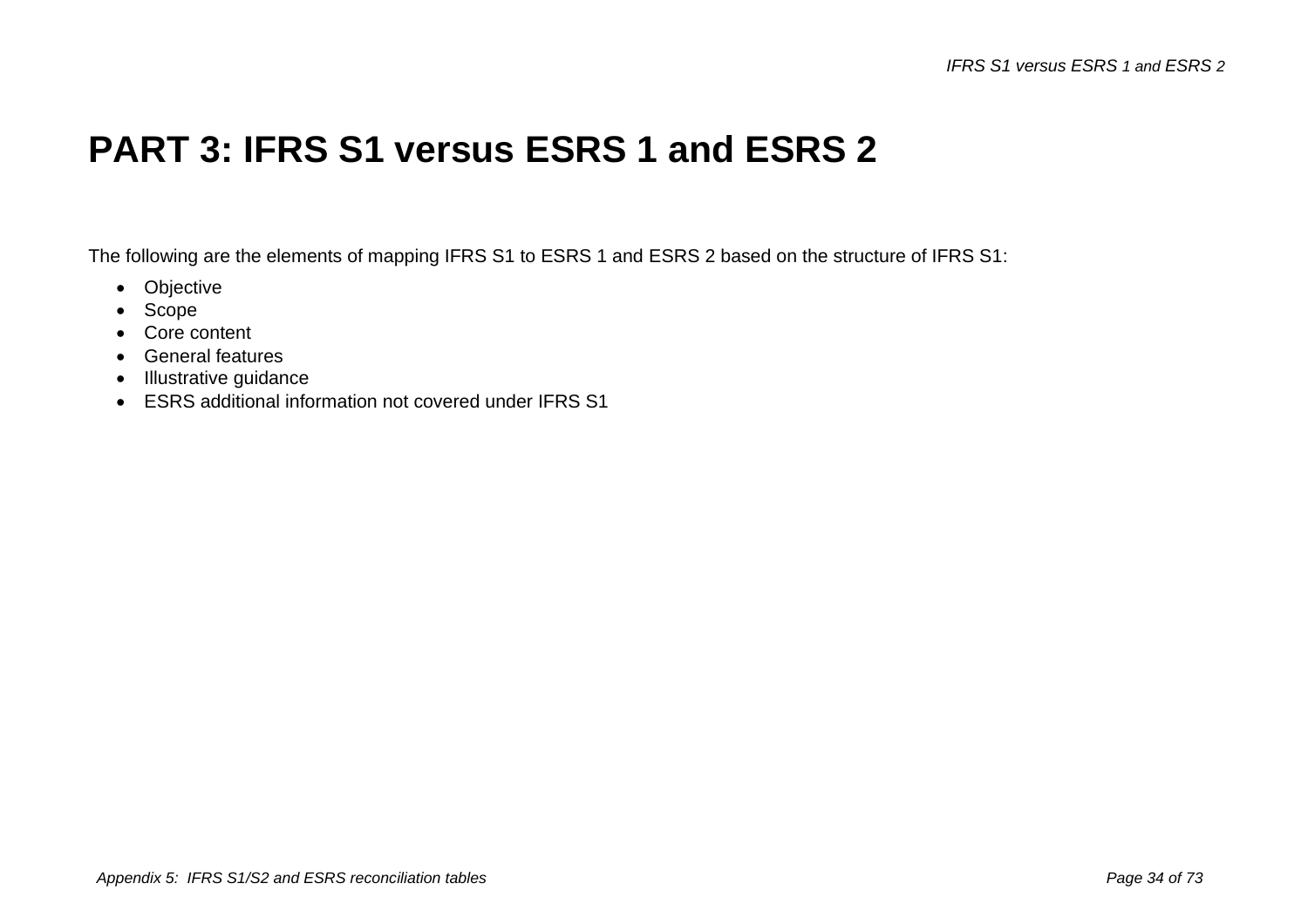# PART 3: IFRS S1 versus ESRS 1 and ESRS 2

The following are the elements of mapping IFRS S1 to ESRS 1 and ESRS 2 based on the structure of IFRS S1:

- Objective
- Scope
- Core content
- General features
- Illustrative guidance
- ESRS additional information not covered under IFRS S1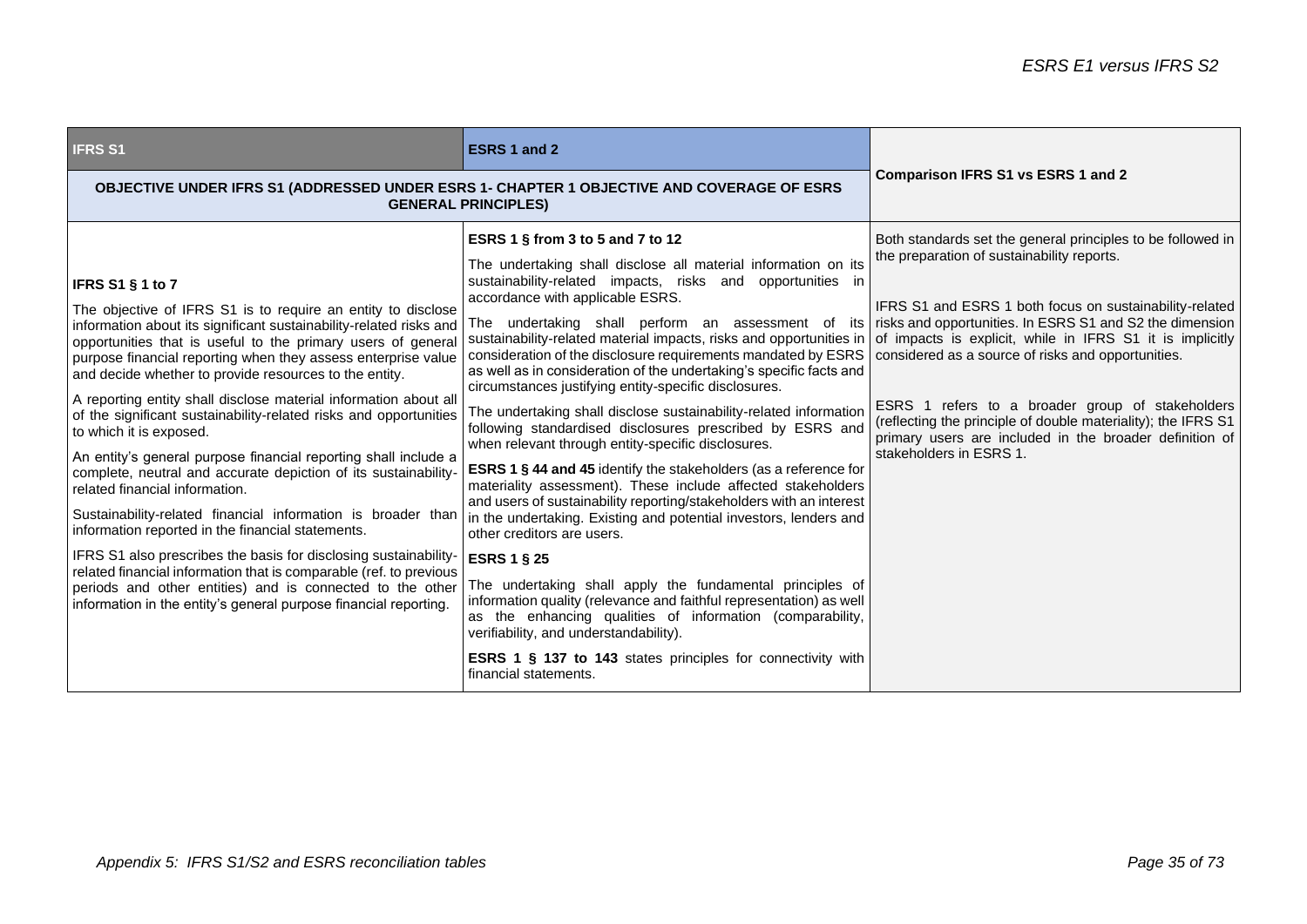| IFRS S1 | ESRS 1 and 2 | Comparison IFRS S1 vs ESRS 1 and 2 |
|---|---|---|
| **OBJECTIVE UNDER IFRS S1 (ADDRESSED UNDER ESRS 1- CHAPTER 1 OBJECTIVE AND COVERAGE OF ESRS GENERAL PRINCIPLES)** | | |
| **IFRS S1 § 1 to 7**<br><br>The objective of IFRS S1 is to require an entity to disclose information about its significant sustainability-related risks and opportunities that is useful to the primary users of general purpose financial reporting when they assess enterprise value and decide whether to provide resources to the entity.<br><br>A reporting entity shall disclose material information about all of the significant sustainability-related risks and opportunities to which it is exposed.<br><br>An entity's general purpose financial reporting shall include a complete, neutral and accurate depiction of its sustainability-related financial information.<br><br>Sustainability-related financial information is broader than information reported in the financial statements.<br><br>IFRS S1 also prescribes the basis for disclosing sustainability-related financial information that is comparable (ref. to previous periods and other entities) and is connected to the other information in the entity's general purpose financial reporting. | **ESRS 1 § from 3 to 5 and 7 to 12**<br><br>The undertaking shall disclose all material information on its sustainability-related impacts, risks and opportunities in accordance with applicable ESRS.<br><br>The undertaking shall perform an assessment of its sustainability-related material impacts, risks and opportunities in consideration of the disclosure requirements mandated by ESRS as well as in consideration of the undertaking's specific facts and circumstances justifying entity-specific disclosures.<br><br>The undertaking shall disclose sustainability-related information following standardised disclosures prescribed by ESRS and when relevant through entity-specific disclosures.<br><br>**ESRS 1 § 44 and 45** identify the stakeholders (as a reference for materiality assessment). These include affected stakeholders and users of sustainability reporting/stakeholders with an interest in the undertaking. Existing and potential investors, lenders and other creditors are users.<br><br>**ESRS 1 § 25**<br><br>The undertaking shall apply the fundamental principles of information quality (relevance and faithful representation) as well as the enhancing qualities of information (comparability, verifiability, and understandability).<br><br>**ESRS 1 § 137 to 143** states principles for connectivity with financial statements. | Both standards set the general principles to be followed in the preparation of sustainability reports.<br><br>IFRS S1 and ESRS 1 both focus on sustainability-related risks and opportunities. In ESRS S1 and S2 the dimension of impacts is explicit, while in IFRS S1 it is implicitly considered as a source of risks and opportunities.<br><br>ESRS 1 refers to a broader group of stakeholders (reflecting the principle of double materiality); the IFRS S1 primary users are included in the broader definition of stakeholders in ESRS 1. |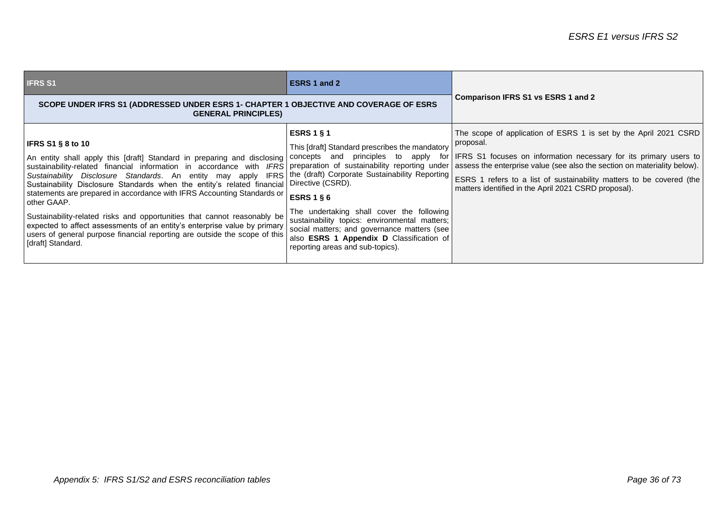| IFRS S1 | ESRS 1 and 2 | Comparison IFRS S1 vs ESRS 1 and 2 |
|---|---|---|
| **SCOPE UNDER IFRS S1 (ADDRESSED UNDER ESRS 1- CHAPTER 1 OBJECTIVE AND COVERAGE OF ESRS GENERAL PRINCIPLES)** | | |
| **IFRS S1 § 8 to 10**<br><br>An entity shall apply this [draft] Standard in preparing and disclosing sustainability-related financial information in accordance with *IFRS Sustainability Disclosure Standards*. An entity may apply IFRS Sustainability Disclosure Standards when the entity's related financial statements are prepared in accordance with IFRS Accounting Standards or other GAAP.<br><br>Sustainability-related risks and opportunities that cannot reasonably be expected to affect assessments of an entity's enterprise value by primary users of general purpose financial reporting are outside the scope of this [draft] Standard. | **ESRS 1 § 1**<br><br>This [draft] Standard prescribes the mandatory concepts and principles to apply for preparation of sustainability reporting under the (draft) Corporate Sustainability Reporting Directive (CSRD).<br><br>**ESRS 1 § 6**<br><br>The undertaking shall cover the following sustainability topics: environmental matters; social matters; and governance matters (see also **ESRS 1 Appendix D** Classification of reporting areas and sub-topics). | The scope of application of ESRS 1 is set by the April 2021 CSRD proposal.<br><br>IFRS S1 focuses on information necessary for its primary users to assess the enterprise value (see also the section on materiality below).<br><br>ESRS 1 refers to a list of sustainability matters to be covered (the matters identified in the April 2021 CSRD proposal). |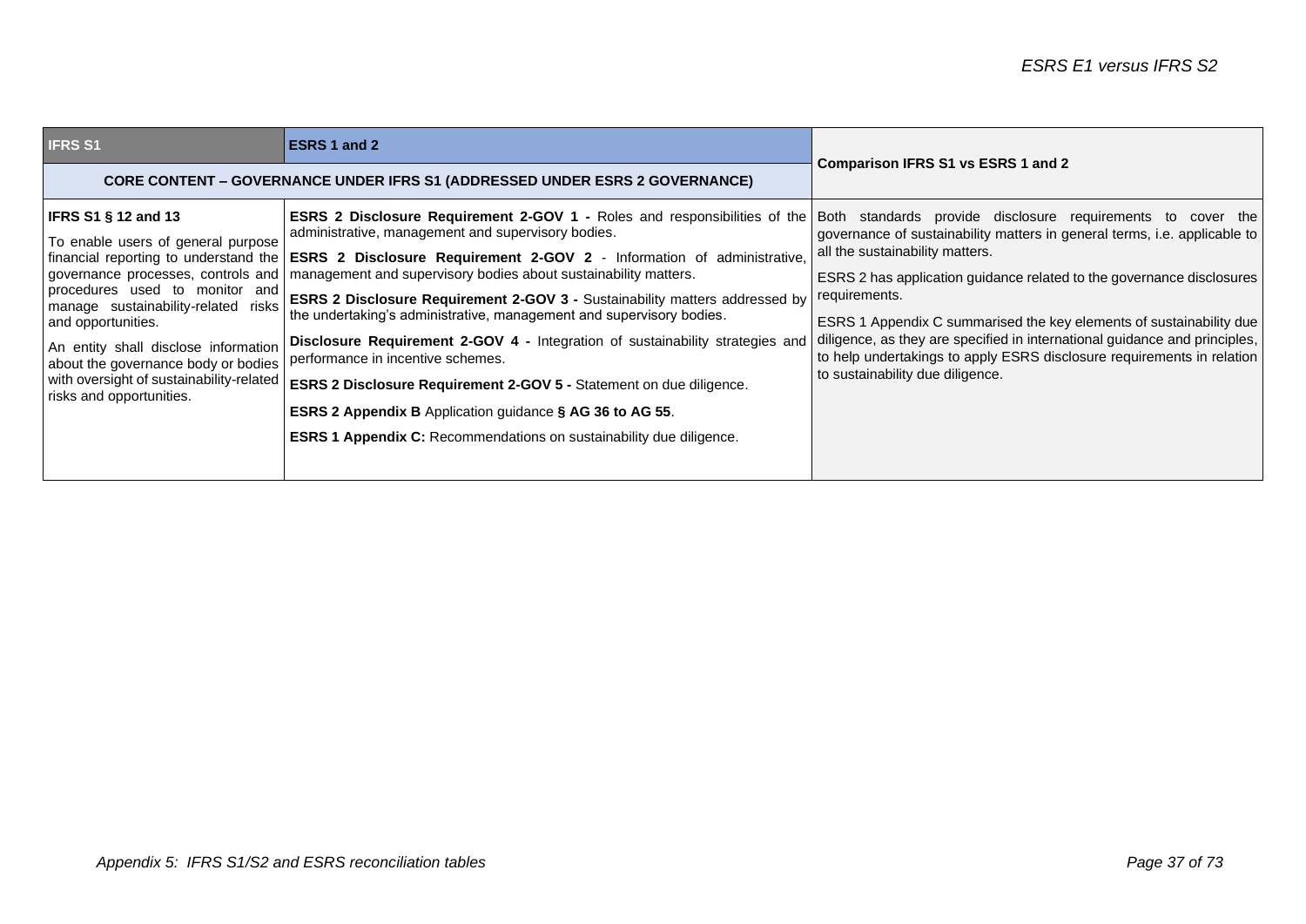| IFRS S1 | ESRS 1 and 2 | Comparison IFRS S1 vs ESRS 1 and 2 |
|---|---|---|
| **CORE CONTENT – GOVERNANCE UNDER IFRS S1 (ADDRESSED UNDER ESRS 2 GOVERNANCE)** | | |
| **IFRS S1 § 12 and 13**<br><br>To enable users of general purpose financial reporting to understand the governance processes, controls and procedures used to monitor and manage sustainability-related risks and opportunities.<br><br>An entity shall disclose information about the governance body or bodies with oversight of sustainability-related risks and opportunities. | **ESRS 2 Disclosure Requirement 2-GOV 1 -** Roles and responsibilities of the administrative, management and supervisory bodies.<br><br>**ESRS 2 Disclosure Requirement 2-GOV 2** - Information of administrative, management and supervisory bodies about sustainability matters.<br><br>**ESRS 2 Disclosure Requirement 2-GOV 3 -** Sustainability matters addressed by the undertaking's administrative, management and supervisory bodies.<br><br>**Disclosure Requirement 2-GOV 4 -** Integration of sustainability strategies and performance in incentive schemes.<br><br>**ESRS 2 Disclosure Requirement 2-GOV 5 -** Statement on due diligence.<br><br>**ESRS 2 Appendix B** Application guidance **§ AG 36 to AG 55**.<br><br>**ESRS 1 Appendix C:** Recommendations on sustainability due diligence. | Both standards provide disclosure requirements to cover the governance of sustainability matters in general terms, i.e. applicable to all the sustainability matters.<br><br>ESRS 2 has application guidance related to the governance disclosures requirements.<br><br>ESRS 1 Appendix C summarised the key elements of sustainability due diligence, as they are specified in international guidance and principles, to help undertakings to apply ESRS disclosure requirements in relation to sustainability due diligence. |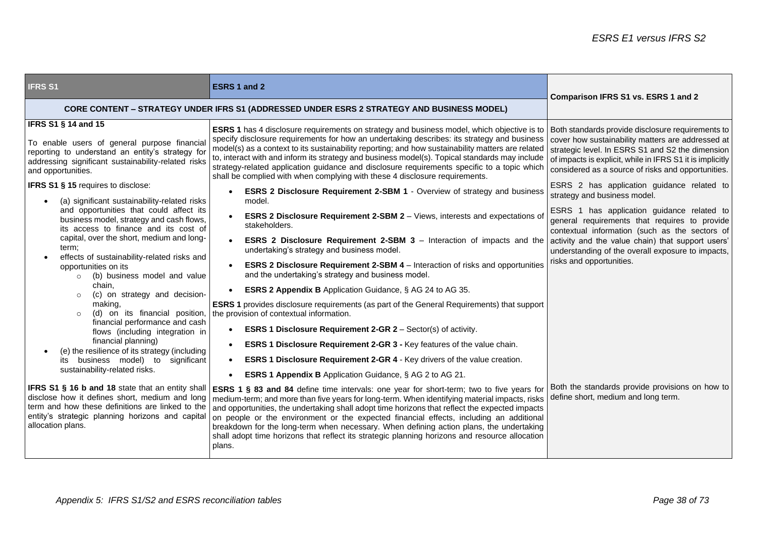| IFRS S1 | ESRS 1 and 2 | Comparison IFRS S1 vs. ESRS 1 and 2 |
|---|---|---|
| **CORE CONTENT – STRATEGY UNDER IFRS S1 (ADDRESSED UNDER ESRS 2 STRATEGY AND BUSINESS MODEL)** | | |
| **IFRS S1 § 14 and 15**<br><br>To enable users of general purpose financial reporting to understand an entity's strategy for addressing significant sustainability-related risks and opportunities.<br><br>**IFRS S1 § 15** requires to disclose:<br><br>• (a) significant sustainability-related risks and opportunities that could affect its business model, strategy and cash flows, its access to finance and its cost of capital, over the short, medium and long-term;<br>• effects of sustainability-related risks and opportunities on its<br>  ○ (b) business model and value chain,<br>  ○ (c) on strategy and decision-making,<br>  ○ (d) on its financial position, financial performance and cash flows (including integration in financial planning)<br>• (e) the resilience of its strategy (including its business model) to significant sustainability-related risks. | **ESRS 1** has 4 disclosure requirements on strategy and business model, which objective is to specify disclosure requirements for how an undertaking describes: its strategy and business model(s) as a context to its sustainability reporting; and how sustainability matters are related to, interact with and inform its strategy and business model(s). Topical standards may include strategy-related application guidance and disclosure requirements specific to a topic which shall be complied with when complying with these 4 disclosure requirements.<br><br>• **ESRS 2 Disclosure Requirement 2-SBM 1** - Overview of strategy and business model.<br>• **ESRS 2 Disclosure Requirement 2-SBM 2** – Views, interests and expectations of stakeholders.<br>• **ESRS 2 Disclosure Requirement 2-SBM 3** – Interaction of impacts and the undertaking's strategy and business model.<br>• **ESRS 2 Disclosure Requirement 2-SBM 4** – Interaction of risks and opportunities and the undertaking's strategy and business model.<br>• **ESRS 2 Appendix B** Application Guidance, § AG 24 to AG 35.<br><br>**ESRS 1** provides disclosure requirements (as part of the General Requirements) that support the provision of contextual information.<br><br>• **ESRS 1 Disclosure Requirement 2-GR 2** – Sector(s) of activity.<br>• **ESRS 1 Disclosure Requirement 2-GR 3 -** Key features of the value chain.<br>• **ESRS 1 Disclosure Requirement 2-GR 4** - Key drivers of the value creation.<br>• **ESRS 1 Appendix B** Application Guidance, § AG 2 to AG 21. | Both standards provide disclosure requirements to cover how sustainability matters are addressed at strategic level. In ESRS S1 and S2 the dimension of impacts is explicit, while in IFRS S1 it is implicitly considered as a source of risks and opportunities.<br><br>ESRS 2 has application guidance related to strategy and business model.<br><br>ESRS 1 has application guidance related to general requirements that requires to provide contextual information (such as the sectors of activity and the value chain) that support users' understanding of the overall exposure to impacts, risks and opportunities. |
| **IFRS S1 § 16 b and 18** state that an entity shall disclose how it defines short, medium and long term and how these definitions are linked to the entity's strategic planning horizons and capital allocation plans. | **ESRS 1 § 83 and 84** define time intervals: one year for short-term; two to five years for medium-term; and more than five years for long-term. When identifying material impacts, risks and opportunities, the undertaking shall adopt time horizons that reflect the expected impacts on people or the environment or the expected financial effects, including an additional breakdown for the long-term when necessary. When defining action plans, the undertaking shall adopt time horizons that reflect its strategic planning horizons and resource allocation plans. | Both the standards provide provisions on how to define short, medium and long term. |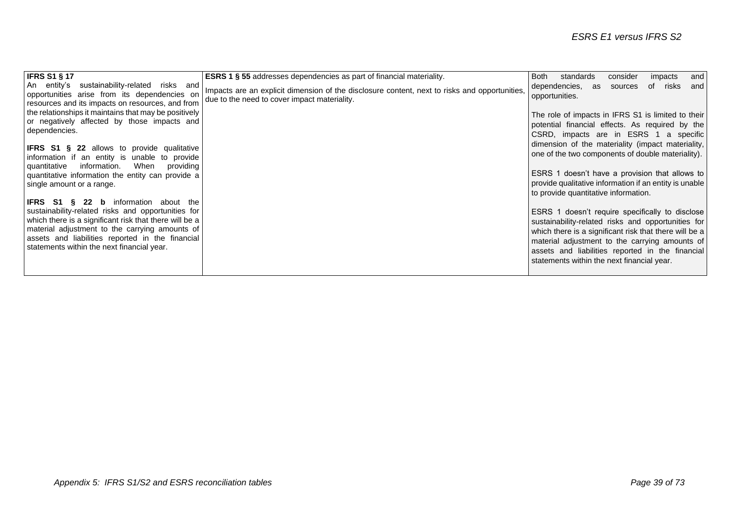| IFRS | ESRS | Comment |
|---|---|---|
| **IFRS S1 § 17**<br>An entity's sustainability-related risks and opportunities arise from its dependencies on resources and its impacts on resources, and from the relationships it maintains that may be positively or negatively affected by those impacts and dependencies.<br><br>**IFRS S1 § 22** allows to provide qualitative information if an entity is unable to provide quantitative information. When providing quantitative information the entity can provide a single amount or a range.<br><br>**IFRS S1 § 22 b** information about the sustainability-related risks and opportunities for which there is a significant risk that there will be a material adjustment to the carrying amounts of assets and liabilities reported in the financial statements within the next financial year. | **ESRS 1 § 55** addresses dependencies as part of financial materiality.<br><br>Impacts are an explicit dimension of the disclosure content, next to risks and opportunities, due to the need to cover impact materiality. | Both standards consider impacts and dependencies, as sources of risks and opportunities.<br><br>The role of impacts in IFRS S1 is limited to their potential financial effects. As required by the CSRD, impacts are in ESRS 1 a specific dimension of the materiality (impact materiality, one of the two components of double materiality).<br><br>ESRS 1 doesn't have a provision that allows to provide qualitative information if an entity is unable to provide quantitative information.<br><br>ESRS 1 doesn't require specifically to disclose sustainability-related risks and opportunities for which there is a significant risk that there will be a material adjustment to the carrying amounts of assets and liabilities reported in the financial statements within the next financial year. |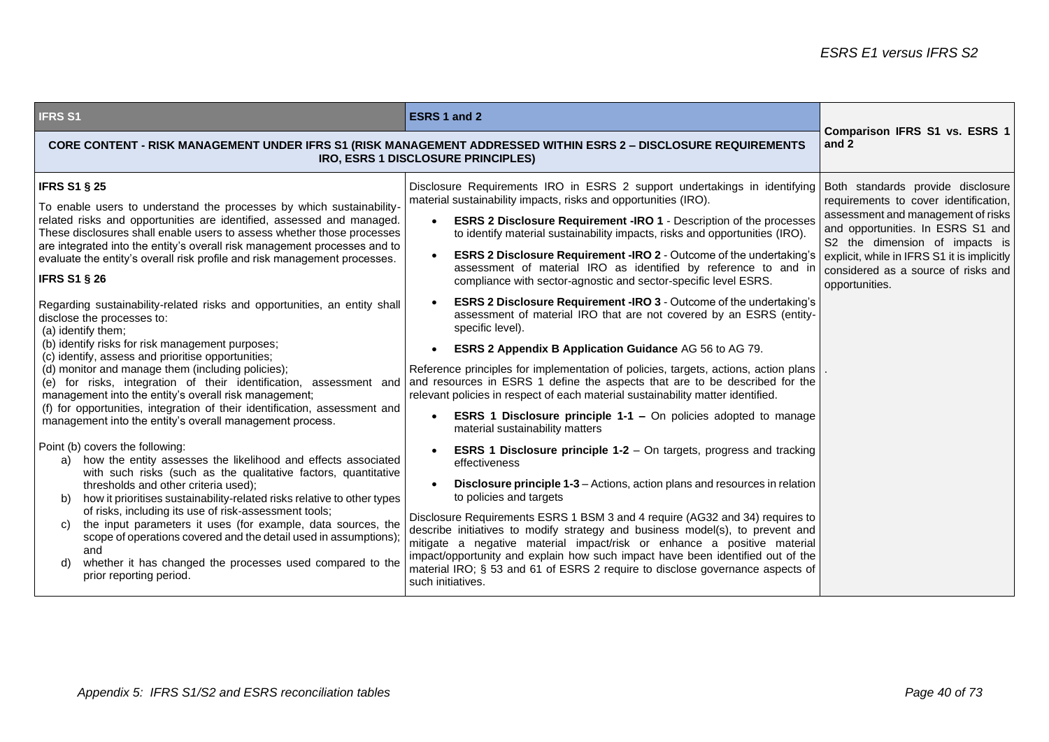| IFRS S1 | ESRS 1 and 2 | Comparison IFRS S1 vs. ESRS 1 and 2 |
|---|---|---|
| **CORE CONTENT - RISK MANAGEMENT UNDER IFRS S1 (RISK MANAGEMENT ADDRESSED WITHIN ESRS 2 – DISCLOSURE REQUIREMENTS IRO, ESRS 1 DISCLOSURE PRINCIPLES)** | | |
| **IFRS S1 § 25**<br><br>To enable users to understand the processes by which sustainability-related risks and opportunities are identified, assessed and managed. These disclosures shall enable users to assess whether those processes are integrated into the entity's overall risk management processes and to evaluate the entity's overall risk profile and risk management processes.<br><br>**IFRS S1 § 26**<br><br>Regarding sustainability-related risks and opportunities, an entity shall disclose the processes to:<br>(a) identify them;<br>(b) identify risks for risk management purposes;<br>(c) identify, assess and prioritise opportunities;<br>(d) monitor and manage them (including policies);<br>(e) for risks, integration of their identification, assessment and management into the entity's overall risk management;<br>(f) for opportunities, integration of their identification, assessment and management into the entity's overall management process.<br><br>Point (b) covers the following:<br>a) how the entity assesses the likelihood and effects associated with such risks (such as the qualitative factors, quantitative thresholds and other criteria used);<br>b) how it prioritises sustainability-related risks relative to other types of risks, including its use of risk-assessment tools;<br>c) the input parameters it uses (for example, data sources, the scope of operations covered and the detail used in assumptions); and<br>d) whether it has changed the processes used compared to the prior reporting period. | Disclosure Requirements IRO in ESRS 2 support undertakings in identifying material sustainability impacts, risks and opportunities (IRO).<br><br>• **ESRS 2 Disclosure Requirement -IRO 1** - Description of the processes to identify material sustainability impacts, risks and opportunities (IRO).<br>• **ESRS 2 Disclosure Requirement -IRO 2** - Outcome of the undertaking's assessment of material IRO as identified by reference to and in compliance with sector-agnostic and sector-specific level ESRS.<br>• **ESRS 2 Disclosure Requirement -IRO 3** - Outcome of the undertaking's assessment of material IRO that are not covered by an ESRS (entity-specific level).<br>• **ESRS 2 Appendix B Application Guidance** AG 56 to AG 79.<br><br>Reference principles for implementation of policies, targets, actions, action plans and resources in ESRS 1 define the aspects that are to be described for the relevant policies in respect of each material sustainability matter identified.<br><br>• **ESRS 1 Disclosure principle 1-1 –** On policies adopted to manage material sustainability matters<br>• **ESRS 1 Disclosure principle 1-2** – On targets, progress and tracking effectiveness<br>• **Disclosure principle 1-3** – Actions, action plans and resources in relation to policies and targets<br><br>Disclosure Requirements ESRS 1 BSM 3 and 4 require (AG32 and 34) requires to describe initiatives to modify strategy and business model(s), to prevent and mitigate a negative material impact/risk or enhance a positive material impact/opportunity and explain how such impact have been identified out of the material IRO; § 53 and 61 of ESRS 2 require to disclose governance aspects of such initiatives. | Both standards provide disclosure requirements to cover identification, assessment and management of risks and opportunities. In ESRS S1 and S2 the dimension of impacts is explicit, while in IFRS S1 it is implicitly considered as a source of risks and opportunities.<br><br>. |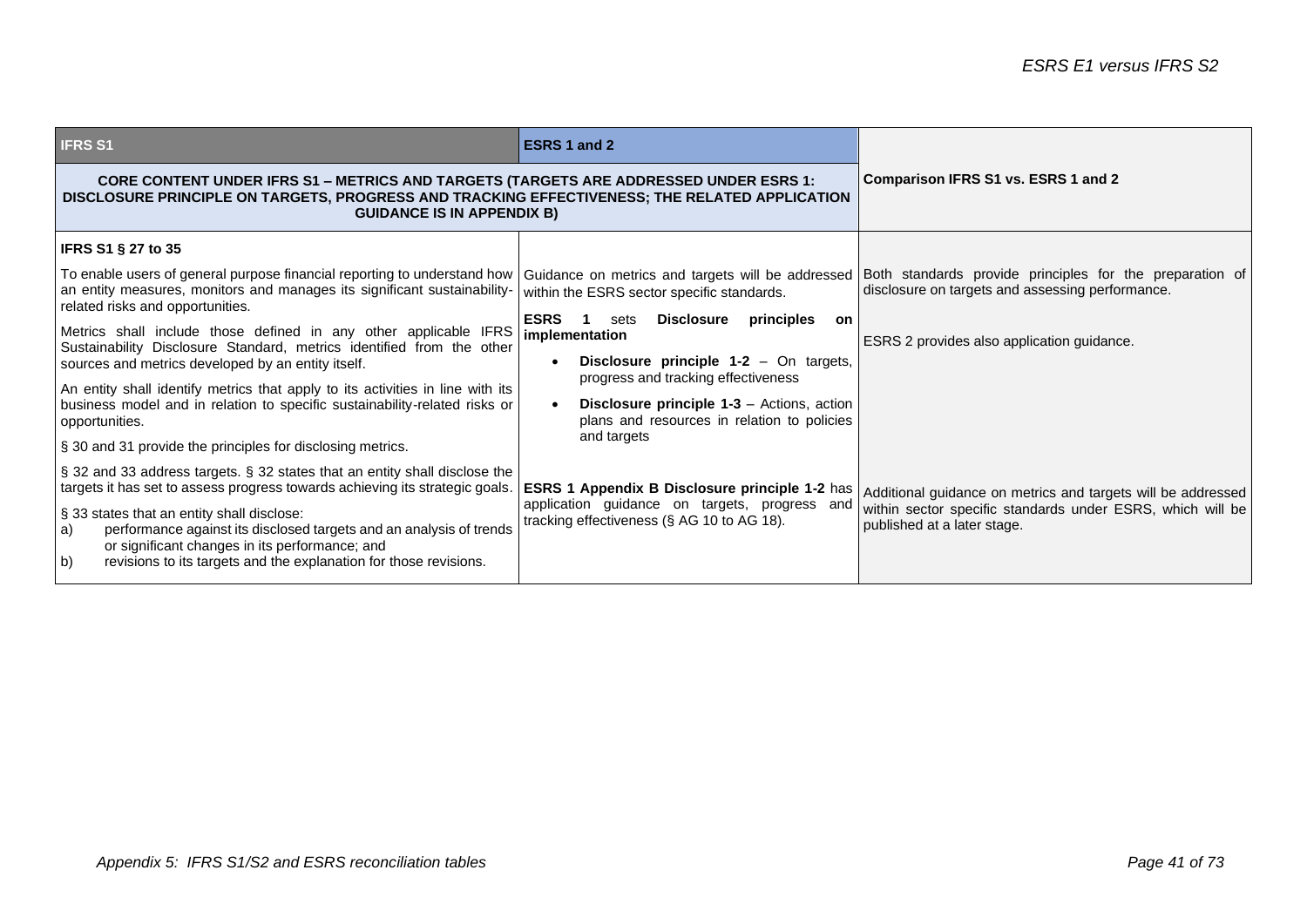| IFRS S1 | ESRS 1 and 2 | |
|---|---|---|
| **CORE CONTENT UNDER IFRS S1 – METRICS AND TARGETS (TARGETS ARE ADDRESSED UNDER ESRS 1: DISCLOSURE PRINCIPLE ON TARGETS, PROGRESS AND TRACKING EFFECTIVENESS; THE RELATED APPLICATION GUIDANCE IS IN APPENDIX B)** | | **Comparison IFRS S1 vs. ESRS 1 and 2** |
| **IFRS S1 § 27 to 35**<br><br>To enable users of general purpose financial reporting to understand how an entity measures, monitors and manages its significant sustainability-related risks and opportunities.<br><br>Metrics shall include those defined in any other applicable IFRS Sustainability Disclosure Standard, metrics identified from the other sources and metrics developed by an entity itself.<br><br>An entity shall identify metrics that apply to its activities in line with its business model and in relation to specific sustainability-related risks or opportunities.<br><br>§ 30 and 31 provide the principles for disclosing metrics.<br><br>§ 32 and 33 address targets. § 32 states that an entity shall disclose the targets it has set to assess progress towards achieving its strategic goals.<br><br>§ 33 states that an entity shall disclose:<br>a) performance against its disclosed targets and an analysis of trends or significant changes in its performance; and<br>b) revisions to its targets and the explanation for those revisions. | Guidance on metrics and targets will be addressed within the ESRS sector specific standards.<br><br>**ESRS 1** sets **Disclosure principles on implementation**<br>• **Disclosure principle 1-2** – On targets, progress and tracking effectiveness<br>• **Disclosure principle 1-3** – Actions, action plans and resources in relation to policies and targets<br><br>**ESRS 1 Appendix B Disclosure principle 1-2** has application guidance on targets, progress and tracking effectiveness (§ AG 10 to AG 18). | Both standards provide principles for the preparation of disclosure on targets and assessing performance.<br><br>ESRS 2 provides also application guidance.<br><br>Additional guidance on metrics and targets will be addressed within sector specific standards under ESRS, which will be published at a later stage. |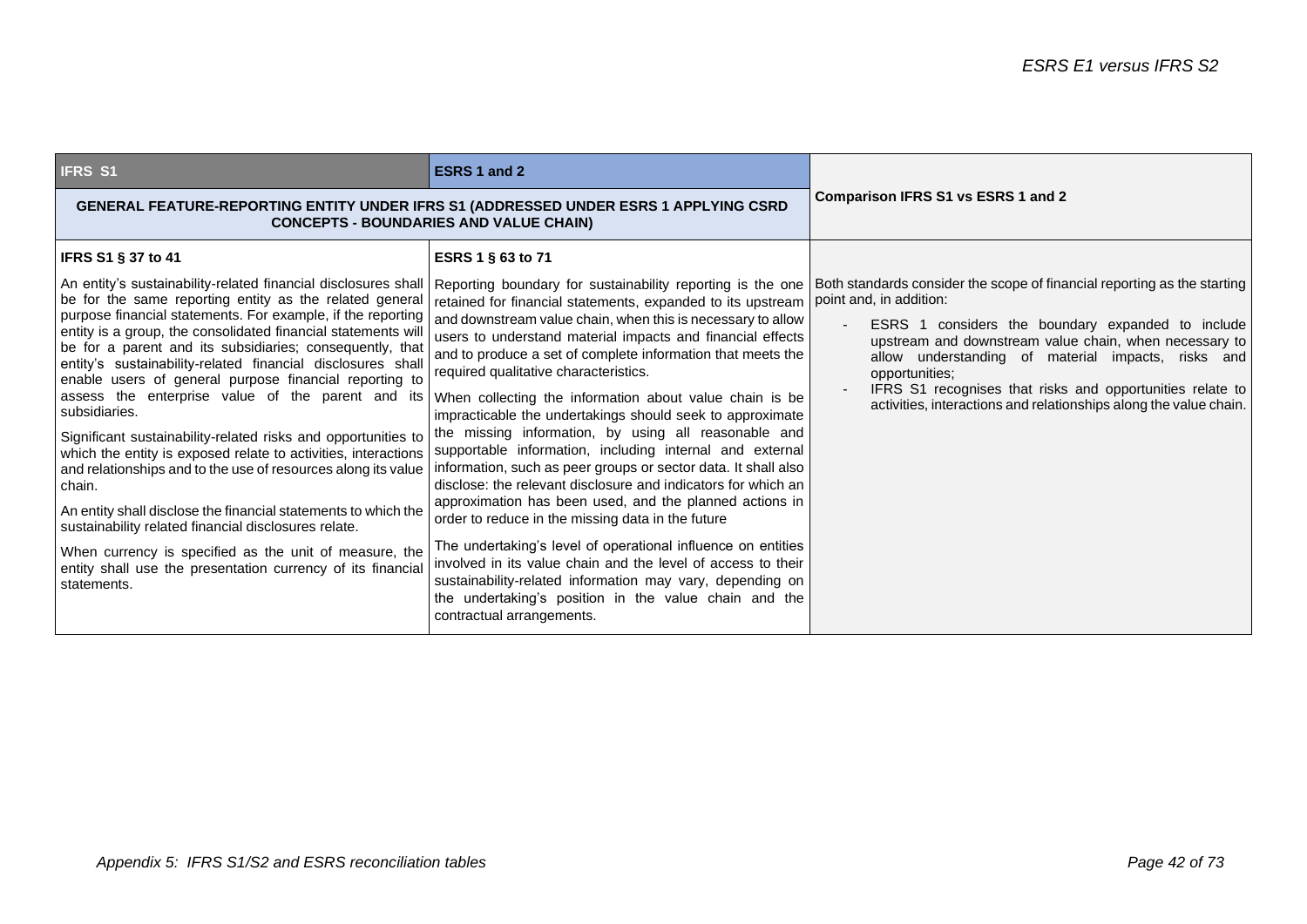| IFRS S1 | ESRS 1 and 2 | Comparison IFRS S1 vs ESRS 1 and 2 |
| --- | --- | --- |
| **GENERAL FEATURE-REPORTING ENTITY UNDER IFRS S1 (ADDRESSED UNDER ESRS 1 APPLYING CSRD CONCEPTS - BOUNDARIES AND VALUE CHAIN)** | | |
| **IFRS S1 § 37 to 41** | **ESRS 1 § 63 to 71** | |
| An entity's sustainability-related financial disclosures shall be for the same reporting entity as the related general purpose financial statements. For example, if the reporting entity is a group, the consolidated financial statements will be for a parent and its subsidiaries; consequently, that entity's sustainability-related financial disclosures shall enable users of general purpose financial reporting to assess the enterprise value of the parent and its subsidiaries.<br><br>Significant sustainability-related risks and opportunities to which the entity is exposed relate to activities, interactions and relationships and to the use of resources along its value chain.<br><br>An entity shall disclose the financial statements to which the sustainability related financial disclosures relate.<br><br>When currency is specified as the unit of measure, the entity shall use the presentation currency of its financial statements. | Reporting boundary for sustainability reporting is the one retained for financial statements, expanded to its upstream and downstream value chain, when this is necessary to allow users to understand material impacts and financial effects and to produce a set of complete information that meets the required qualitative characteristics.<br><br>When collecting the information about value chain is be impracticable the undertakings should seek to approximate the missing information, by using all reasonable and supportable information, including internal and external information, such as peer groups or sector data. It shall also disclose: the relevant disclosure and indicators for which an approximation has been used, and the planned actions in order to reduce in the missing data in the future<br><br>The undertaking's level of operational influence on entities involved in its value chain and the level of access to their sustainability-related information may vary, depending on the undertaking's position in the value chain and the contractual arrangements. | Both standards consider the scope of financial reporting as the starting point and, in addition:<br><br>- ESRS 1 considers the boundary expanded to include upstream and downstream value chain, when necessary to allow understanding of material impacts, risks and opportunities;<br>- IFRS S1 recognises that risks and opportunities relate to activities, interactions and relationships along the value chain. |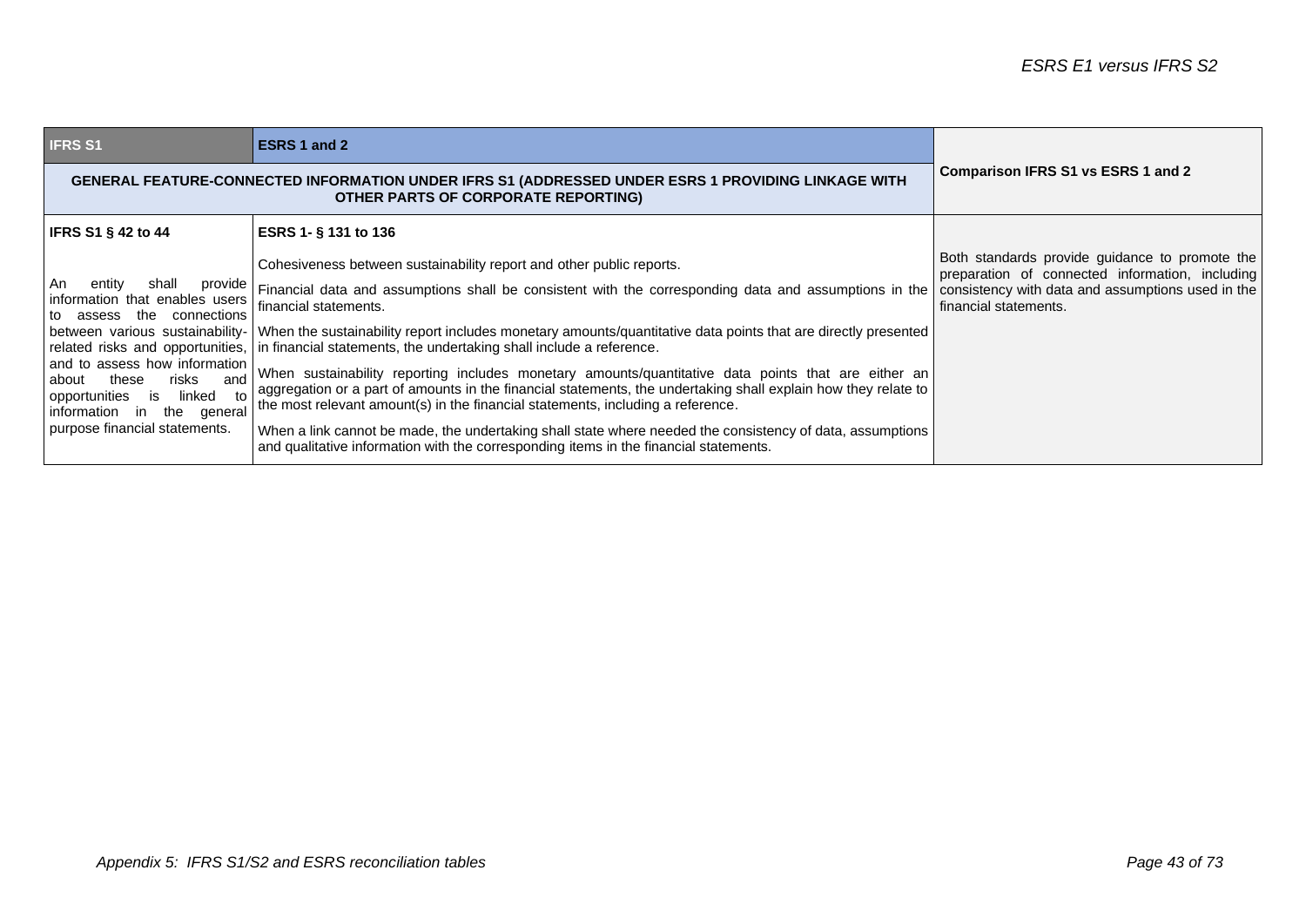| IFRS S1 | ESRS 1 and 2 | Comparison IFRS S1 vs ESRS 1 and 2 |
|---|---|---|
| **GENERAL FEATURE-CONNECTED INFORMATION UNDER IFRS S1 (ADDRESSED UNDER ESRS 1 PROVIDING LINKAGE WITH OTHER PARTS OF CORPORATE REPORTING)** | | |
| **IFRS S1 § 42 to 44**<br><br>An entity shall provide information that enables users to assess the connections between various sustainability-related risks and opportunities, and to assess how information about these risks and opportunities is linked to information in the general purpose financial statements. | **ESRS 1- § 131 to 136**<br><br>Cohesiveness between sustainability report and other public reports.<br><br>Financial data and assumptions shall be consistent with the corresponding data and assumptions in the financial statements.<br><br>When the sustainability report includes monetary amounts/quantitative data points that are directly presented in financial statements, the undertaking shall include a reference.<br><br>When sustainability reporting includes monetary amounts/quantitative data points that are either an aggregation or a part of amounts in the financial statements, the undertaking shall explain how they relate to the most relevant amount(s) in the financial statements, including a reference.<br><br>When a link cannot be made, the undertaking shall state where needed the consistency of data, assumptions and qualitative information with the corresponding items in the financial statements. | Both standards provide guidance to promote the preparation of connected information, including consistency with data and assumptions used in the financial statements. |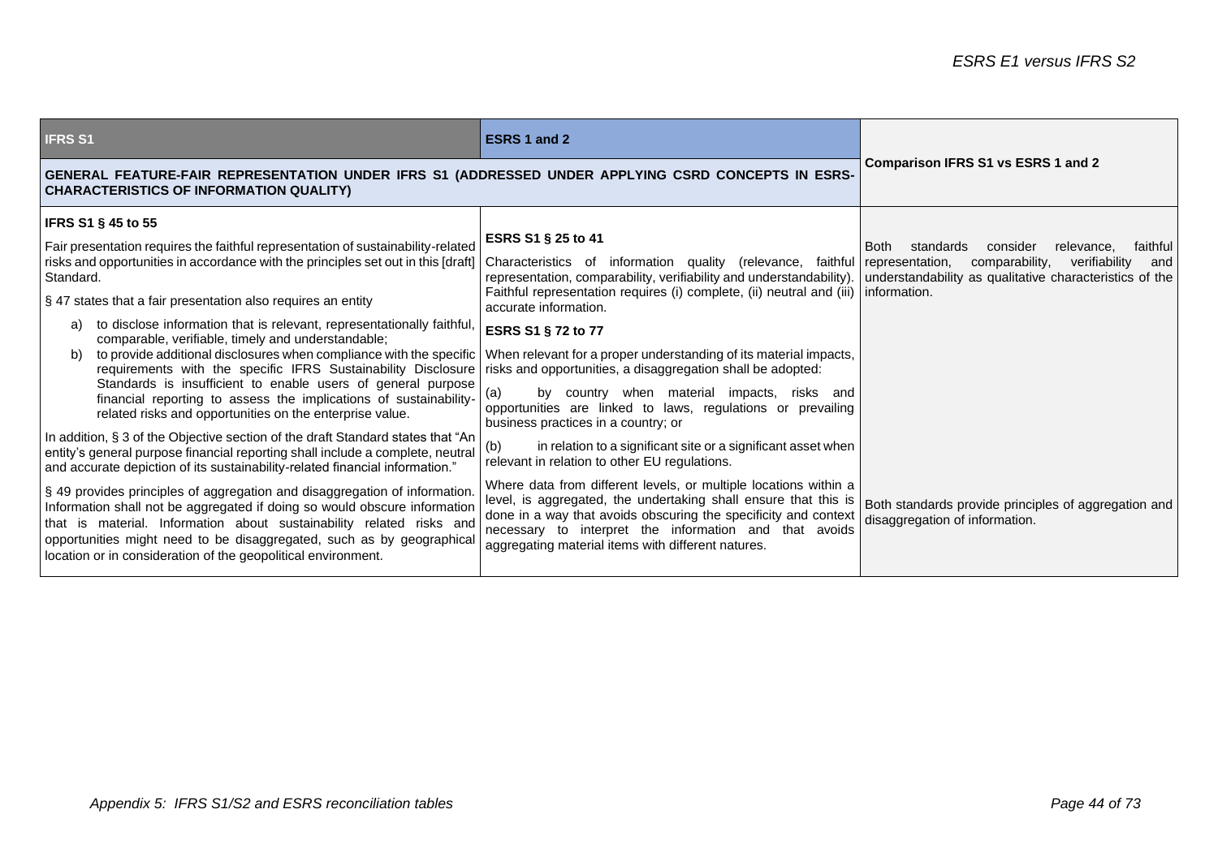| IFRS S1 | ESRS 1 and 2 | Comparison IFRS S1 vs ESRS 1 and 2 |
|---|---|---|
| **GENERAL FEATURE-FAIR REPRESENTATION UNDER IFRS S1 (ADDRESSED UNDER APPLYING CSRD CONCEPTS IN ESRS-CHARACTERISTICS OF INFORMATION QUALITY)** | | |
| **IFRS S1 § 45 to 55**<br><br>Fair presentation requires the faithful representation of sustainability-related risks and opportunities in accordance with the principles set out in this [draft] Standard.<br><br>§ 47 states that a fair presentation also requires an entity<br><br>a) to disclose information that is relevant, representationally faithful, comparable, verifiable, timely and understandable;<br>b) to provide additional disclosures when compliance with the specific requirements with the specific IFRS Sustainability Disclosure Standards is insufficient to enable users of general purpose financial reporting to assess the implications of sustainability-related risks and opportunities on the enterprise value.<br><br>In addition, § 3 of the Objective section of the draft Standard states that "An entity's general purpose financial reporting shall include a complete, neutral and accurate depiction of its sustainability-related financial information." | **ESRS S1 § 25 to 41**<br><br>Characteristics of information quality (relevance, faithful representation, comparability, verifiability and understandability). Faithful representation requires (i) complete, (ii) neutral and (iii) accurate information.<br><br>**ESRS S1 § 72 to 77**<br><br>When relevant for a proper understanding of its material impacts, risks and opportunities, a disaggregation shall be adopted:<br><br>(a) by country when material impacts, risks and opportunities are linked to laws, regulations or prevailing business practices in a country; or<br><br>(b) in relation to a significant site or a significant asset when relevant in relation to other EU regulations. | Both standards consider relevance, faithful representation, comparability, verifiability and understandability as qualitative characteristics of the information. |
| § 49 provides principles of aggregation and disaggregation of information. Information shall not be aggregated if doing so would obscure information that is material. Information about sustainability related risks and opportunities might need to be disaggregated, such as by geographical location or in consideration of the geopolitical environment. | Where data from different levels, or multiple locations within a level, is aggregated, the undertaking shall ensure that this is done in a way that avoids obscuring the specificity and context necessary to interpret the information and that avoids aggregating material items with different natures. | Both standards provide principles of aggregation and disaggregation of information. |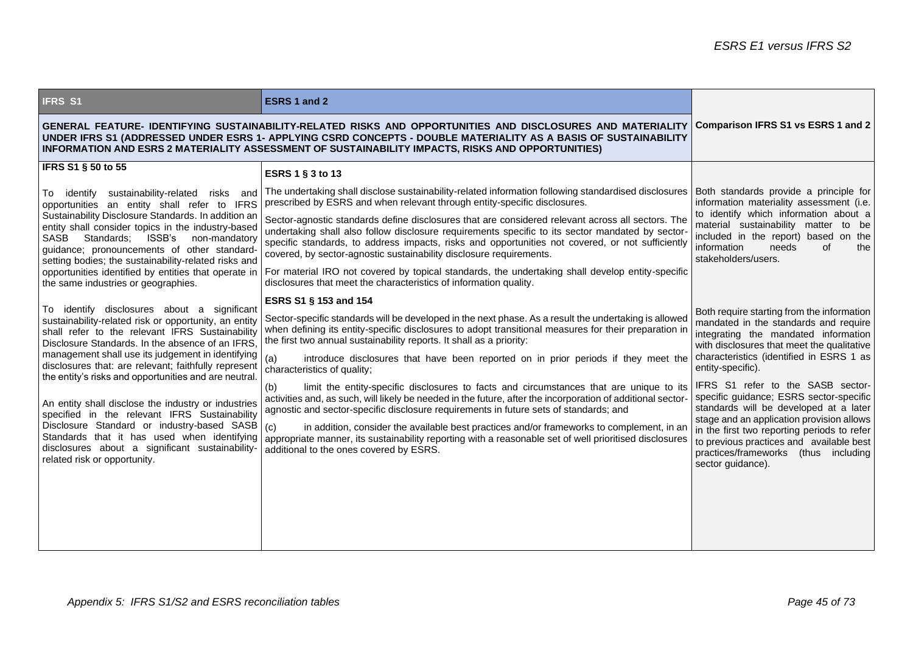| IFRS S1 | ESRS 1 and 2 | |
|---|---|---|
| **GENERAL FEATURE- IDENTIFYING SUSTAINABILITY-RELATED RISKS AND OPPORTUNITIES AND DISCLOSURES AND MATERIALITY UNDER IFRS S1 (ADDRESSED UNDER ESRS 1- APPLYING CSRD CONCEPTS - DOUBLE MATERIALITY AS A BASIS OF SUSTAINABILITY INFORMATION AND ESRS 2 MATERIALITY ASSESSMENT OF SUSTAINABILITY IMPACTS, RISKS AND OPPORTUNITIES)** | | **Comparison IFRS S1 vs ESRS 1 and 2** |
| **IFRS S1 § 50 to 55**<br><br>To identify sustainability-related risks and opportunities an entity shall refer to IFRS Sustainability Disclosure Standards. In addition an entity shall consider topics in the industry-based SASB Standards; ISSB's non-mandatory guidance; pronouncements of other standard-setting bodies; the sustainability-related risks and opportunities identified by entities that operate in the same industries or geographies.<br><br>To identify disclosures about a significant sustainability-related risk or opportunity, an entity shall refer to the relevant IFRS Sustainability Disclosure Standards. In the absence of an IFRS, management shall use its judgement in identifying disclosures that: are relevant; faithfully represent the entity's risks and opportunities and are neutral.<br><br>An entity shall disclose the industry or industries specified in the relevant IFRS Sustainability Disclosure Standard or industry-based SASB Standards that it has used when identifying disclosures about a significant sustainability-related risk or opportunity. | **ESRS 1 § 3 to 13**<br><br>The undertaking shall disclose sustainability-related information following standardised disclosures prescribed by ESRS and when relevant through entity-specific disclosures.<br><br>Sector-agnostic standards define disclosures that are considered relevant across all sectors. The undertaking shall also follow disclosure requirements specific to its sector mandated by sector-specific standards, to address impacts, risks and opportunities not covered, or not sufficiently covered, by sector-agnostic sustainability disclosure requirements.<br><br>For material IRO not covered by topical standards, the undertaking shall develop entity-specific disclosures that meet the characteristics of information quality.<br><br>**ESRS S1 § 153 and 154**<br><br>Sector-specific standards will be developed in the next phase. As a result the undertaking is allowed when defining its entity-specific disclosures to adopt transitional measures for their preparation in the first two annual sustainability reports. It shall as a priority:<br><br>(a) introduce disclosures that have been reported on in prior periods if they meet the characteristics of quality;<br><br>(b) limit the entity-specific disclosures to facts and circumstances that are unique to its activities and, as such, will likely be needed in the future, after the incorporation of additional sector-agnostic and sector-specific disclosure requirements in future sets of standards; and<br><br>(c) in addition, consider the available best practices and/or frameworks to complement, in an appropriate manner, its sustainability reporting with a reasonable set of well prioritised disclosures additional to the ones covered by ESRS. | Both standards provide a principle for information materiality assessment (i.e. to identify which information about a material sustainability matter to be included in the report) based on the information needs of the stakeholders/users.<br><br>Both require starting from the information mandated in the standards and require integrating the mandated information with disclosures that meet the qualitative characteristics (identified in ESRS 1 as entity-specific).<br><br>IFRS S1 refer to the SASB sector-specific guidance; ESRS sector-specific standards will be developed at a later stage and an application provision allows in the first two reporting periods to refer to previous practices and available best practices/frameworks (thus including sector guidance). |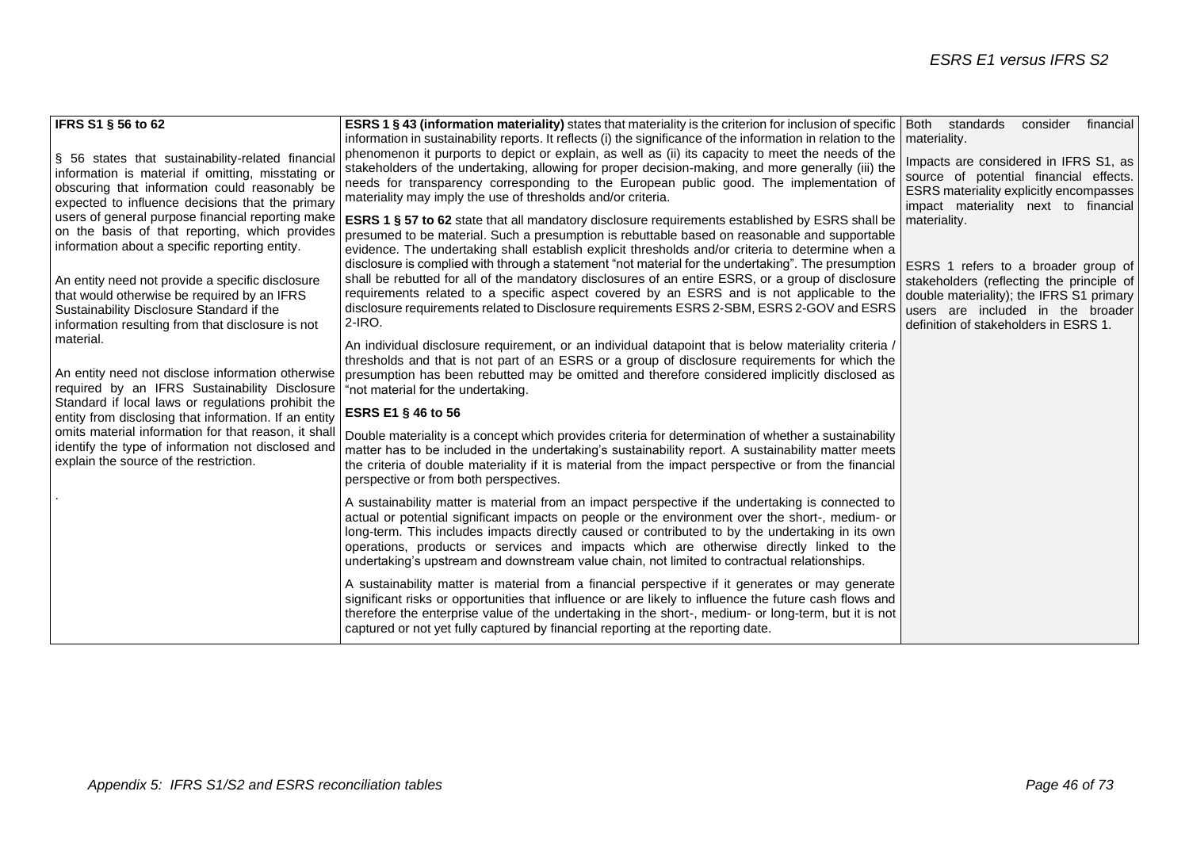| IFRS S1 § 56 to 62 | ESRS 1 § 43 (information materiality) states that materiality is the criterion for inclusion of specific information in sustainability reports. It reflects (i) the significance of the information in relation to the phenomenon it purports to depict or explain, as well as (ii) its capacity to meet the needs of the stakeholders of the undertaking, allowing for proper decision-making, and more generally (iii) the needs for transparency corresponding to the European public good. The implementation of materiality may imply the use of thresholds and/or criteria. | Both standards consider financial materiality. |
|---|---|---|
| § 56 states that sustainability-related financial information is material if omitting, misstating or obscuring that information could reasonably be expected to influence decisions that the primary users of general purpose financial reporting make on the basis of that reporting, which provides information about a specific reporting entity.<br><br>An entity need not provide a specific disclosure that would otherwise be required by an IFRS Sustainability Disclosure Standard if the information resulting from that disclosure is not material.<br><br>An entity need not disclose information otherwise required by an IFRS Sustainability Disclosure Standard if local laws or regulations prohibit the entity from disclosing that information. If an entity omits material information for that reason, it shall identify the type of information not disclosed and explain the source of the restriction.<br><br>. | **ESRS 1 § 57 to 62** state that all mandatory disclosure requirements established by ESRS shall be presumed to be material. Such a presumption is rebuttable based on reasonable and supportable evidence. The undertaking shall establish explicit thresholds and/or criteria to determine when a disclosure is complied with through a statement "not material for the undertaking". The presumption shall be rebutted for all of the mandatory disclosures of an entire ESRS, or a group of disclosure requirements related to a specific aspect covered by an ESRS and is not applicable to the disclosure requirements related to Disclosure requirements ESRS 2-SBM, ESRS 2-GOV and ESRS 2-IRO.<br><br>An individual disclosure requirement, or an individual datapoint that is below materiality criteria / thresholds and that is not part of an ESRS or a group of disclosure requirements for which the presumption has been rebutted may be omitted and therefore considered implicitly disclosed as "not material for the undertaking.<br><br>**ESRS E1 § 46 to 56**<br><br>Double materiality is a concept which provides criteria for determination of whether a sustainability matter has to be included in the undertaking's sustainability report. A sustainability matter meets the criteria of double materiality if it is material from the impact perspective or from the financial perspective or from both perspectives.<br><br>A sustainability matter is material from an impact perspective if the undertaking is connected to actual or potential significant impacts on people or the environment over the short-, medium- or long-term. This includes impacts directly caused or contributed to by the undertaking in its own operations, products or services and impacts which are otherwise directly linked to the undertaking's upstream and downstream value chain, not limited to contractual relationships.<br><br>A sustainability matter is material from a financial perspective if it generates or may generate significant risks or opportunities that influence or are likely to influence the future cash flows and therefore the enterprise value of the undertaking in the short-, medium- or long-term, but it is not captured or not yet fully captured by financial reporting at the reporting date. | Impacts are considered in IFRS S1, as source of potential financial effects. ESRS materiality explicitly encompasses impact materiality next to financial materiality.<br><br>ESRS 1 refers to a broader group of stakeholders (reflecting the principle of double materiality); the IFRS S1 primary users are included in the broader definition of stakeholders in ESRS 1. |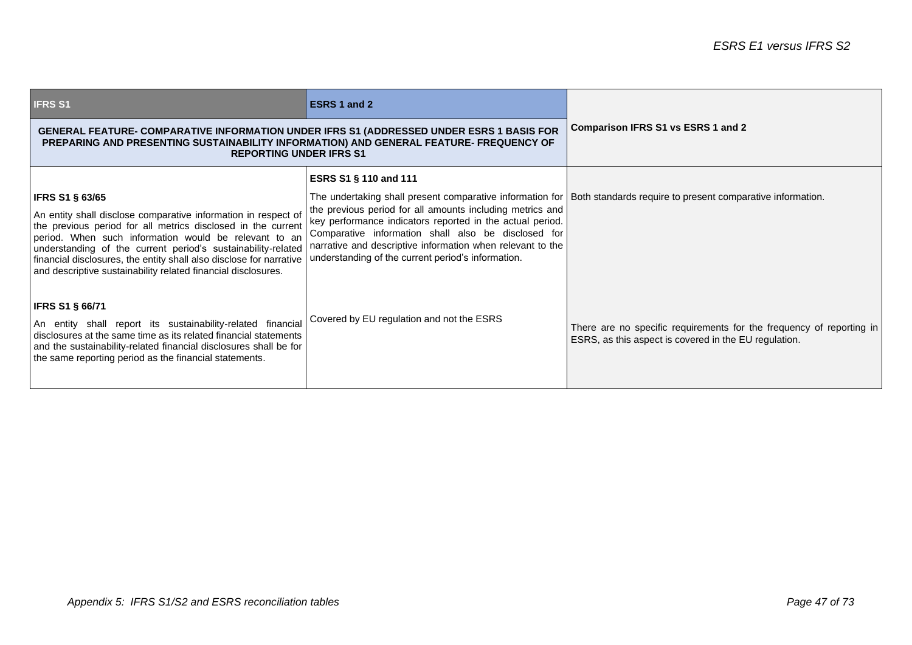| IFRS S1 | ESRS 1 and 2 | Comparison IFRS S1 vs ESRS 1 and 2 |
|---|---|---|
| **GENERAL FEATURE- COMPARATIVE INFORMATION UNDER IFRS S1 (ADDRESSED UNDER ESRS 1 BASIS FOR PREPARING AND PRESENTING SUSTAINABILITY INFORMATION) AND GENERAL FEATURE- FREQUENCY OF REPORTING UNDER IFRS S1** | | |
| **IFRS S1 § 63/65**<br><br>An entity shall disclose comparative information in respect of the previous period for all metrics disclosed in the current period. When such information would be relevant to an understanding of the current period's sustainability-related financial disclosures, the entity shall also disclose for narrative and descriptive sustainability related financial disclosures. | **ESRS S1 § 110 and 111**<br><br>The undertaking shall present comparative information for the previous period for all amounts including metrics and key performance indicators reported in the actual period. Comparative information shall also be disclosed for narrative and descriptive information when relevant to the understanding of the current period's information. | Both standards require to present comparative information. |
| **IFRS S1 § 66/71**<br><br>An entity shall report its sustainability-related financial disclosures at the same time as its related financial statements and the sustainability-related financial disclosures shall be for the same reporting period as the financial statements. | Covered by EU regulation and not the ESRS | There are no specific requirements for the frequency of reporting in ESRS, as this aspect is covered in the EU regulation. |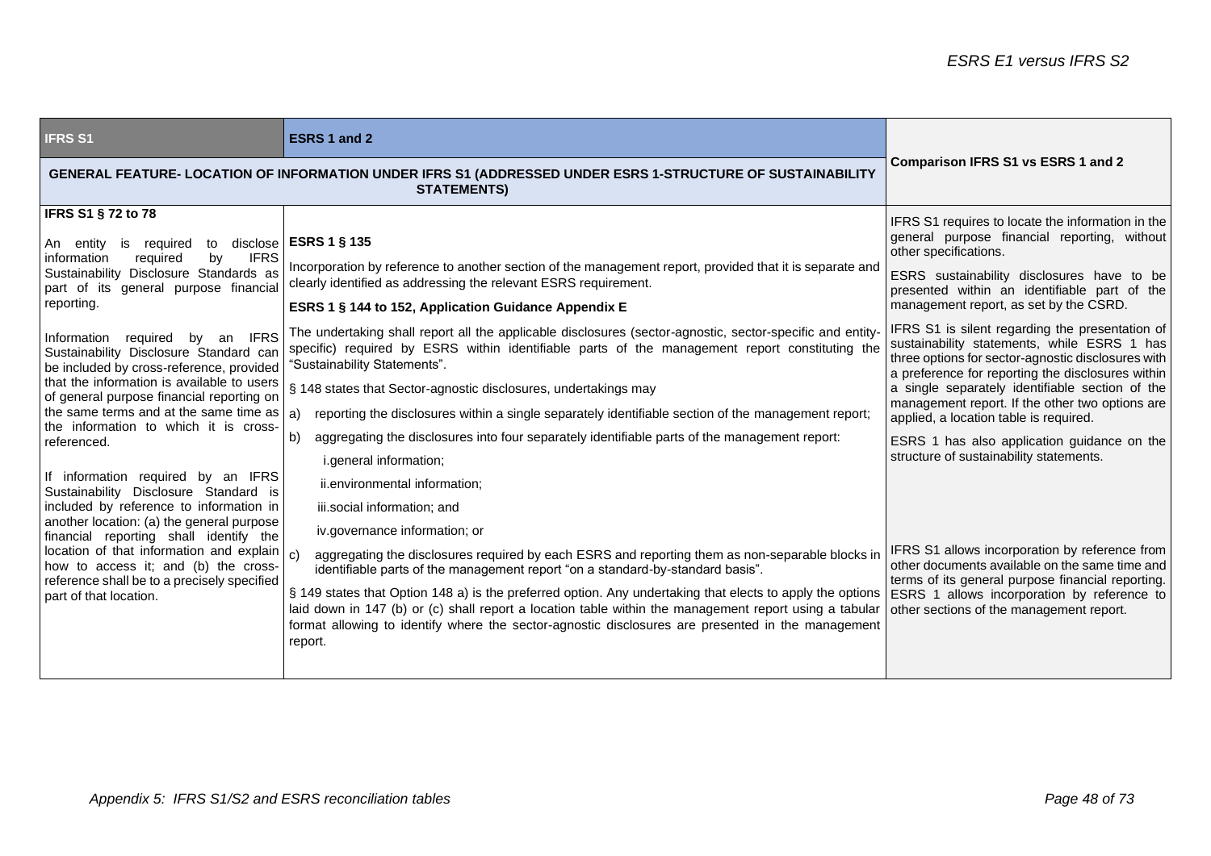| IFRS S1 | ESRS 1 and 2 | Comparison IFRS S1 vs ESRS 1 and 2 |
|---|---|---|
| **GENERAL FEATURE- LOCATION OF INFORMATION UNDER IFRS S1 (ADDRESSED UNDER ESRS 1-STRUCTURE OF SUSTAINABILITY STATEMENTS)** | | |
| **IFRS S1 § 72 to 78**<br><br>An entity is required to disclose information required by IFRS Sustainability Disclosure Standards as part of its general purpose financial reporting.<br><br>Information required by an IFRS Sustainability Disclosure Standard can be included by cross-reference, provided that the information is available to users of general purpose financial reporting on the same terms and at the same time as the information to which it is cross-referenced.<br><br>If information required by an IFRS Sustainability Disclosure Standard is included by reference to information in another location: (a) the general purpose financial reporting shall identify the location of that information and explain how to access it; and (b) the cross-reference shall be to a precisely specified part of that location. | **ESRS 1 § 135**<br><br>Incorporation by reference to another section of the management report, provided that it is separate and clearly identified as addressing the relevant ESRS requirement.<br><br>**ESRS 1 § 144 to 152, Application Guidance Appendix E**<br><br>The undertaking shall report all the applicable disclosures (sector-agnostic, sector-specific and entity-specific) required by ESRS within identifiable parts of the management report constituting the "Sustainability Statements".<br><br>§ 148 states that Sector-agnostic disclosures, undertakings may<br><br>a) reporting the disclosures within a single separately identifiable section of the management report;<br>b) aggregating the disclosures into four separately identifiable parts of the management report:<br>i.general information;<br>ii.environmental information;<br>iii.social information; and<br>iv.governance information; or<br>c) aggregating the disclosures required by each ESRS and reporting them as non-separable blocks in identifiable parts of the management report "on a standard-by-standard basis".<br><br>§ 149 states that Option 148 a) is the preferred option. Any undertaking that elects to apply the options laid down in 147 (b) or (c) shall report a location table within the management report using a tabular format allowing to identify where the sector-agnostic disclosures are presented in the management report. | IFRS S1 requires to locate the information in the general purpose financial reporting, without other specifications.<br><br>ESRS sustainability disclosures have to be presented within an identifiable part of the management report, as set by the CSRD.<br><br>IFRS S1 is silent regarding the presentation of sustainability statements, while ESRS 1 has three options for sector-agnostic disclosures with a preference for reporting the disclosures within a single separately identifiable section of the management report. If the other two options are applied, a location table is required.<br><br>ESRS 1 has also application guidance on the structure of sustainability statements.<br><br>IFRS S1 allows incorporation by reference from other documents available on the same time and terms of its general purpose financial reporting. ESRS 1 allows incorporation by reference to other sections of the management report. |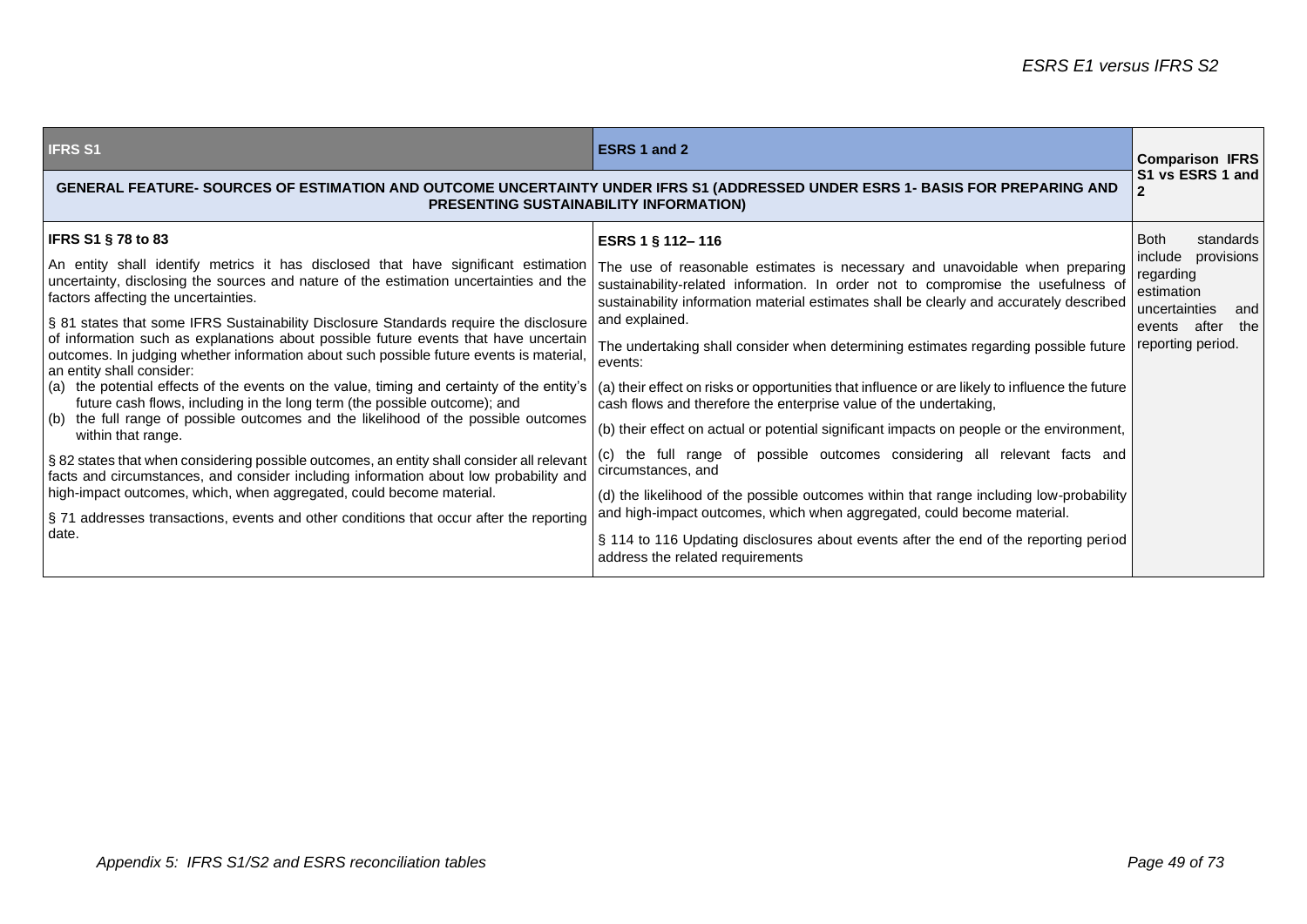| IFRS S1 | ESRS 1 and 2 | Comparison IFRS S1 vs ESRS 1 and 2 |
|---|---|---|
| **GENERAL FEATURE- SOURCES OF ESTIMATION AND OUTCOME UNCERTAINTY UNDER IFRS S1 (ADDRESSED UNDER ESRS 1- BASIS FOR PREPARING AND PRESENTING SUSTAINABILITY INFORMATION)** | | |
| **IFRS S1 § 78 to 83**<br><br>An entity shall identify metrics it has disclosed that have significant estimation uncertainty, disclosing the sources and nature of the estimation uncertainties and the factors affecting the uncertainties.<br><br>§ 81 states that some IFRS Sustainability Disclosure Standards require the disclosure of information such as explanations about possible future events that have uncertain outcomes. In judging whether information about such possible future events is material, an entity shall consider:<br>(a) the potential effects of the events on the value, timing and certainty of the entity's future cash flows, including in the long term (the possible outcome); and<br>(b) the full range of possible outcomes and the likelihood of the possible outcomes within that range.<br><br>§ 82 states that when considering possible outcomes, an entity shall consider all relevant facts and circumstances, and consider including information about low probability and high-impact outcomes, which, when aggregated, could become material.<br><br>§ 71 addresses transactions, events and other conditions that occur after the reporting date. | **ESRS 1 § 112– 116**<br><br>The use of reasonable estimates is necessary and unavoidable when preparing sustainability-related information. In order not to compromise the usefulness of sustainability information material estimates shall be clearly and accurately described and explained.<br><br>The undertaking shall consider when determining estimates regarding possible future events:<br><br>(a) their effect on risks or opportunities that influence or are likely to influence the future cash flows and therefore the enterprise value of the undertaking,<br><br>(b) their effect on actual or potential significant impacts on people or the environment,<br><br>(c) the full range of possible outcomes considering all relevant facts and circumstances, and<br><br>(d) the likelihood of the possible outcomes within that range including low-probability and high-impact outcomes, which when aggregated, could become material.<br><br>§ 114 to 116 Updating disclosures about events after the end of the reporting period address the related requirements | Both standards include provisions regarding estimation uncertainties and events after the reporting period. |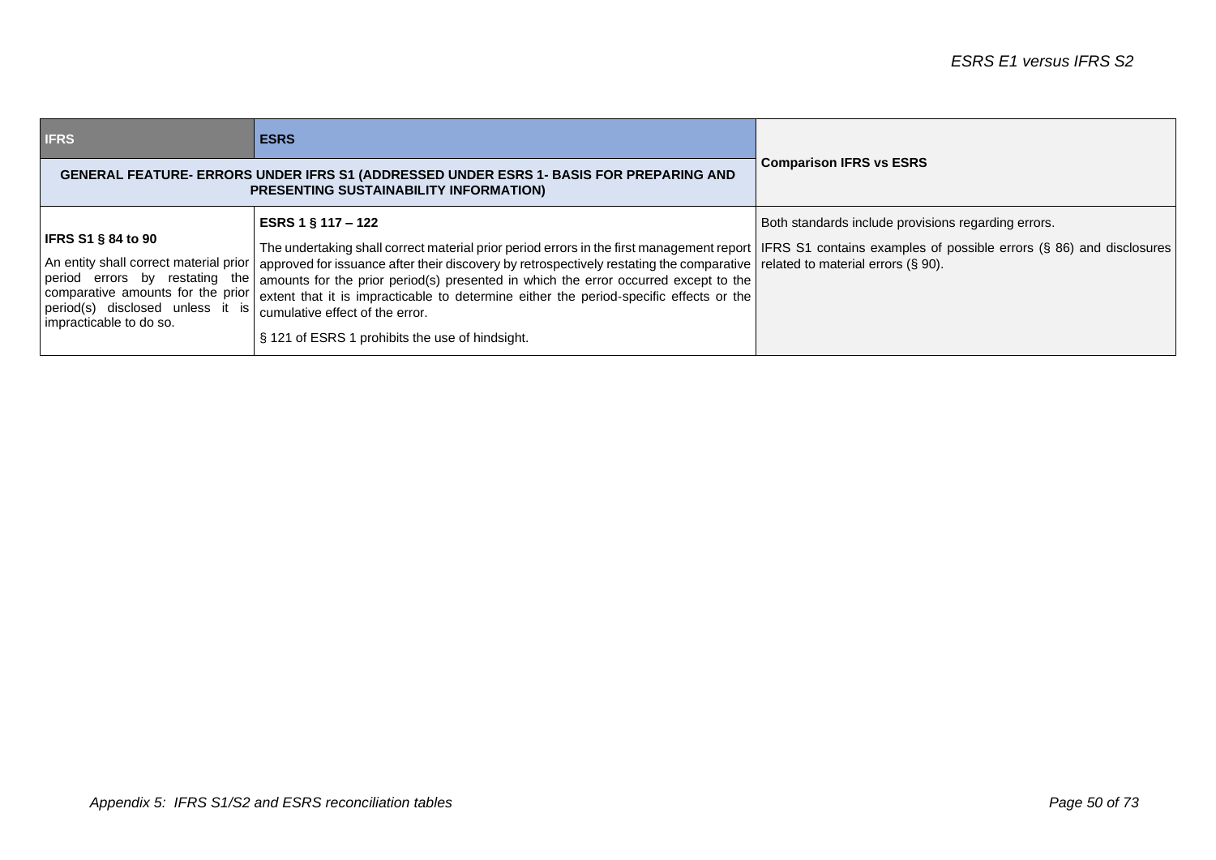| IFRS | ESRS | Comparison IFRS vs ESRS |
|---|---|---|
| **GENERAL FEATURE- ERRORS UNDER IFRS S1 (ADDRESSED UNDER ESRS 1- BASIS FOR PREPARING AND PRESENTING SUSTAINABILITY INFORMATION)** | | |
| **IFRS S1 § 84 to 90**<br><br>An entity shall correct material prior period errors by restating the comparative amounts for the prior period(s) disclosed unless it is impracticable to do so. | **ESRS 1 § 117 – 122**<br><br>The undertaking shall correct material prior period errors in the first management report approved for issuance after their discovery by retrospectively restating the comparative amounts for the prior period(s) presented in which the error occurred except to the extent that it is impracticable to determine either the period-specific effects or the cumulative effect of the error.<br><br>§ 121 of ESRS 1 prohibits the use of hindsight. | Both standards include provisions regarding errors.<br><br>IFRS S1 contains examples of possible errors (§ 86) and disclosures related to material errors (§ 90). |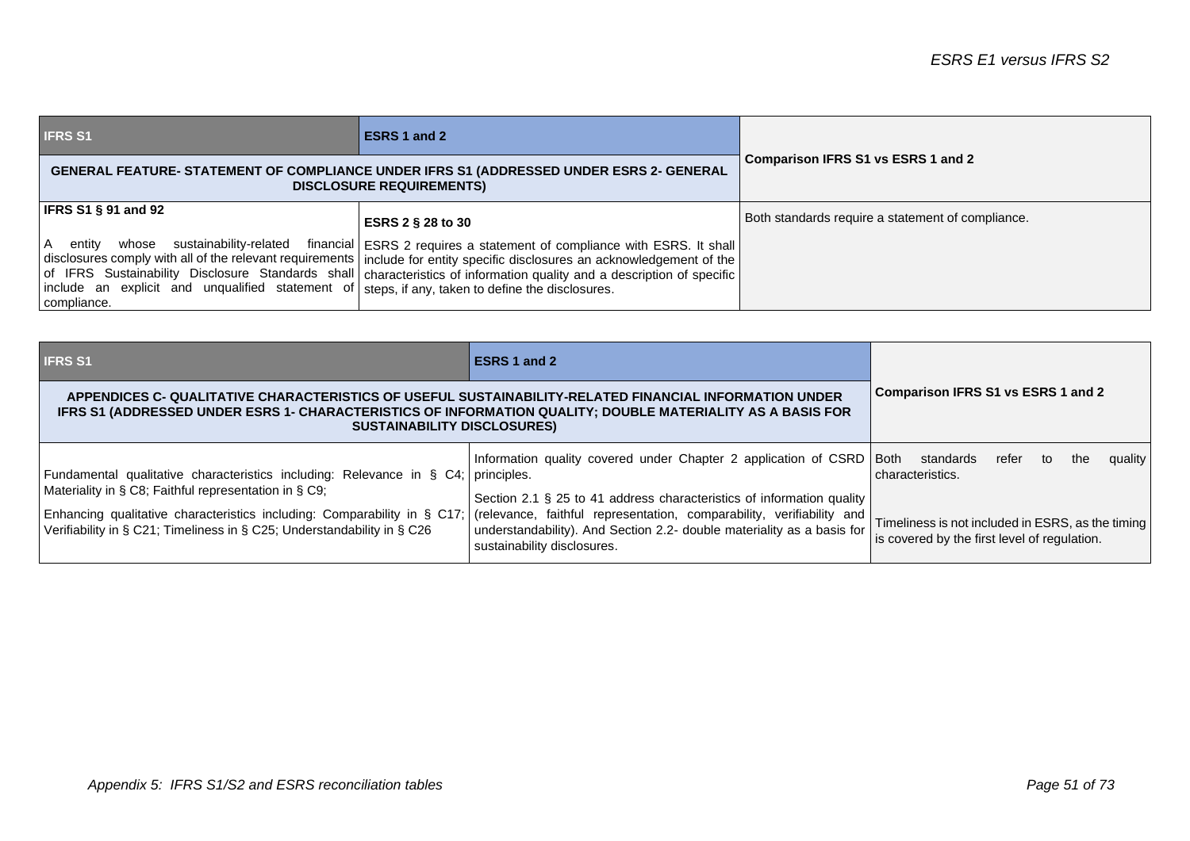| IFRS S1 | ESRS 1 and 2 | Comparison IFRS S1 vs ESRS 1 and 2 |
|---|---|---|
| **GENERAL FEATURE- STATEMENT OF COMPLIANCE UNDER IFRS S1 (ADDRESSED UNDER ESRS 2- GENERAL DISCLOSURE REQUIREMENTS)** | | |
| **IFRS S1 § 91 and 92**<br><br>A entity whose sustainability-related financial disclosures comply with all of the relevant requirements of IFRS Sustainability Disclosure Standards shall include an explicit and unqualified statement of compliance. | **ESRS 2 § 28 to 30**<br><br>ESRS 2 requires a statement of compliance with ESRS. It shall include for entity specific disclosures an acknowledgement of the characteristics of information quality and a description of specific steps, if any, taken to define the disclosures. | Both standards require a statement of compliance. |

| IFRS S1 | ESRS 1 and 2 | Comparison IFRS S1 vs ESRS 1 and 2 |
|---|---|---|
| **APPENDICES C- QUALITATIVE CHARACTERISTICS OF USEFUL SUSTAINABILITY-RELATED FINANCIAL INFORMATION UNDER IFRS S1 (ADDRESSED UNDER ESRS 1- CHARACTERISTICS OF INFORMATION QUALITY; DOUBLE MATERIALITY AS A BASIS FOR SUSTAINABILITY DISCLOSURES)** | | |
| Fundamental qualitative characteristics including: Relevance in § C4; Materiality in § C8; Faithful representation in § C9;<br><br>Enhancing qualitative characteristics including: Comparability in § C17; Verifiability in § C21; Timeliness in § C25; Understandability in § C26 | Information quality covered under Chapter 2 application of CSRD principles.<br><br>Section 2.1 § 25 to 41 address characteristics of information quality (relevance, faithful representation, comparability, verifiability and understandability). And Section 2.2- double materiality as a basis for sustainability disclosures. | Both standards refer to the quality characteristics.<br><br>Timeliness is not included in ESRS, as the timing is covered by the first level of regulation. |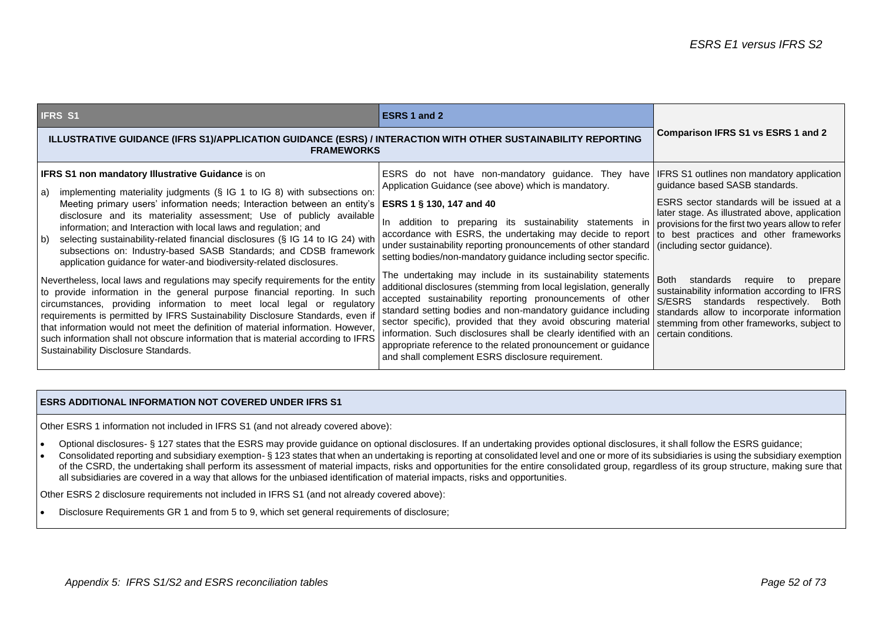| IFRS S1 | ESRS 1 and 2 | Comparison IFRS S1 vs ESRS 1 and 2 |
|---|---|---|
| **ILLUSTRATIVE GUIDANCE (IFRS S1)/APPLICATION GUIDANCE (ESRS) / INTERACTION WITH OTHER SUSTAINABILITY REPORTING FRAMEWORKS** | | |
| **IFRS S1 non mandatory Illustrative Guidance** is on<br>a) implementing materiality judgments (§ IG 1 to IG 8) with subsections on: Meeting primary users' information needs; Interaction between an entity's disclosure and its materiality assessment; Use of publicly available information; and Interaction with local laws and regulation; and<br>b) selecting sustainability-related financial disclosures (§ IG 14 to IG 24) with subsections on: Industry-based SASB Standards; and CDSB framework application guidance for water-and biodiversity-related disclosures.<br><br>Nevertheless, local laws and regulations may specify requirements for the entity to provide information in the general purpose financial reporting. In such circumstances, providing information to meet local legal or regulatory requirements is permitted by IFRS Sustainability Disclosure Standards, even if that information would not meet the definition of material information. However, such information shall not obscure information that is material according to IFRS Sustainability Disclosure Standards. | ESRS do not have non-mandatory guidance. They have Application Guidance (see above) which is mandatory.<br><br>**ESRS 1 § 130, 147 and 40**<br><br>In addition to preparing its sustainability statements in accordance with ESRS, the undertaking may decide to report under sustainability reporting pronouncements of other standard setting bodies/non-mandatory guidance including sector specific.<br><br>The undertaking may include in its sustainability statements additional disclosures (stemming from local legislation, generally accepted sustainability reporting pronouncements of other standard setting bodies and non-mandatory guidance including sector specific), provided that they avoid obscuring material information. Such disclosures shall be clearly identified with an appropriate reference to the related pronouncement or guidance and shall complement ESRS disclosure requirement. | IFRS S1 outlines non mandatory application guidance based SASB standards.<br><br>ESRS sector standards will be issued at a later stage. As illustrated above, application provisions for the first two years allow to refer to best practices and other frameworks (including sector guidance).<br><br>Both standards require to prepare sustainability information according to IFRS S/ESRS standards respectively. Both standards allow to incorporate information stemming from other frameworks, subject to certain conditions. |

| ESRS ADDITIONAL INFORMATION NOT COVERED UNDER IFRS S1 |
|---|
| Other ESRS 1 information not included in IFRS S1 (and not already covered above):<br>• Optional disclosures- § 127 states that the ESRS may provide guidance on optional disclosures. If an undertaking provides optional disclosures, it shall follow the ESRS guidance;<br>• Consolidated reporting and subsidiary exemption- § 123 states that when an undertaking is reporting at consolidated level and one or more of its subsidiaries is using the subsidiary exemption of the CSRD, the undertaking shall perform its assessment of material impacts, risks and opportunities for the entire consolidated group, regardless of its group structure, making sure that all subsidiaries are covered in a way that allows for the unbiased identification of material impacts, risks and opportunities.<br><br>Other ESRS 2 disclosure requirements not included in IFRS S1 (and not already covered above):<br>• Disclosure Requirements GR 1 and from 5 to 9, which set general requirements of disclosure; |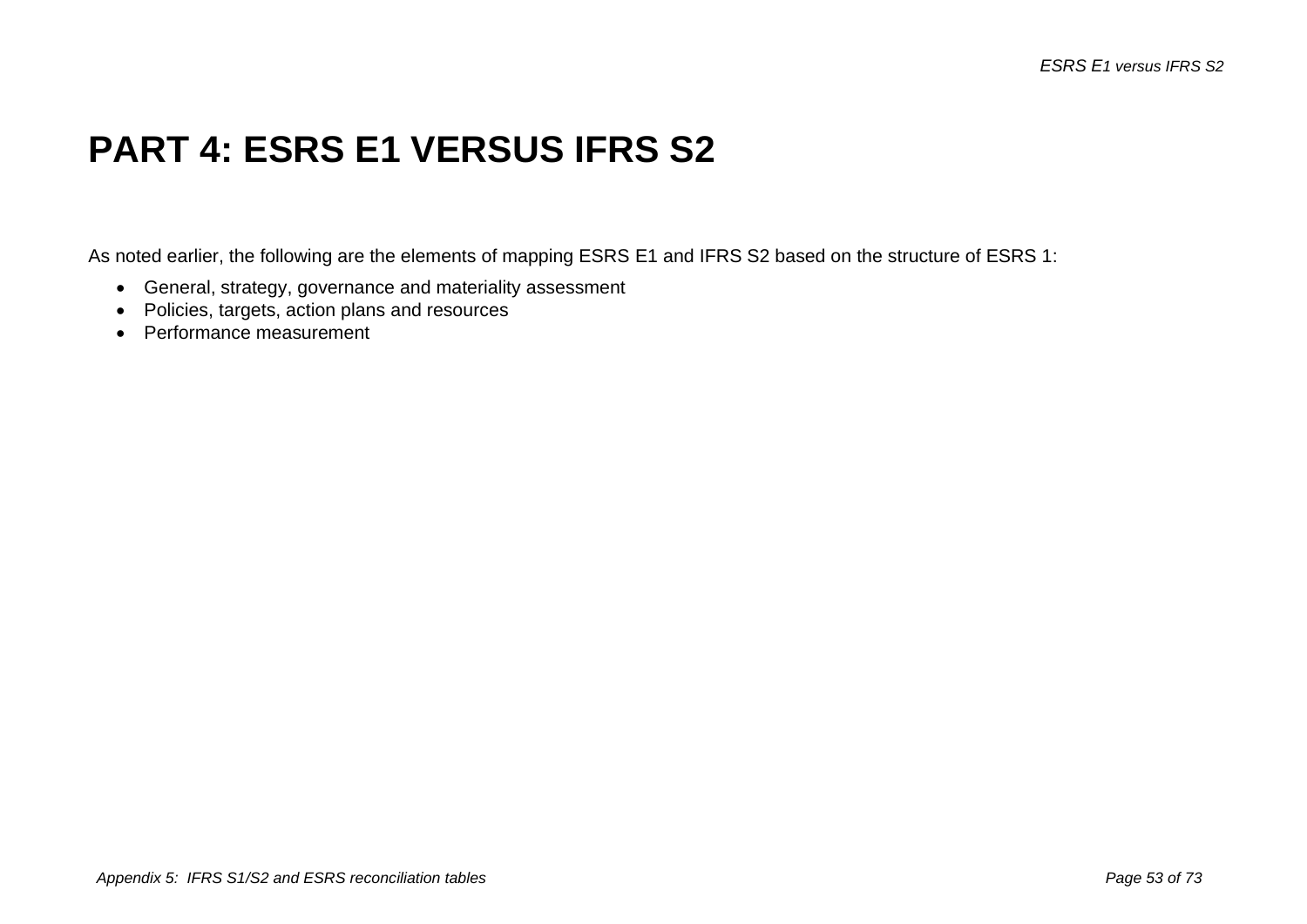# PART 4: ESRS E1 VERSUS IFRS S2

As noted earlier, the following are the elements of mapping ESRS E1 and IFRS S2 based on the structure of ESRS 1:

- General, strategy, governance and materiality assessment
- Policies, targets, action plans and resources
- Performance measurement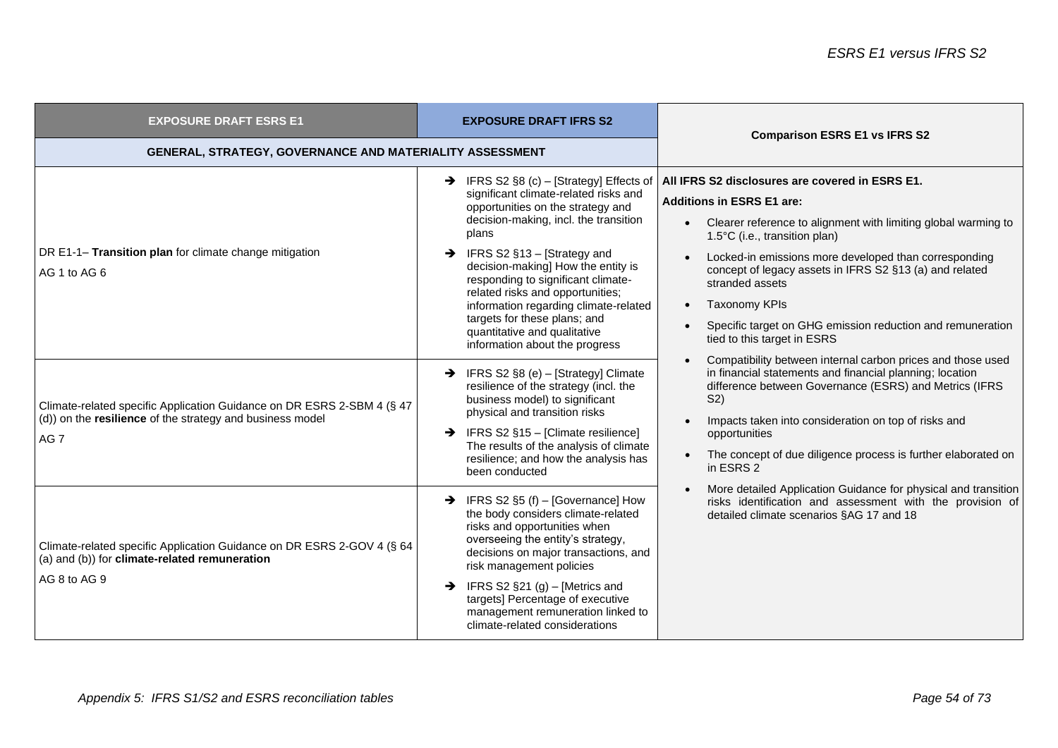| EXPOSURE DRAFT ESRS E1 | EXPOSURE DRAFT IFRS S2 | Comparison ESRS E1 vs IFRS S2 |
|---|---|---|
| **GENERAL, STRATEGY, GOVERNANCE AND MATERIALITY ASSESSMENT** | | |
| DR E1-1– **Transition plan** for climate change mitigation<br>AG 1 to AG 6 | ➔ IFRS S2 §8 (c) – [Strategy] Effects of significant climate-related risks and opportunities on the strategy and decision-making, incl. the transition plans<br>➔ IFRS S2 §13 – [Strategy and decision-making] How the entity is responding to significant climate-related risks and opportunities; information regarding climate-related targets for these plans; and quantitative and qualitative information about the progress | **All IFRS S2 disclosures are covered in ESRS E1.**<br>**Additions in ESRS E1 are:**<br>• Clearer reference to alignment with limiting global warming to 1.5°C (i.e., transition plan)<br>• Locked-in emissions more developed than corresponding concept of legacy assets in IFRS S2 §13 (a) and related stranded assets<br>• Taxonomy KPIs<br>• Specific target on GHG emission reduction and remuneration tied to this target in ESRS<br>• Compatibility between internal carbon prices and those used in financial statements and financial planning; location difference between Governance (ESRS) and Metrics (IFRS S2)<br>• Impacts taken into consideration on top of risks and opportunities<br>• The concept of due diligence process is further elaborated on in ESRS 2<br>• More detailed Application Guidance for physical and transition risks identification and assessment with the provision of detailed climate scenarios §AG 17 and 18 |
| Climate-related specific Application Guidance on DR ESRS 2-SBM 4 (§ 47 (d)) on the **resilience** of the strategy and business model<br>AG 7 | ➔ IFRS S2 §8 (e) – [Strategy] Climate resilience of the strategy (incl. the business model) to significant physical and transition risks<br>➔ IFRS S2 §15 – [Climate resilience] The results of the analysis of climate resilience; and how the analysis has been conducted | |
| Climate-related specific Application Guidance on DR ESRS 2-GOV 4 (§ 64 (a) and (b)) for **climate-related remuneration**<br>AG 8 to AG 9 | ➔ IFRS S2 §5 (f) – [Governance] How the body considers climate-related risks and opportunities when overseeing the entity's strategy, decisions on major transactions, and risk management policies<br>➔ IFRS S2 §21 (g) – [Metrics and targets] Percentage of executive management remuneration linked to climate-related considerations | |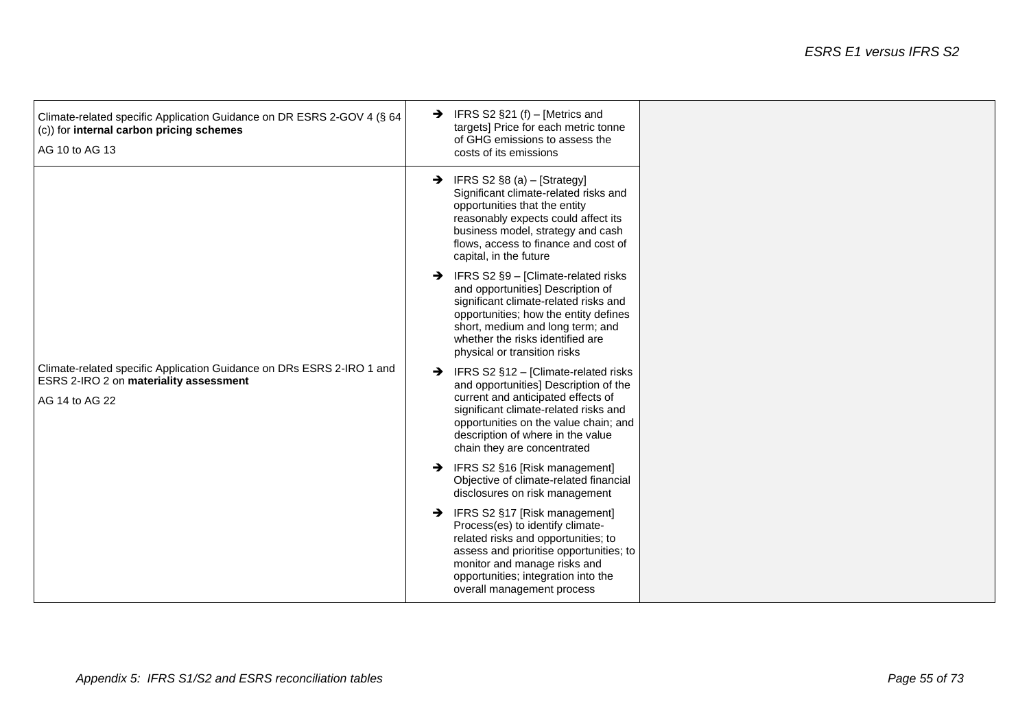| | | |
|---|---|---|
| Climate-related specific Application Guidance on DR ESRS 2-GOV 4 (§ 64 (c)) for **internal carbon pricing schemes**<br><br>AG 10 to AG 13 | ➔ IFRS S2 §21 (f) – [Metrics and targets] Price for each metric tonne of GHG emissions to assess the costs of its emissions | |
| Climate-related specific Application Guidance on DRs ESRS 2-IRO 1 and ESRS 2-IRO 2 on **materiality assessment**<br><br>AG 14 to AG 22 | ➔ IFRS S2 §8 (a) – [Strategy] Significant climate-related risks and opportunities that the entity reasonably expects could affect its business model, strategy and cash flows, access to finance and cost of capital, in the future<br><br>➔ IFRS S2 §9 – [Climate-related risks and opportunities] Description of significant climate-related risks and opportunities; how the entity defines short, medium and long term; and whether the risks identified are physical or transition risks<br><br>➔ IFRS S2 §12 – [Climate-related risks and opportunities] Description of the current and anticipated effects of significant climate-related risks and opportunities on the value chain; and description of where in the value chain they are concentrated<br><br>➔ IFRS S2 §16 [Risk management] Objective of climate-related financial disclosures on risk management<br><br>➔ IFRS S2 §17 [Risk management] Process(es) to identify climate-related risks and opportunities; to assess and prioritise opportunities; to monitor and manage risks and opportunities; integration into the overall management process | |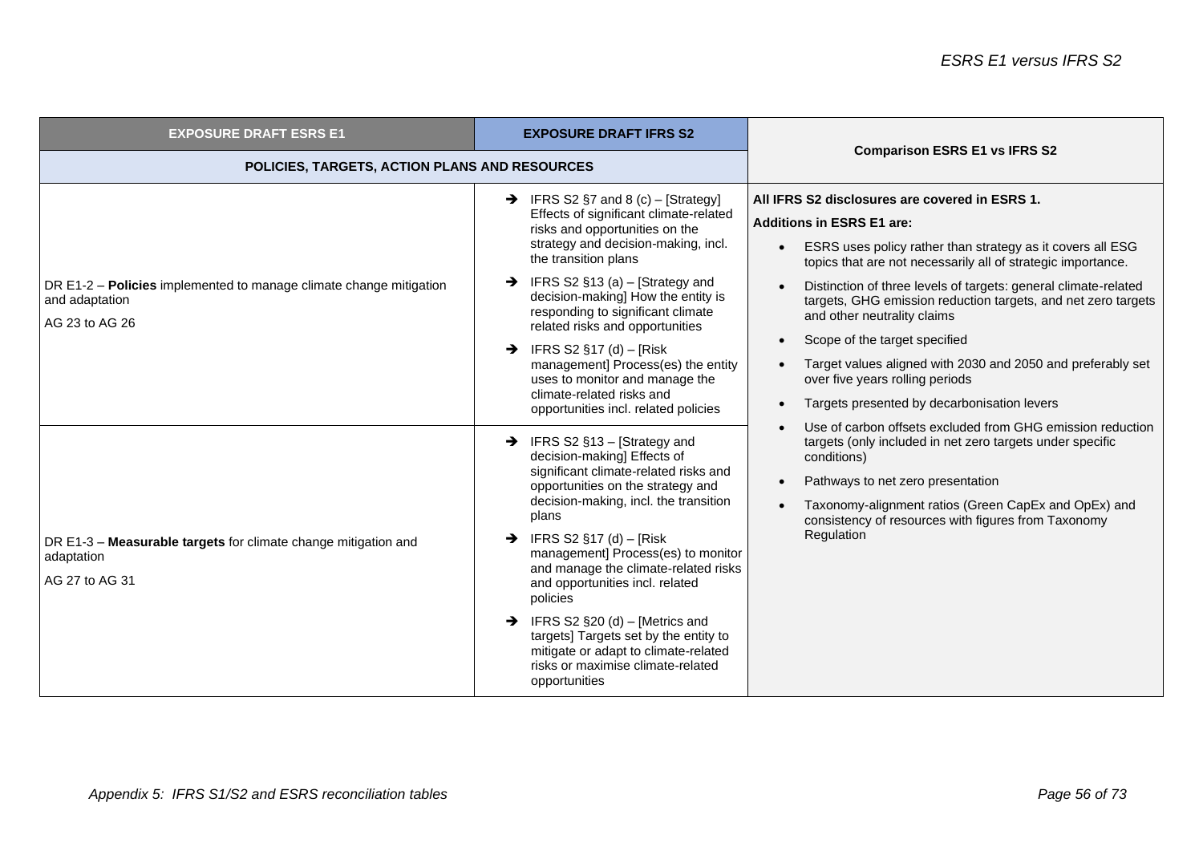| EXPOSURE DRAFT ESRS E1 | EXPOSURE DRAFT IFRS S2 | Comparison ESRS E1 vs IFRS S2 |
|---|---|---|
| **POLICIES, TARGETS, ACTION PLANS AND RESOURCES** | | |
| DR E1-2 – **Policies** implemented to manage climate change mitigation and adaptation<br>AG 23 to AG 26 | ➔ IFRS S2 §7 and 8 (c) – [Strategy] Effects of significant climate-related risks and opportunities on the strategy and decision-making, incl. the transition plans<br>➔ IFRS S2 §13 (a) – [Strategy and decision-making] How the entity is responding to significant climate related risks and opportunities<br>➔ IFRS S2 §17 (d) – [Risk management] Process(es) the entity uses to monitor and manage the climate-related risks and opportunities incl. related policies | **All IFRS S2 disclosures are covered in ESRS 1.**<br>**Additions in ESRS E1 are:**<br>• ESRS uses policy rather than strategy as it covers all ESG topics that are not necessarily all of strategic importance.<br>• Distinction of three levels of targets: general climate-related targets, GHG emission reduction targets, and net zero targets and other neutrality claims<br>• Scope of the target specified<br>• Target values aligned with 2030 and 2050 and preferably set over five years rolling periods<br>• Targets presented by decarbonisation levers<br>• Use of carbon offsets excluded from GHG emission reduction targets (only included in net zero targets under specific conditions)<br>• Pathways to net zero presentation<br>• Taxonomy-alignment ratios (Green CapEx and OpEx) and consistency of resources with figures from Taxonomy Regulation |
| DR E1-3 – **Measurable targets** for climate change mitigation and adaptation<br>AG 27 to AG 31 | ➔ IFRS S2 §13 – [Strategy and decision-making] Effects of significant climate-related risks and opportunities on the strategy and decision-making, incl. the transition plans<br>➔ IFRS S2 §17 (d) – [Risk management] Process(es) to monitor and manage the climate-related risks and opportunities incl. related policies<br>➔ IFRS S2 §20 (d) – [Metrics and targets] Targets set by the entity to mitigate or adapt to climate-related risks or maximise climate-related opportunities | |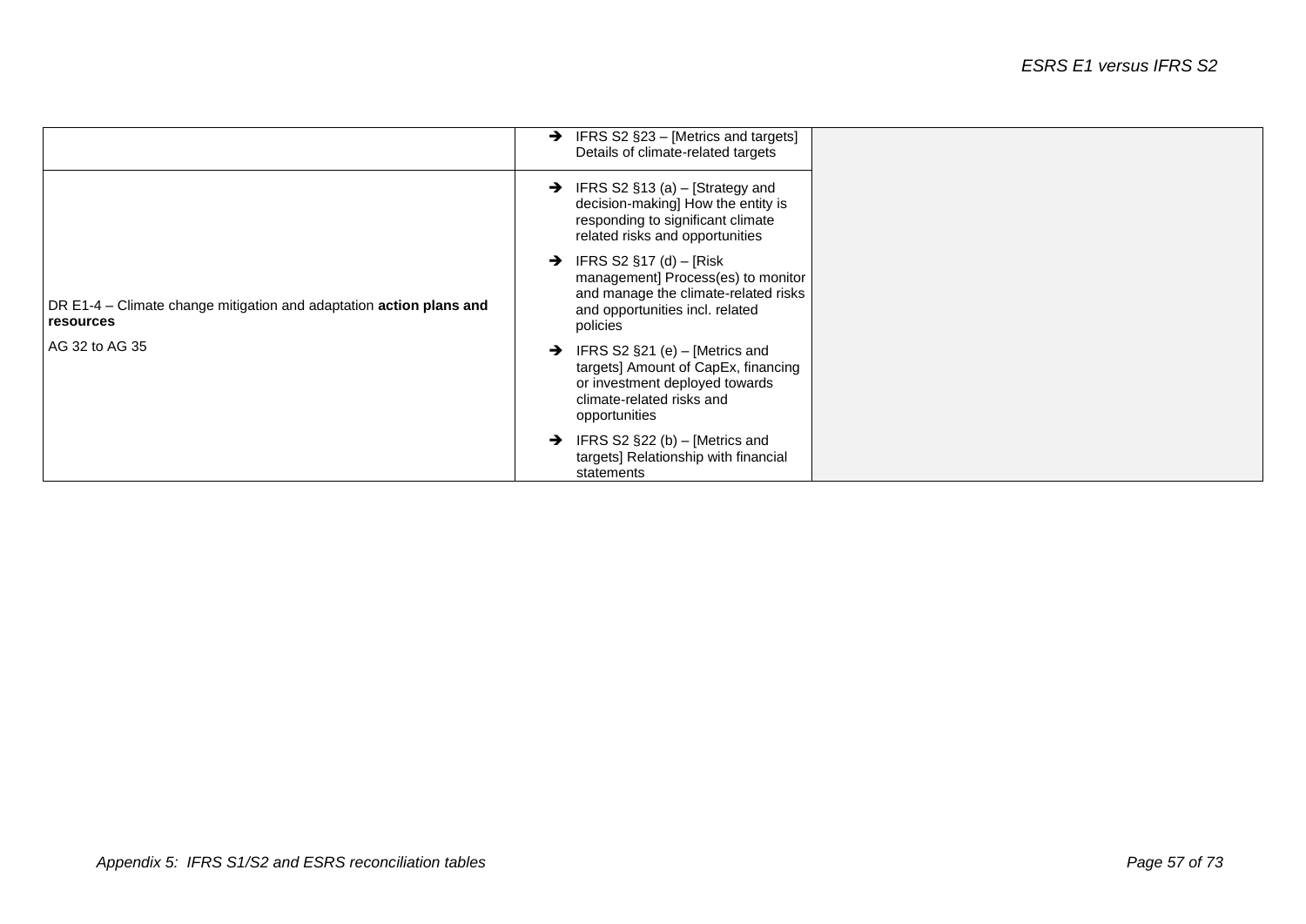|  |  |  |
|---|---|---|
|  | ➔ IFRS S2 §23 – [Metrics and targets] Details of climate-related targets |  |
| DR E1-4 – Climate change mitigation and adaptation **action plans and resources**<br><br>AG 32 to AG 35 | ➔ IFRS S2 §13 (a) – [Strategy and decision-making] How the entity is responding to significant climate related risks and opportunities<br><br>➔ IFRS S2 §17 (d) – [Risk management] Process(es) to monitor and manage the climate-related risks and opportunities incl. related policies<br><br>➔ IFRS S2 §21 (e) – [Metrics and targets] Amount of CapEx, financing or investment deployed towards climate-related risks and opportunities<br><br>➔ IFRS S2 §22 (b) – [Metrics and targets] Relationship with financial statements |  |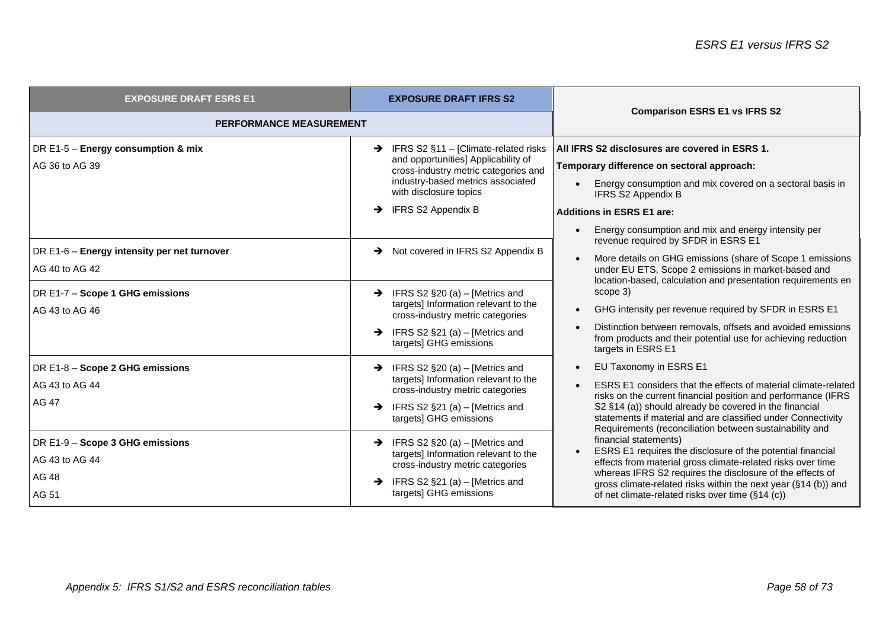| EXPOSURE DRAFT ESRS E1 | EXPOSURE DRAFT IFRS S2 | Comparison ESRS E1 vs IFRS S2 |
|---|---|---|
| **PERFORMANCE MEASUREMENT** | | |
| DR E1-5 – **Energy consumption & mix**<br>AG 36 to AG 39 | → IFRS S2 §11 – [Climate-related risks and opportunities] Applicability of cross-industry metric categories and industry-based metrics associated with disclosure topics<br>→ IFRS S2 Appendix B | **All IFRS S2 disclosures are covered in ESRS 1.**<br>**Temporary difference on sectoral approach:**<br>• Energy consumption and mix covered on a sectoral basis in IFRS S2 Appendix B<br>**Additions in ESRS E1 are:**<br>• Energy consumption and mix and energy intensity per revenue required by SFDR in ESRS E1<br>• More details on GHG emissions (share of Scope 1 emissions under EU ETS, Scope 2 emissions in market-based and location-based, calculation and presentation requirements en scope 3)<br>• GHG intensity per revenue required by SFDR in ESRS E1<br>• Distinction between removals, offsets and avoided emissions from products and their potential use for achieving reduction targets in ESRS E1<br>• EU Taxonomy in ESRS E1<br>• ESRS E1 considers that the effects of material climate-related risks on the current financial position and performance (IFRS S2 §14 (a)) should already be covered in the financial statements if material and are classified under Connectivity Requirements (reconciliation between sustainability and financial statements)<br>• ESRS E1 requires the disclosure of the potential financial effects from material gross climate-related risks over time whereas IFRS S2 requires the disclosure of the effects of gross climate-related risks within the next year (§14 (b)) and of net climate-related risks over time (§14 (c)) |
| DR E1-6 – **Energy intensity per net turnover**<br>AG 40 to AG 42 | → Not covered in IFRS S2 Appendix B | |
| DR E1-7 – **Scope 1 GHG emissions**<br>AG 43 to AG 46 | → IFRS S2 §20 (a) – [Metrics and targets] Information relevant to the cross-industry metric categories<br>→ IFRS S2 §21 (a) – [Metrics and targets] GHG emissions | |
| DR E1-8 – **Scope 2 GHG emissions**<br>AG 43 to AG 44<br>AG 47 | → IFRS S2 §20 (a) – [Metrics and targets] Information relevant to the cross-industry metric categories<br>→ IFRS S2 §21 (a) – [Metrics and targets] GHG emissions | |
| DR E1-9 – **Scope 3 GHG emissions**<br>AG 43 to AG 44<br>AG 48<br>AG 51 | → IFRS S2 §20 (a) – [Metrics and targets] Information relevant to the cross-industry metric categories<br>→ IFRS S2 §21 (a) – [Metrics and targets] GHG emissions | |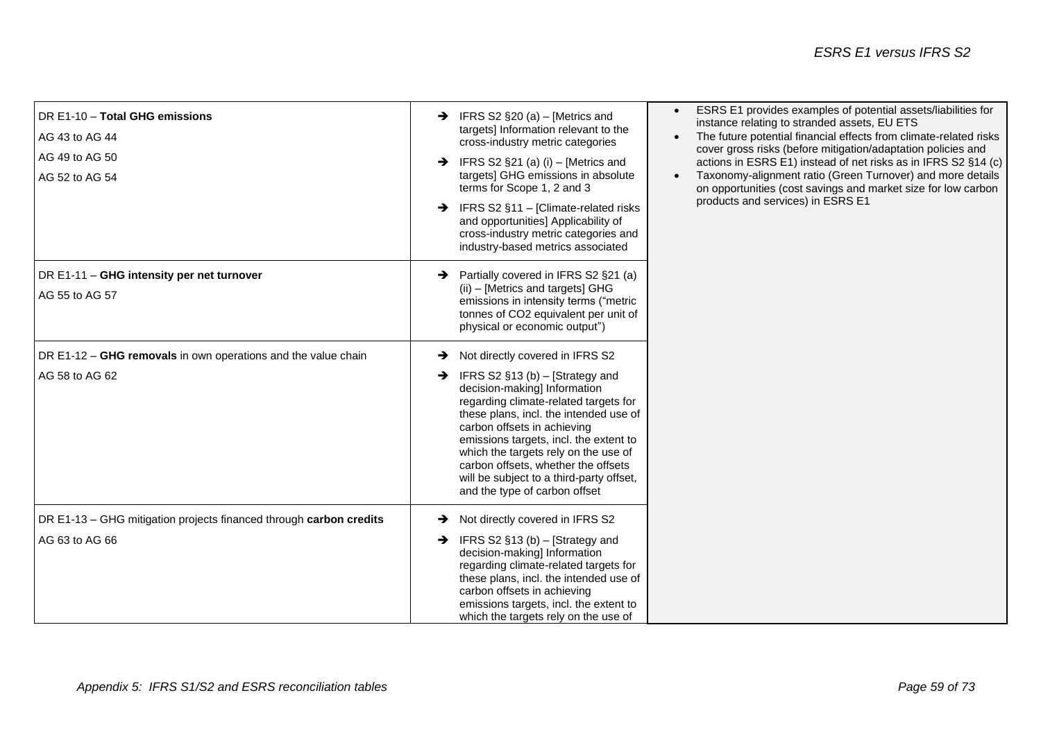| | | |
|---|---|---|
| DR E1-10 – **Total GHG emissions**<br>AG 43 to AG 44<br>AG 49 to AG 50<br>AG 52 to AG 54 | ➔ IFRS S2 §20 (a) – [Metrics and targets] Information relevant to the cross-industry metric categories<br>➔ IFRS S2 §21 (a) (i) – [Metrics and targets] GHG emissions in absolute terms for Scope 1, 2 and 3<br>➔ IFRS S2 §11 – [Climate-related risks and opportunities] Applicability of cross-industry metric categories and industry-based metrics associated | • ESRS E1 provides examples of potential assets/liabilities for instance relating to stranded assets, EU ETS<br>• The future potential financial effects from climate-related risks cover gross risks (before mitigation/adaptation policies and actions in ESRS E1) instead of net risks as in IFRS S2 §14 (c)<br>• Taxonomy-alignment ratio (Green Turnover) and more details on opportunities (cost savings and market size for low carbon products and services) in ESRS E1 |
| DR E1-11 – **GHG intensity per net turnover**<br>AG 55 to AG 57 | ➔ Partially covered in IFRS S2 §21 (a) (ii) – [Metrics and targets] GHG emissions in intensity terms ("metric tonnes of CO2 equivalent per unit of physical or economic output") | |
| DR E1-12 – **GHG removals** in own operations and the value chain<br>AG 58 to AG 62 | ➔ Not directly covered in IFRS S2<br>➔ IFRS S2 §13 (b) – [Strategy and decision-making] Information regarding climate-related targets for these plans, incl. the intended use of carbon offsets in achieving emissions targets, incl. the extent to which the targets rely on the use of carbon offsets, whether the offsets will be subject to a third-party offset, and the type of carbon offset | |
| DR E1-13 – GHG mitigation projects financed through **carbon credits**<br>AG 63 to AG 66 | ➔ Not directly covered in IFRS S2<br>➔ IFRS S2 §13 (b) – [Strategy and decision-making] Information regarding climate-related targets for these plans, incl. the intended use of carbon offsets in achieving emissions targets, incl. the extent to which the targets rely on the use of | |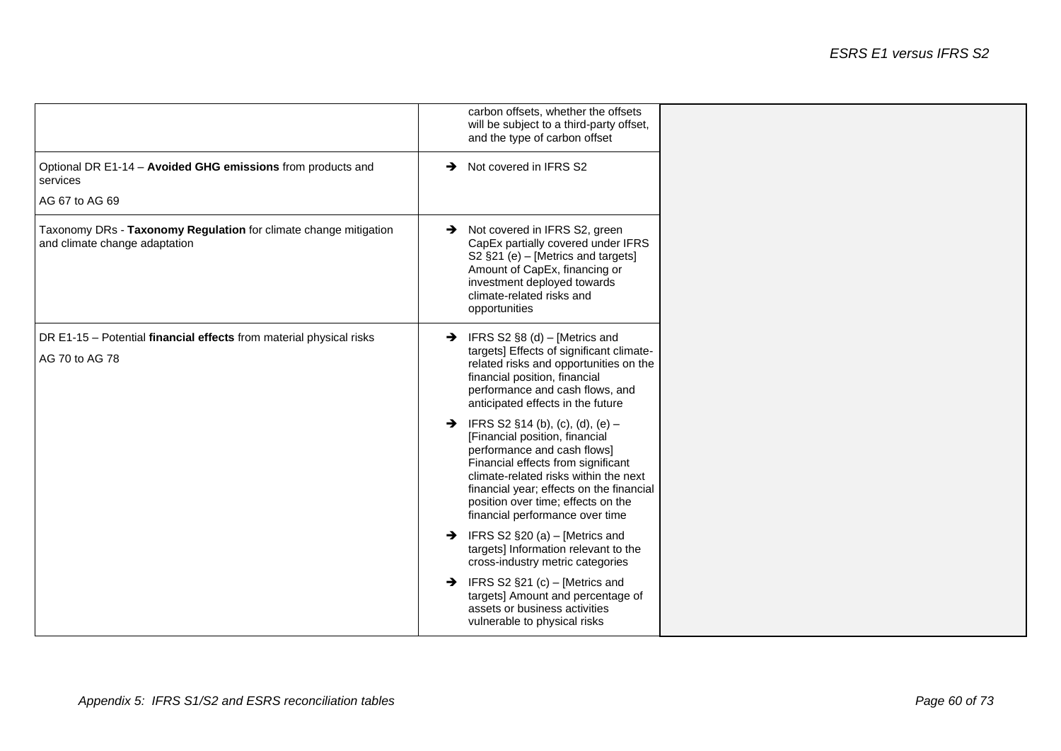| | | |
|---|---|---|
| | carbon offsets, whether the offsets will be subject to a third-party offset, and the type of carbon offset | |
| Optional DR E1-14 – **Avoided GHG emissions** from products and services<br><br>AG 67 to AG 69 | ➔ Not covered in IFRS S2 | |
| Taxonomy DRs - **Taxonomy Regulation** for climate change mitigation and climate change adaptation | ➔ Not covered in IFRS S2, green CapEx partially covered under IFRS S2 §21 (e) – [Metrics and targets] Amount of CapEx, financing or investment deployed towards climate-related risks and opportunities | |
| DR E1-15 – Potential **financial effects** from material physical risks<br><br>AG 70 to AG 78 | ➔ IFRS S2 §8 (d) – [Metrics and targets] Effects of significant climate-related risks and opportunities on the financial position, financial performance and cash flows, and anticipated effects in the future<br><br>➔ IFRS S2 §14 (b), (c), (d), (e) – [Financial position, financial performance and cash flows] Financial effects from significant climate-related risks within the next financial year; effects on the financial position over time; effects on the financial performance over time<br><br>➔ IFRS S2 §20 (a) – [Metrics and targets] Information relevant to the cross-industry metric categories<br><br>➔ IFRS S2 §21 (c) – [Metrics and targets] Amount and percentage of assets or business activities vulnerable to physical risks | |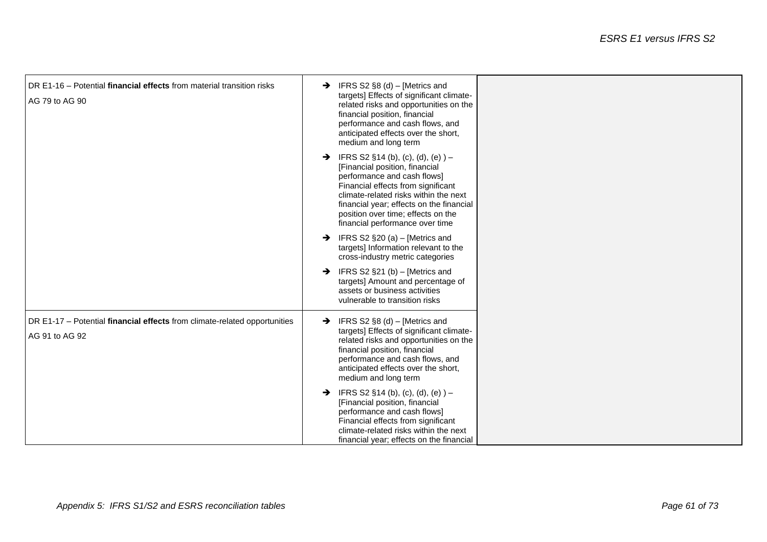| | | |
|---|---|---|
| DR E1-16 – Potential **financial effects** from material transition risks<br><br>AG 79 to AG 90 | ➔ IFRS S2 §8 (d) – [Metrics and targets] Effects of significant climate-related risks and opportunities on the financial position, financial performance and cash flows, and anticipated effects over the short, medium and long term<br><br>➔ IFRS S2 §14 (b), (c), (d), (e) ) – [Financial position, financial performance and cash flows] Financial effects from significant climate-related risks within the next financial year; effects on the financial position over time; effects on the financial performance over time<br><br>➔ IFRS S2 §20 (a) – [Metrics and targets] Information relevant to the cross-industry metric categories<br><br>➔ IFRS S2 §21 (b) – [Metrics and targets] Amount and percentage of assets or business activities vulnerable to transition risks | |
| DR E1-17 – Potential **financial effects** from climate-related opportunities<br><br>AG 91 to AG 92 | ➔ IFRS S2 §8 (d) – [Metrics and targets] Effects of significant climate-related risks and opportunities on the financial position, financial performance and cash flows, and anticipated effects over the short, medium and long term<br><br>➔ IFRS S2 §14 (b), (c), (d), (e) ) – [Financial position, financial performance and cash flows] Financial effects from significant climate-related risks within the next financial year; effects on the financial | |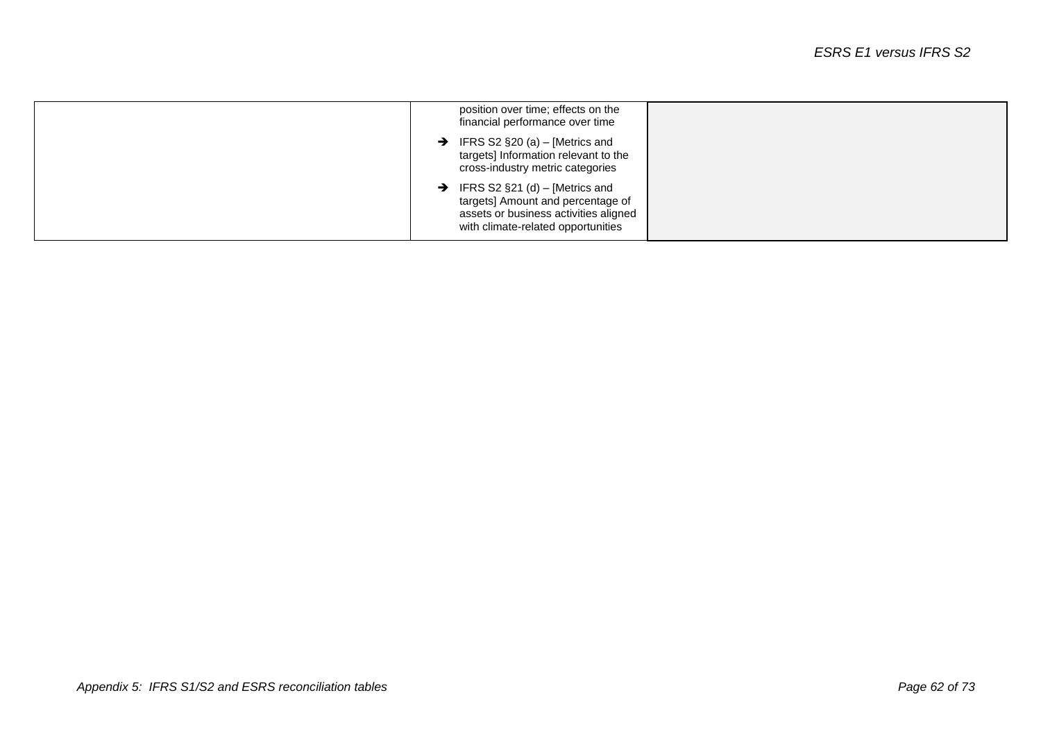| | | |
|---|---|---|
| | position over time; effects on the financial performance over time<br><br>➔ IFRS S2 §20 (a) – [Metrics and targets] Information relevant to the cross-industry metric categories<br><br>➔ IFRS S2 §21 (d) – [Metrics and targets] Amount and percentage of assets or business activities aligned with climate-related opportunities | |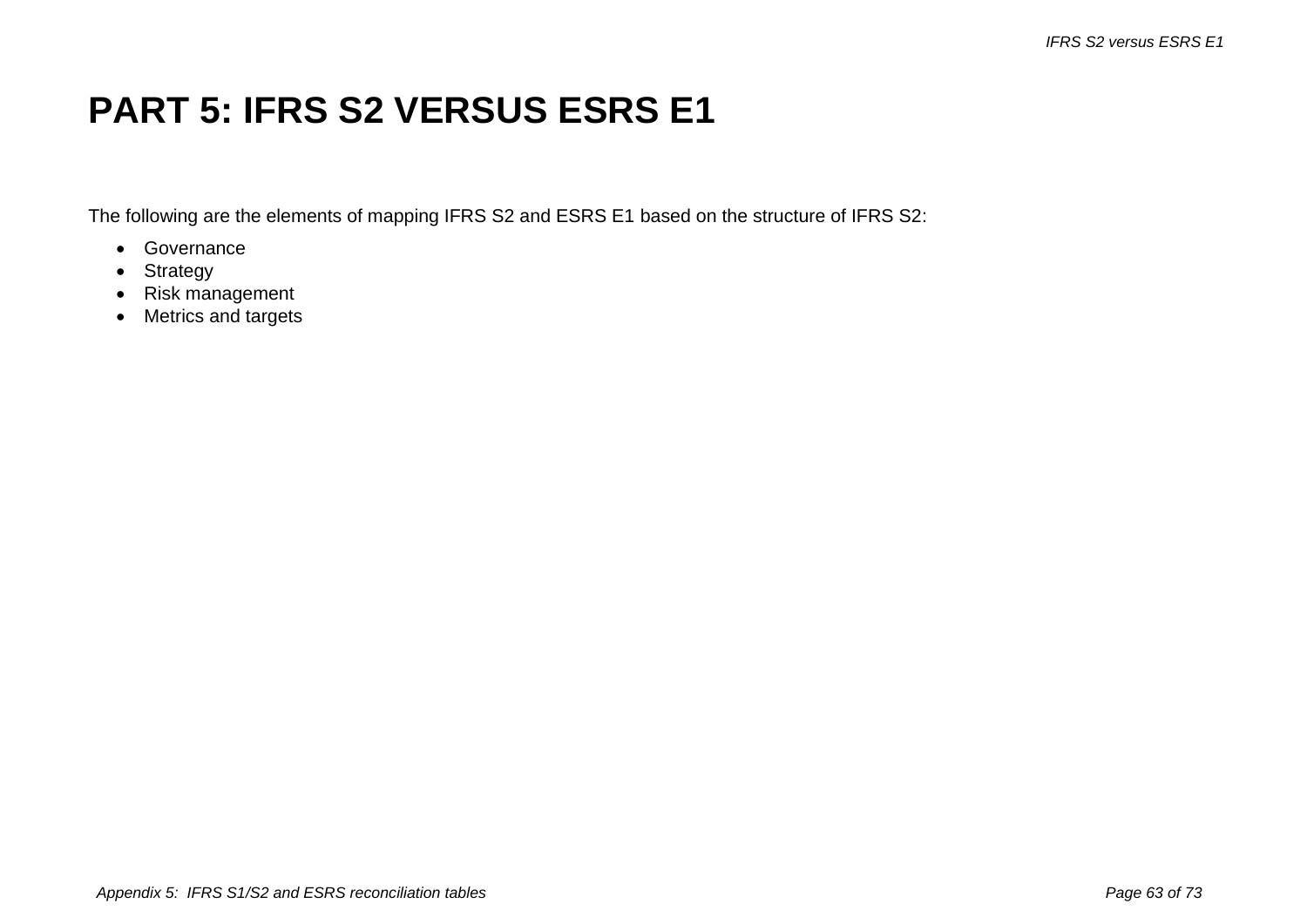# PART 5: IFRS S2 VERSUS ESRS E1

The following are the elements of mapping IFRS S2 and ESRS E1 based on the structure of IFRS S2:

- Governance
- Strategy
- Risk management
- Metrics and targets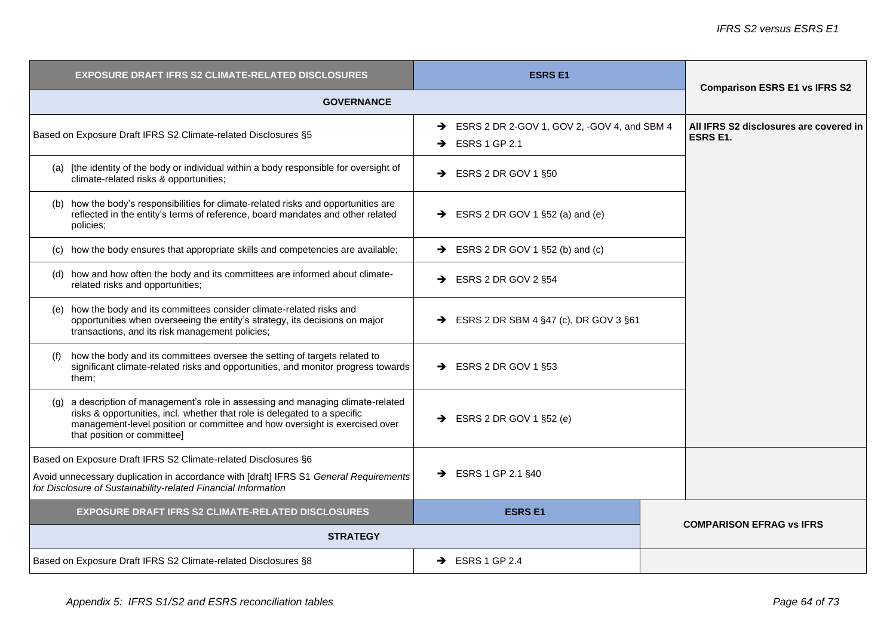| EXPOSURE DRAFT IFRS S2 CLIMATE-RELATED DISCLOSURES | ESRS E1 | Comparison ESRS E1 vs IFRS S2 |
|---|---|---|
| **GOVERNANCE** | | |
| Based on Exposure Draft IFRS S2 Climate-related Disclosures §5 | → ESRS 2 DR 2-GOV 1, GOV 2, -GOV 4, and SBM 4<br>→ ESRS 1 GP 2.1 | **All IFRS S2 disclosures are covered in ESRS E1.** |
| (a) [the identity of the body or individual within a body responsible for oversight of climate-related risks & opportunities; | → ESRS 2 DR GOV 1 §50 | |
| (b) how the body's responsibilities for climate-related risks and opportunities are reflected in the entity's terms of reference, board mandates and other related policies; | → ESRS 2 DR GOV 1 §52 (a) and (e) | |
| (c) how the body ensures that appropriate skills and competencies are available; | → ESRS 2 DR GOV 1 §52 (b) and (c) | |
| (d) how and how often the body and its committees are informed about climate-related risks and opportunities; | → ESRS 2 DR GOV 2 §54 | |
| (e) how the body and its committees consider climate-related risks and opportunities when overseeing the entity's strategy, its decisions on major transactions, and its risk management policies; | → ESRS 2 DR SBM 4 §47 (c), DR GOV 3 §61 | |
| (f) how the body and its committees oversee the setting of targets related to significant climate-related risks and opportunities, and monitor progress towards them; | → ESRS 2 DR GOV 1 §53 | |
| (g) a description of management's role in assessing and managing climate-related risks & opportunities, incl. whether that role is delegated to a specific management-level position or committee and how oversight is exercised over that position or committee] | → ESRS 2 DR GOV 1 §52 (e) | |
| Based on Exposure Draft IFRS S2 Climate-related Disclosures §6<br>Avoid unnecessary duplication in accordance with [draft] IFRS S1 *General Requirements for Disclosure of Sustainability-related Financial Information* | → ESRS 1 GP 2.1 §40 | |

| EXPOSURE DRAFT IFRS S2 CLIMATE-RELATED DISCLOSURES | ESRS E1 | COMPARISON EFRAG vs IFRS |
|---|---|---|
| **STRATEGY** | | |
| Based on Exposure Draft IFRS S2 Climate-related Disclosures §8 | → ESRS 1 GP 2.4 | |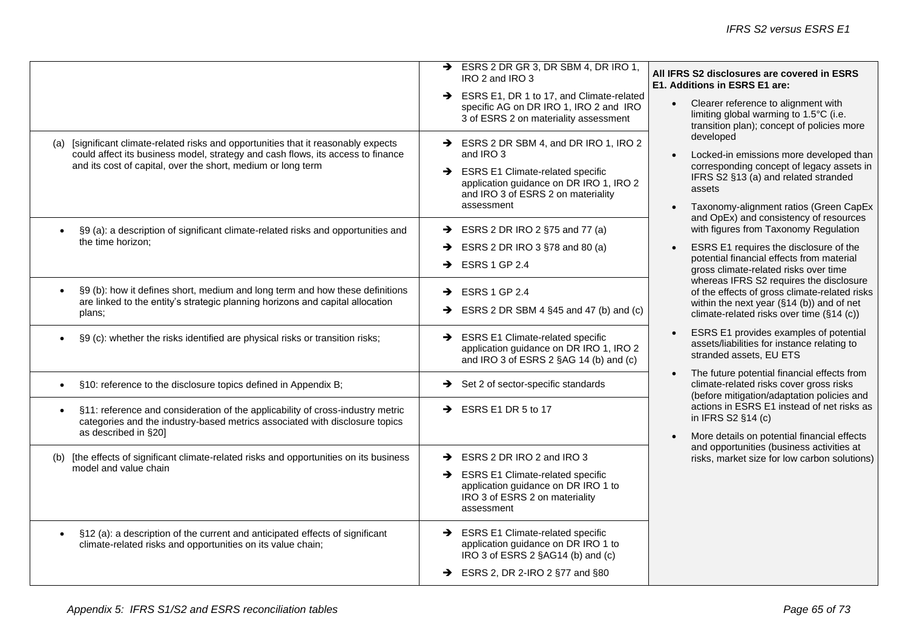| | | |
|---|---|---|
| | ➔ ESRS 2 DR GR 3, DR SBM 4, DR IRO 1, IRO 2 and IRO 3<br>➔ ESRS E1, DR 1 to 17, and Climate-related specific AG on DR IRO 1, IRO 2 and IRO 3 of ESRS 2 on materiality assessment | **All IFRS S2 disclosures are covered in ESRS E1. Additions in ESRS E1 are:**<br>• Clearer reference to alignment with limiting global warming to 1.5°C (i.e. transition plan); concept of policies more developed<br>• Locked-in emissions more developed than corresponding concept of legacy assets in IFRS S2 §13 (a) and related stranded assets<br>• Taxonomy-alignment ratios (Green CapEx and OpEx) and consistency of resources with figures from Taxonomy Regulation<br>• ESRS E1 requires the disclosure of the potential financial effects from material gross climate-related risks over time whereas IFRS S2 requires the disclosure of the effects of gross climate-related risks within the next year (§14 (b)) and of net climate-related risks over time (§14 (c))<br>• ESRS E1 provides examples of potential assets/liabilities for instance relating to stranded assets, EU ETS<br>• The future potential financial effects from climate-related risks cover gross risks (before mitigation/adaptation policies and actions in ESRS E1 instead of net risks as in IFRS S2 §14 (c)<br>• More details on potential financial effects and opportunities (business activities at risks, market size for low carbon solutions) |
| (a) [significant climate-related risks and opportunities that it reasonably expects could affect its business model, strategy and cash flows, its access to finance and its cost of capital, over the short, medium or long term | ➔ ESRS 2 DR SBM 4, and DR IRO 1, IRO 2 and IRO 3<br>➔ ESRS E1 Climate-related specific application guidance on DR IRO 1, IRO 2 and IRO 3 of ESRS 2 on materiality assessment | |
| • §9 (a): a description of significant climate-related risks and opportunities and the time horizon; | ➔ ESRS 2 DR IRO 2 §75 and 77 (a)<br>➔ ESRS 2 DR IRO 3 §78 and 80 (a)<br>➔ ESRS 1 GP 2.4 | |
| • §9 (b): how it defines short, medium and long term and how these definitions are linked to the entity's strategic planning horizons and capital allocation plans; | ➔ ESRS 1 GP 2.4<br>➔ ESRS 2 DR SBM 4 §45 and 47 (b) and (c) | |
| • §9 (c): whether the risks identified are physical risks or transition risks; | ➔ ESRS E1 Climate-related specific application guidance on DR IRO 1, IRO 2 and IRO 3 of ESRS 2 §AG 14 (b) and (c) | |
| • §10: reference to the disclosure topics defined in Appendix B; | ➔ Set 2 of sector-specific standards | |
| • §11: reference and consideration of the applicability of cross-industry metric categories and the industry-based metrics associated with disclosure topics as described in §20] | ➔ ESRS E1 DR 5 to 17 | |
| (b) [the effects of significant climate-related risks and opportunities on its business model and value chain | ➔ ESRS 2 DR IRO 2 and IRO 3<br>➔ ESRS E1 Climate-related specific application guidance on DR IRO 1 to IRO 3 of ESRS 2 on materiality assessment | |
| • §12 (a): a description of the current and anticipated effects of significant climate-related risks and opportunities on its value chain; | ➔ ESRS E1 Climate-related specific application guidance on DR IRO 1 to IRO 3 of ESRS 2 §AG14 (b) and (c)<br>➔ ESRS 2, DR 2-IRO 2 §77 and §80 | |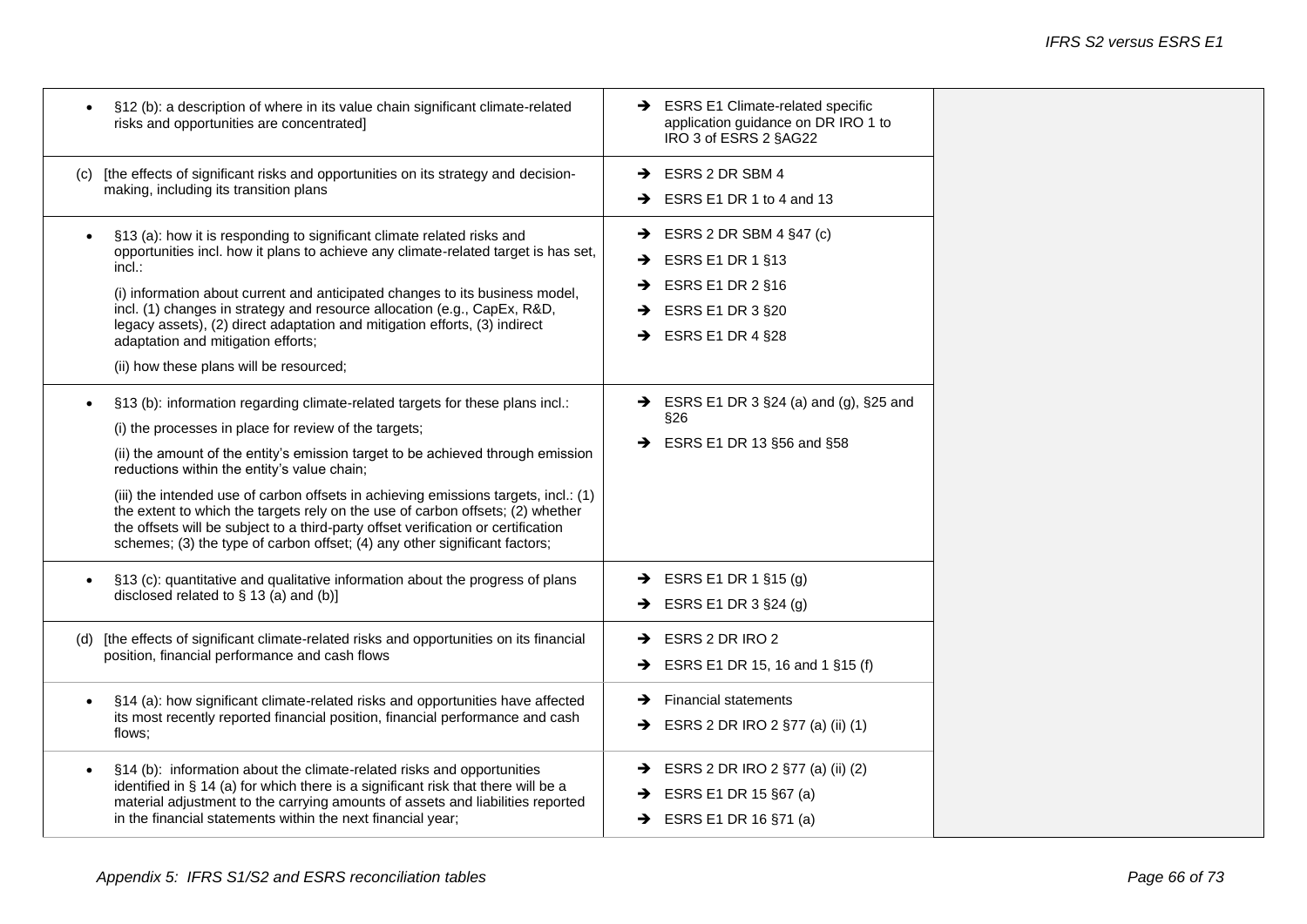| | | |
|---|---|---|
| • §12 (b): a description of where in its value chain significant climate-related risks and opportunities are concentrated] | ➔ ESRS E1 Climate-related specific application guidance on DR IRO 1 to IRO 3 of ESRS 2 §AG22 | |
| (c) [the effects of significant risks and opportunities on its strategy and decision-making, including its transition plans | ➔ ESRS 2 DR SBM 4<br>➔ ESRS E1 DR 1 to 4 and 13 | |
| • §13 (a): how it is responding to significant climate related risks and opportunities incl. how it plans to achieve any climate-related target is has set, incl.:<br><br>(i) information about current and anticipated changes to its business model, incl. (1) changes in strategy and resource allocation (e.g., CapEx, R&D, legacy assets), (2) direct adaptation and mitigation efforts, (3) indirect adaptation and mitigation efforts;<br><br>(ii) how these plans will be resourced; | ➔ ESRS 2 DR SBM 4 §47 (c)<br>➔ ESRS E1 DR 1 §13<br>➔ ESRS E1 DR 2 §16<br>➔ ESRS E1 DR 3 §20<br>➔ ESRS E1 DR 4 §28 | |
| • §13 (b): information regarding climate-related targets for these plans incl.:<br><br>(i) the processes in place for review of the targets;<br><br>(ii) the amount of the entity's emission target to be achieved through emission reductions within the entity's value chain;<br><br>(iii) the intended use of carbon offsets in achieving emissions targets, incl.: (1) the extent to which the targets rely on the use of carbon offsets; (2) whether the offsets will be subject to a third-party offset verification or certification schemes; (3) the type of carbon offset; (4) any other significant factors; | ➔ ESRS E1 DR 3 §24 (a) and (g), §25 and §26<br>➔ ESRS E1 DR 13 §56 and §58 | |
| • §13 (c): quantitative and qualitative information about the progress of plans disclosed related to § 13 (a) and (b)] | ➔ ESRS E1 DR 1 §15 (g)<br>➔ ESRS E1 DR 3 §24 (g) | |
| (d) [the effects of significant climate-related risks and opportunities on its financial position, financial performance and cash flows | ➔ ESRS 2 DR IRO 2<br>➔ ESRS E1 DR 15, 16 and 1 §15 (f) | |
| • §14 (a): how significant climate-related risks and opportunities have affected its most recently reported financial position, financial performance and cash flows; | ➔ Financial statements<br>➔ ESRS 2 DR IRO 2 §77 (a) (ii) (1) | |
| • §14 (b): information about the climate-related risks and opportunities identified in § 14 (a) for which there is a significant risk that there will be a material adjustment to the carrying amounts of assets and liabilities reported in the financial statements within the next financial year; | ➔ ESRS 2 DR IRO 2 §77 (a) (ii) (2)<br>➔ ESRS E1 DR 15 §67 (a)<br>➔ ESRS E1 DR 16 §71 (a) | |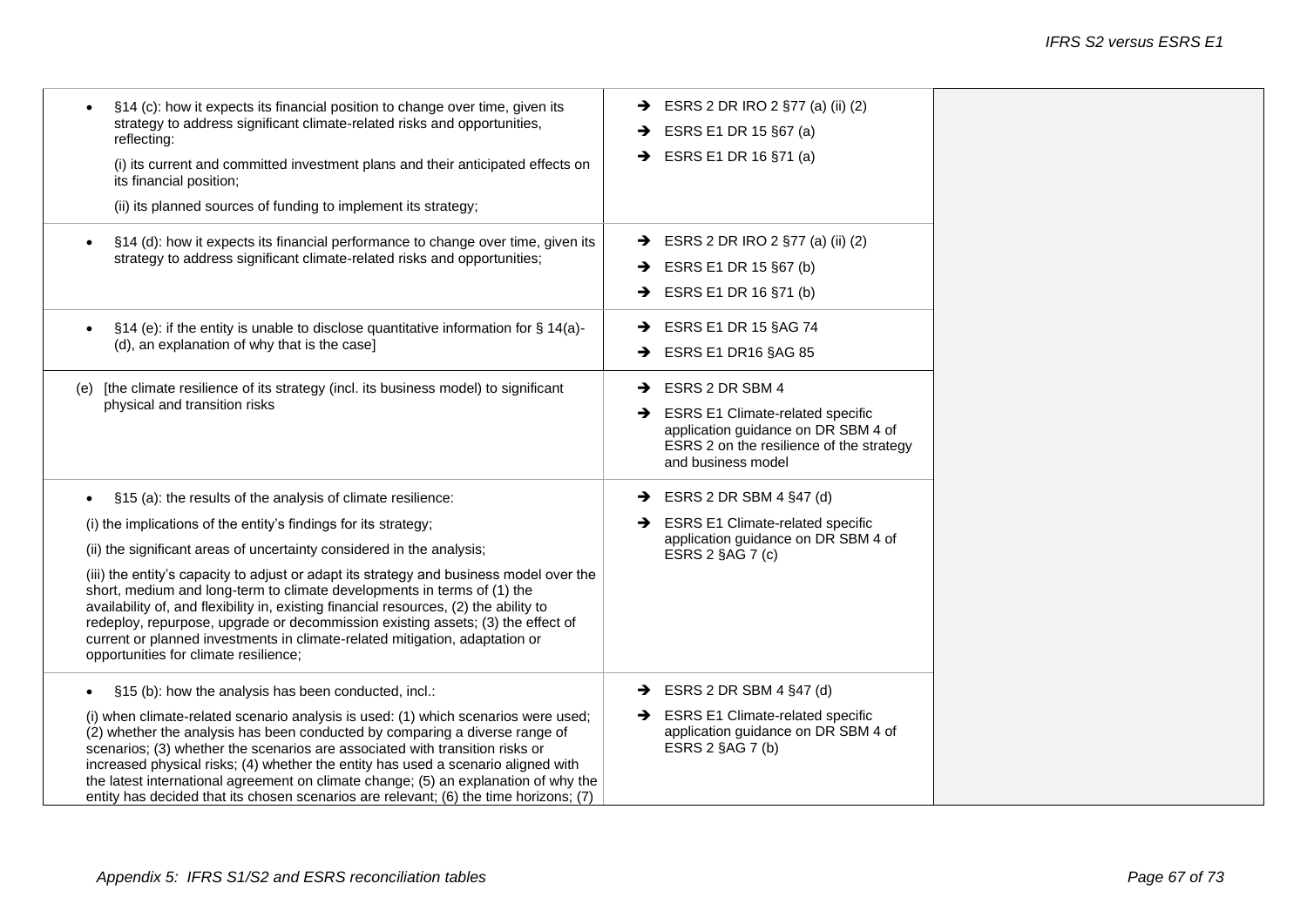| | | |
|---|---|---|
| • §14 (c): how it expects its financial position to change over time, given its strategy to address significant climate-related risks and opportunities, reflecting:<br>(i) its current and committed investment plans and their anticipated effects on its financial position;<br>(ii) its planned sources of funding to implement its strategy; | ➔ ESRS 2 DR IRO 2 §77 (a) (ii) (2)<br>➔ ESRS E1 DR 15 §67 (a)<br>➔ ESRS E1 DR 16 §71 (a) | |
| • §14 (d): how it expects its financial performance to change over time, given its strategy to address significant climate-related risks and opportunities; | ➔ ESRS 2 DR IRO 2 §77 (a) (ii) (2)<br>➔ ESRS E1 DR 15 §67 (b)<br>➔ ESRS E1 DR 16 §71 (b) | |
| • §14 (e): if the entity is unable to disclose quantitative information for § 14(a)-(d), an explanation of why that is the case] | ➔ ESRS E1 DR 15 §AG 74<br>➔ ESRS E1 DR16 §AG 85 | |
| (e) [the climate resilience of its strategy (incl. its business model) to significant physical and transition risks | ➔ ESRS 2 DR SBM 4<br>➔ ESRS E1 Climate-related specific application guidance on DR SBM 4 of ESRS 2 on the resilience of the strategy and business model | |
| • §15 (a): the results of the analysis of climate resilience:<br>(i) the implications of the entity's findings for its strategy;<br>(ii) the significant areas of uncertainty considered in the analysis;<br>(iii) the entity's capacity to adjust or adapt its strategy and business model over the short, medium and long-term to climate developments in terms of (1) the availability of, and flexibility in, existing financial resources, (2) the ability to redeploy, repurpose, upgrade or decommission existing assets; (3) the effect of current or planned investments in climate-related mitigation, adaptation or opportunities for climate resilience; | ➔ ESRS 2 DR SBM 4 §47 (d)<br>➔ ESRS E1 Climate-related specific application guidance on DR SBM 4 of ESRS 2 §AG 7 (c) | |
| • §15 (b): how the analysis has been conducted, incl.:<br>(i) when climate-related scenario analysis is used: (1) which scenarios were used; (2) whether the analysis has been conducted by comparing a diverse range of scenarios; (3) whether the scenarios are associated with transition risks or increased physical risks; (4) whether the entity has used a scenario aligned with the latest international agreement on climate change; (5) an explanation of why the entity has decided that its chosen scenarios are relevant; (6) the time horizons; (7) | ➔ ESRS 2 DR SBM 4 §47 (d)<br>➔ ESRS E1 Climate-related specific application guidance on DR SBM 4 of ESRS 2 §AG 7 (b) | |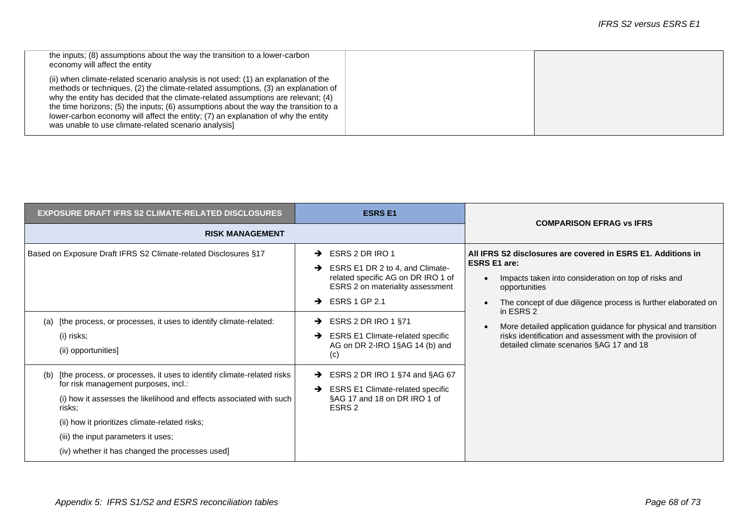| | | |
|---|---|---|
| the inputs; (8) assumptions about the way the transition to a lower-carbon economy will affect the entity<br><br>(ii) when climate-related scenario analysis is not used: (1) an explanation of the methods or techniques, (2) the climate-related assumptions, (3) an explanation of why the entity has decided that the climate-related assumptions are relevant; (4) the time horizons; (5) the inputs; (6) assumptions about the way the transition to a lower-carbon economy will affect the entity; (7) an explanation of why the entity was unable to use climate-related scenario analysis] | | |

| EXPOSURE DRAFT IFRS S2 CLIMATE-RELATED DISCLOSURES | ESRS E1 | COMPARISON EFRAG vs IFRS |
|---|---|---|
| **RISK MANAGEMENT** | | |
| Based on Exposure Draft IFRS S2 Climate-related Disclosures §17 | ➔ ESRS 2 DR IRO 1<br>➔ ESRS E1 DR 2 to 4, and Climate-related specific AG on DR IRO 1 of ESRS 2 on materiality assessment<br>➔ ESRS 1 GP 2.1 | **All IFRS S2 disclosures are covered in ESRS E1. Additions in ESRS E1 are:**<br>• Impacts taken into consideration on top of risks and opportunities<br>• The concept of due diligence process is further elaborated on in ESRS 2<br>• More detailed application guidance for physical and transition risks identification and assessment with the provision of detailed climate scenarios §AG 17 and 18 |
| (a) [the process, or processes, it uses to identify climate-related:<br>(i) risks;<br>(ii) opportunities] | ➔ ESRS 2 DR IRO 1 §71<br>➔ ESRS E1 Climate-related specific AG on DR 2-IRO 1§AG 14 (b) and (c) | |
| (b) [the process, or processes, it uses to identify climate-related risks for risk management purposes, incl.:<br>(i) how it assesses the likelihood and effects associated with such risks;<br>(ii) how it prioritizes climate-related risks;<br>(iii) the input parameters it uses;<br>(iv) whether it has changed the processes used] | ➔ ESRS 2 DR IRO 1 §74 and §AG 67<br>➔ ESRS E1 Climate-related specific §AG 17 and 18 on DR IRO 1 of ESRS 2 | |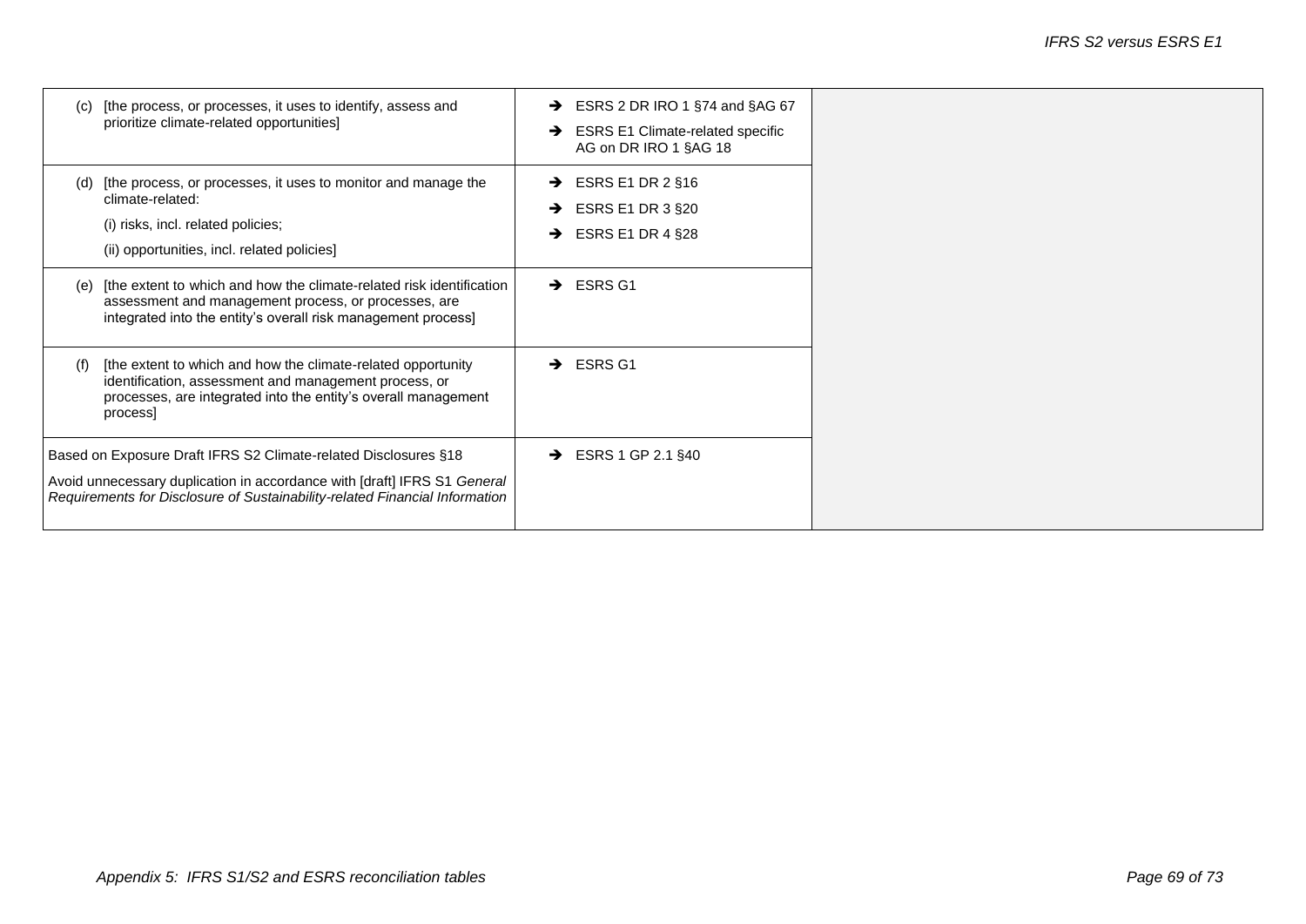| | | |
|---|---|---|
| (c) [the process, or processes, it uses to identify, assess and prioritize climate-related opportunities] | → ESRS 2 DR IRO 1 §74 and §AG 67<br>→ ESRS E1 Climate-related specific AG on DR IRO 1 §AG 18 | |
| (d) [the process, or processes, it uses to monitor and manage the climate-related:<br>(i) risks, incl. related policies;<br>(ii) opportunities, incl. related policies] | → ESRS E1 DR 2 §16<br>→ ESRS E1 DR 3 §20<br>→ ESRS E1 DR 4 §28 | |
| (e) [the extent to which and how the climate-related risk identification assessment and management process, or processes, are integrated into the entity's overall risk management process] | → ESRS G1 | |
| (f) [the extent to which and how the climate-related opportunity identification, assessment and management process, or processes, are integrated into the entity's overall management process] | → ESRS G1 | |
| Based on Exposure Draft IFRS S2 Climate-related Disclosures §18<br>Avoid unnecessary duplication in accordance with [draft] IFRS S1 *General Requirements for Disclosure of Sustainability-related Financial Information* | → ESRS 1 GP 2.1 §40 | |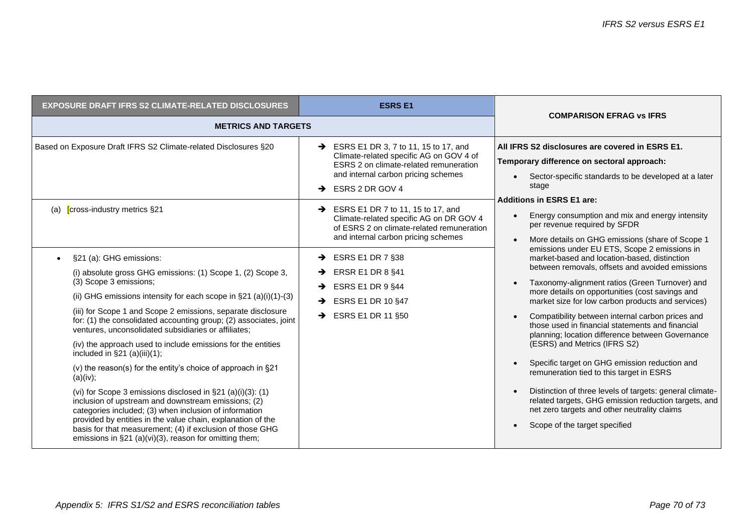| EXPOSURE DRAFT IFRS S2 CLIMATE-RELATED DISCLOSURES | ESRS E1 | COMPARISON EFRAG vs IFRS |
|---|---|---|
| **METRICS AND TARGETS** | | |
| Based on Exposure Draft IFRS S2 Climate-related Disclosures §20 | ➔ ESRS E1 DR 3, 7 to 11, 15 to 17, and Climate-related specific AG on GOV 4 of ESRS 2 on climate-related remuneration and internal carbon pricing schemes<br>➔ ESRS 2 DR GOV 4 | **All IFRS S2 disclosures are covered in ESRS E1.**<br>**Temporary difference on sectoral approach:**<br>• Sector-specific standards to be developed at a later stage<br>**Additions in ESRS E1 are:**<br>• Energy consumption and mix and energy intensity per revenue required by SFDR<br>• More details on GHG emissions (share of Scope 1 emissions under EU ETS, Scope 2 emissions in market-based and location-based, distinction between removals, offsets and avoided emissions<br>• Taxonomy-alignment ratios (Green Turnover) and more details on opportunities (cost savings and market size for low carbon products and services)<br>• Compatibility between internal carbon prices and those used in financial statements and financial planning; location difference between Governance (ESRS) and Metrics (IFRS S2)<br>• Specific target on GHG emission reduction and remuneration tied to this target in ESRS<br>• Distinction of three levels of targets: general climate-related targets, GHG emission reduction targets, and net zero targets and other neutrality claims<br>• Scope of the target specified |
| (a) [cross-industry metrics §21 | ➔ ESRS E1 DR 7 to 11, 15 to 17, and Climate-related specific AG on DR GOV 4 of ESRS 2 on climate-related remuneration and internal carbon pricing schemes | |
| • §21 (a): GHG emissions:<br>(i) absolute gross GHG emissions: (1) Scope 1, (2) Scope 3, (3) Scope 3 emissions;<br>(ii) GHG emissions intensity for each scope in §21 (a)(i)(1)-(3)<br>(iii) for Scope 1 and Scope 2 emissions, separate disclosure for: (1) the consolidated accounting group; (2) associates, joint ventures, unconsolidated subsidiaries or affiliates;<br>(iv) the approach used to include emissions for the entities included in §21 (a)(iii)(1);<br>(v) the reason(s) for the entity's choice of approach in §21 (a)(iv);<br>(vi) for Scope 3 emissions disclosed in §21 (a)(i)(3): (1) inclusion of upstream and downstream emissions; (2) categories included; (3) when inclusion of information provided by entities in the value chain, explanation of the basis for that measurement; (4) if exclusion of those GHG emissions in §21 (a)(vi)(3), reason for omitting them; | ➔ ESRS E1 DR 7 §38<br>➔ ERSR E1 DR 8 §41<br>➔ ESRS E1 DR 9 §44<br>➔ ESRS E1 DR 10 §47<br>➔ ESRS E1 DR 11 §50 | |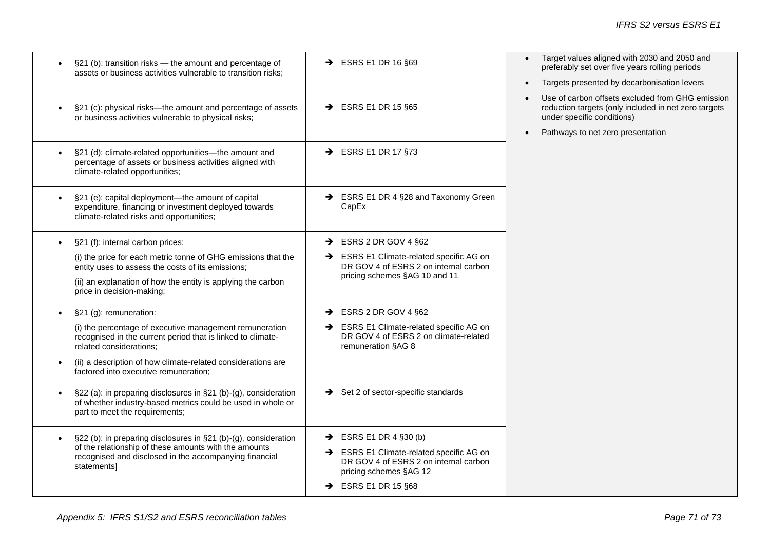| | | |
|---|---|---|
| • §21 (b): transition risks — the amount and percentage of assets or business activities vulnerable to transition risks; | ➔ ESRS E1 DR 16 §69 | • Target values aligned with 2030 and 2050 and preferably set over five years rolling periods<br>• Targets presented by decarbonisation levers<br>• Use of carbon offsets excluded from GHG emission reduction targets (only included in net zero targets under specific conditions)<br>• Pathways to net zero presentation |
| • §21 (c): physical risks—the amount and percentage of assets or business activities vulnerable to physical risks; | ➔ ESRS E1 DR 15 §65 | |
| • §21 (d): climate-related opportunities—the amount and percentage of assets or business activities aligned with climate-related opportunities; | ➔ ESRS E1 DR 17 §73 | |
| • §21 (e): capital deployment—the amount of capital expenditure, financing or investment deployed towards climate-related risks and opportunities; | ➔ ESRS E1 DR 4 §28 and Taxonomy Green CapEx | |
| • §21 (f): internal carbon prices:<br>(i) the price for each metric tonne of GHG emissions that the entity uses to assess the costs of its emissions;<br>(ii) an explanation of how the entity is applying the carbon price in decision-making; | ➔ ESRS 2 DR GOV 4 §62<br>➔ ESRS E1 Climate-related specific AG on DR GOV 4 of ESRS 2 on internal carbon pricing schemes §AG 10 and 11 | |
| • §21 (g): remuneration:<br>(i) the percentage of executive management remuneration recognised in the current period that is linked to climate-related considerations;<br>• (ii) a description of how climate-related considerations are factored into executive remuneration; | ➔ ESRS 2 DR GOV 4 §62<br>➔ ESRS E1 Climate-related specific AG on DR GOV 4 of ESRS 2 on climate-related remuneration §AG 8 | |
| • §22 (a): in preparing disclosures in §21 (b)-(g), consideration of whether industry-based metrics could be used in whole or part to meet the requirements; | ➔ Set 2 of sector-specific standards | |
| • §22 (b): in preparing disclosures in §21 (b)-(g), consideration of the relationship of these amounts with the amounts recognised and disclosed in the accompanying financial statements] | ➔ ESRS E1 DR 4 §30 (b)<br>➔ ESRS E1 Climate-related specific AG on DR GOV 4 of ESRS 2 on internal carbon pricing schemes §AG 12<br>➔ ESRS E1 DR 15 §68 | |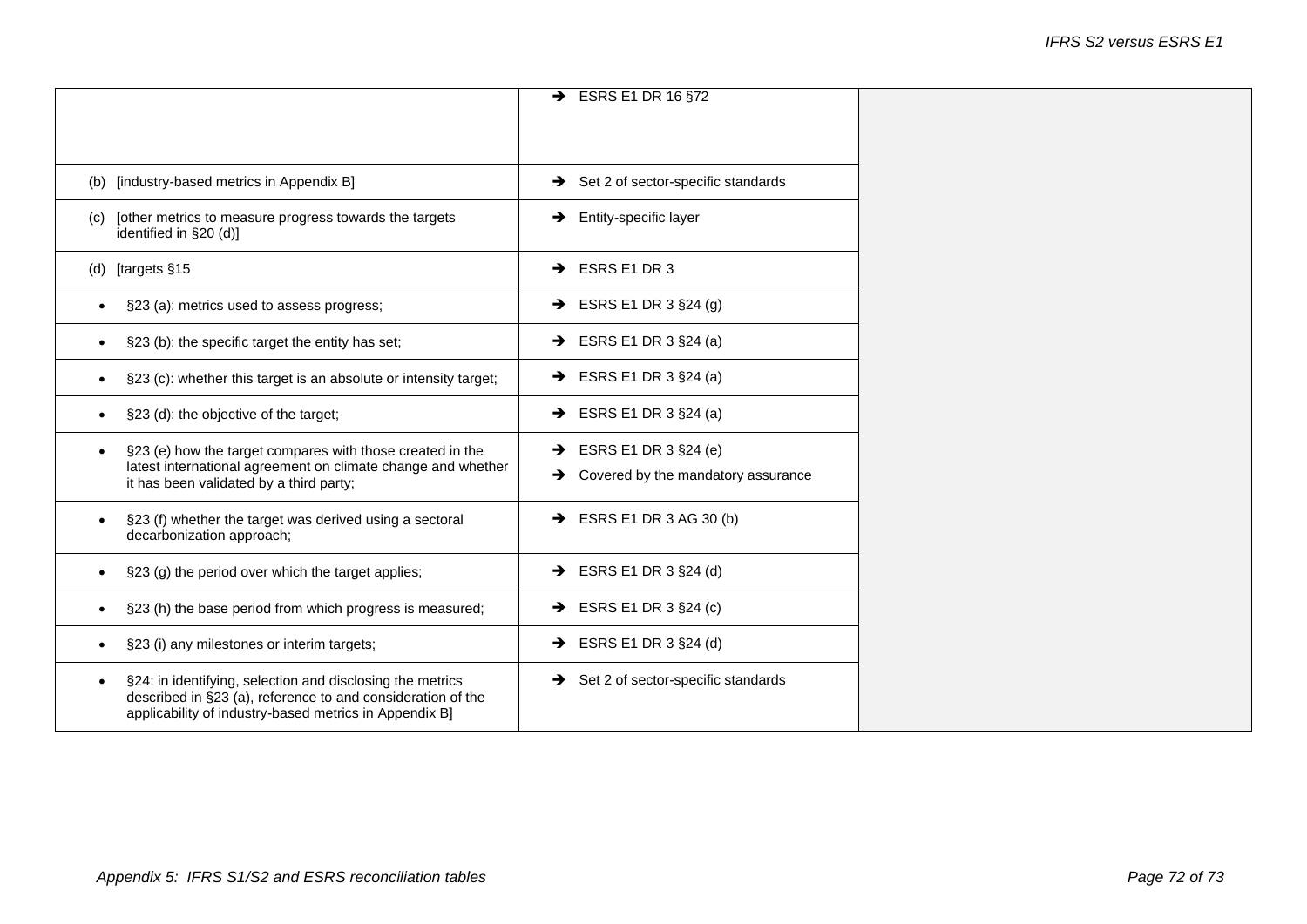| | | |
|---|---|---|
| | ➔ ESRS E1 DR 16 §72 | |
| (b) [industry-based metrics in Appendix B] | ➔ Set 2 of sector-specific standards | |
| (c) [other metrics to measure progress towards the targets identified in §20 (d)] | ➔ Entity-specific layer | |
| (d) [targets §15 | ➔ ESRS E1 DR 3 | |
| • §23 (a): metrics used to assess progress; | ➔ ESRS E1 DR 3 §24 (g) | |
| • §23 (b): the specific target the entity has set; | ➔ ESRS E1 DR 3 §24 (a) | |
| • §23 (c): whether this target is an absolute or intensity target; | ➔ ESRS E1 DR 3 §24 (a) | |
| • §23 (d): the objective of the target; | ➔ ESRS E1 DR 3 §24 (a) | |
| • §23 (e) how the target compares with those created in the latest international agreement on climate change and whether it has been validated by a third party; | ➔ ESRS E1 DR 3 §24 (e)<br>➔ Covered by the mandatory assurance | |
| • §23 (f) whether the target was derived using a sectoral decarbonization approach; | ➔ ESRS E1 DR 3 AG 30 (b) | |
| • §23 (g) the period over which the target applies; | ➔ ESRS E1 DR 3 §24 (d) | |
| • §23 (h) the base period from which progress is measured; | ➔ ESRS E1 DR 3 §24 (c) | |
| • §23 (i) any milestones or interim targets; | ➔ ESRS E1 DR 3 §24 (d) | |
| • §24: in identifying, selection and disclosing the metrics described in §23 (a), reference to and consideration of the applicability of industry-based metrics in Appendix B] | ➔ Set 2 of sector-specific standards | |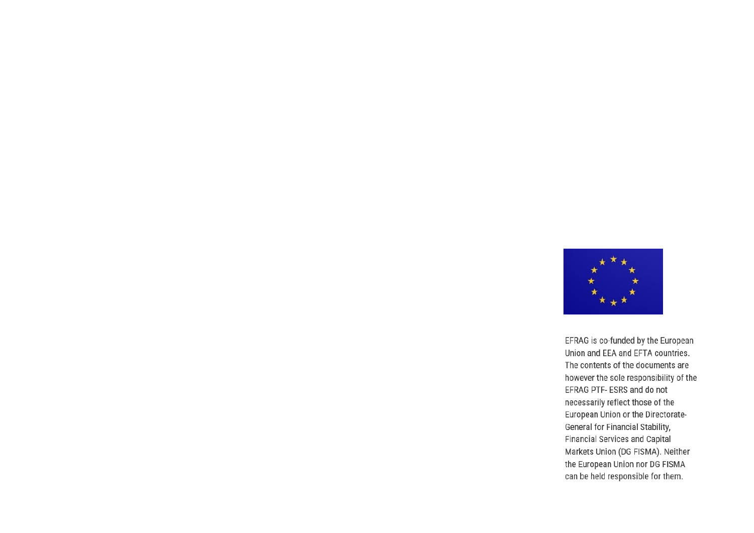EFRAG is co-funded by the European Union and EEA and EFTA countries. The contents of the documents are however the sole responsibility of the EFRAG PTF- ESRS and do not necessarily reflect those of the European Union or the Directorate-General for Financial Stability, Financial Services and Capital Markets Union (DG FISMA). Neither the European Union nor DG FISMA can be held responsible for them.